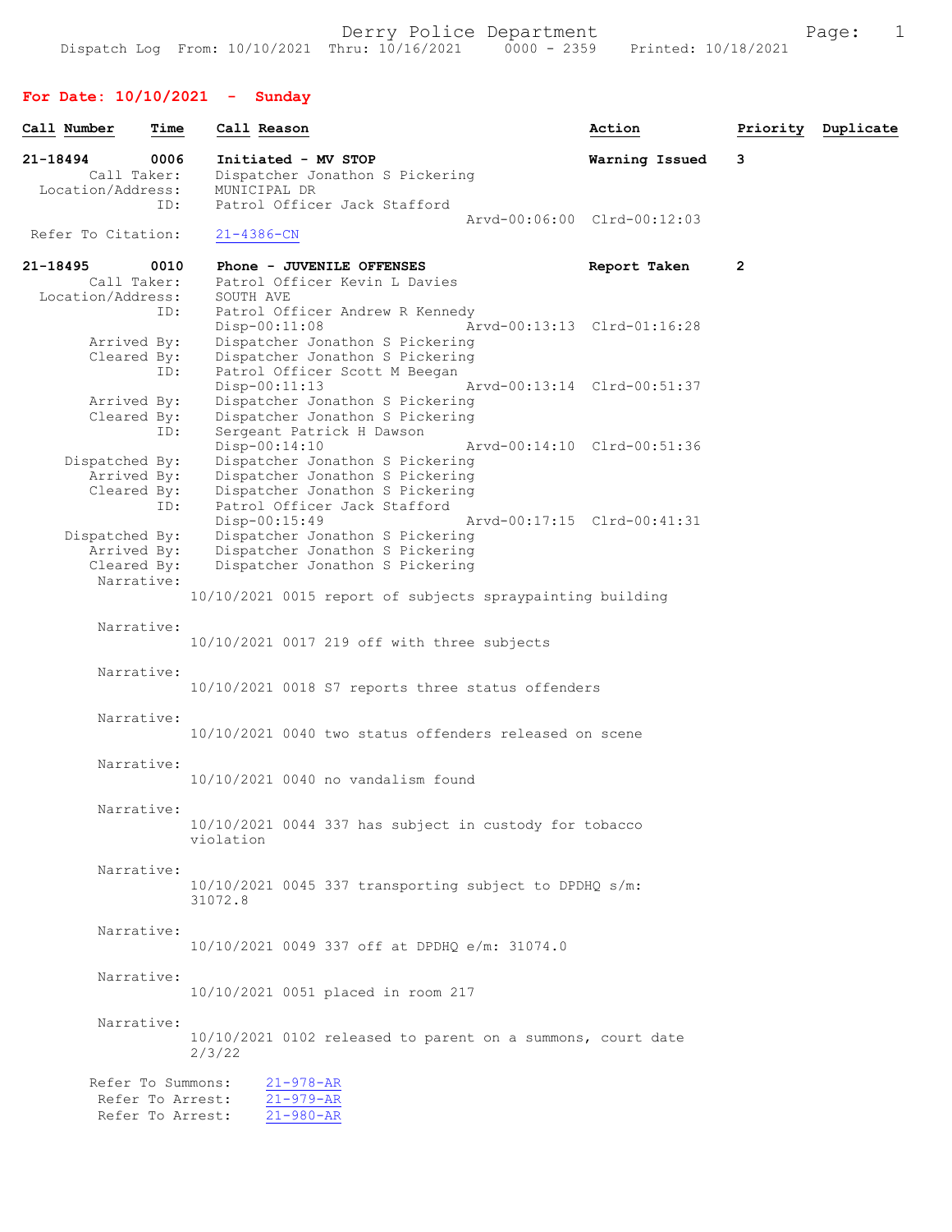Derry Police Department

Dispatch Log From: 10/10/2021 Thru: 10/16/2021 0000 - 2359 Printed: 10/18/2021

## For Date: 10/10/2021 - Sunday

| Call Number | Time | Call Reason | Action | Priority | Duplicate |
|---|---|---|---|---|---|

**21-18494 0006 Initiated - MV STOP** — Warning Issued — 3

Call Taker: Dispatcher Jonathon S Pickering
Location/Address: MUNICIPAL DR
ID: Patrol Officer Jack Stafford
Arvd-00:06:00 Clrd-00:12:03

Refer To Citation: 21-4386-CN

**21-18495 0010 Phone - JUVENILE OFFENSES** — Report Taken — 2

Call Taker: Patrol Officer Kevin L Davies
Location/Address: SOUTH AVE
ID: Patrol Officer Andrew R Kennedy
Disp-00:11:08 Arvd-00:13:13 Clrd-01:16:28
Arrived By: Dispatcher Jonathon S Pickering
Cleared By: Dispatcher Jonathon S Pickering
ID: Patrol Officer Scott M Beegan
Disp-00:11:13 Arvd-00:13:14 Clrd-00:51:37
Arrived By: Dispatcher Jonathon S Pickering
Cleared By: Dispatcher Jonathon S Pickering
ID: Sergeant Patrick H Dawson
Disp-00:14:10 Arvd-00:14:10 Clrd-00:51:36
Dispatched By: Dispatcher Jonathon S Pickering
Arrived By: Dispatcher Jonathon S Pickering
Cleared By: Dispatcher Jonathon S Pickering
ID: Patrol Officer Jack Stafford
Disp-00:15:49 Arvd-00:17:15 Clrd-00:41:31
Dispatched By: Dispatcher Jonathon S Pickering
Arrived By: Dispatcher Jonathon S Pickering
Cleared By: Dispatcher Jonathon S Pickering

Narrative:
10/10/2021 0015 report of subjects spraypainting building

Narrative:
10/10/2021 0017 219 off with three subjects

Narrative:
10/10/2021 0018 S7 reports three status offenders

Narrative:
10/10/2021 0040 two status offenders released on scene

Narrative:
10/10/2021 0040 no vandalism found

Narrative:
10/10/2021 0044 337 has subject in custody for tobacco violation

Narrative:
10/10/2021 0045 337 transporting subject to DPDHQ s/m: 31072.8

Narrative:
10/10/2021 0049 337 off at DPDHQ e/m: 31074.0

Narrative:
10/10/2021 0051 placed in room 217

Narrative:
10/10/2021 0102 released to parent on a summons, court date 2/3/22

Refer To Summons: 21-978-AR
Refer To Arrest: 21-979-AR
Refer To Arrest: 21-980-AR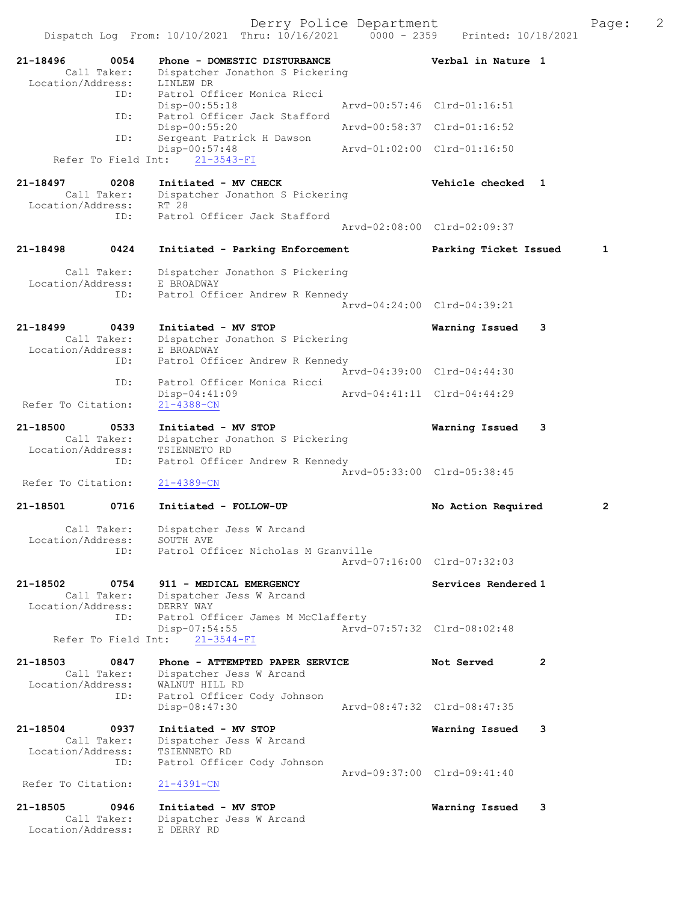Dispatch Log From: 10/10/2021 Thru: 10/16/2021 0000 - 2359 Printed: 10/18/2021

```
21-18496       0054    Phone - DOMESTIC DISTURBANCE              Verbal in Nature 1
      Call Taker:      Dispatcher Jonathon S Pickering
  Location/Address:    LINLEW DR
               ID:     Patrol Officer Monica Ricci
                       Disp-00:55:18               Arvd-00:57:46  Clrd-01:16:51
               ID:     Patrol Officer Jack Stafford
                       Disp-00:55:20               Arvd-00:58:37  Clrd-01:16:52
               ID:     Sergeant Patrick H Dawson
                       Disp-00:57:48               Arvd-01:02:00  Clrd-01:16:50
    Refer To Field Int:    21-3543-FI

21-18497       0208    Initiated - MV CHECK                      Vehicle checked  1
      Call Taker:      Dispatcher Jonathon S Pickering
  Location/Address:    RT 28
               ID:     Patrol Officer Jack Stafford
                                                   Arvd-02:08:00  Clrd-02:09:37

21-18498       0424    Initiated - Parking Enforcement           Parking Ticket Issued      1

      Call Taker:      Dispatcher Jonathon S Pickering
  Location/Address:    E BROADWAY
               ID:     Patrol Officer Andrew R Kennedy
                                                   Arvd-04:24:00  Clrd-04:39:21

21-18499       0439    Initiated - MV STOP                       Warning Issued   3
      Call Taker:      Dispatcher Jonathon S Pickering
  Location/Address:    E BROADWAY
               ID:     Patrol Officer Andrew R Kennedy
                                                   Arvd-04:39:00  Clrd-04:44:30
               ID:     Patrol Officer Monica Ricci
                       Disp-04:41:09               Arvd-04:41:11  Clrd-04:44:29
 Refer To Citation:    21-4388-CN

21-18500       0533    Initiated - MV STOP                       Warning Issued   3
      Call Taker:      Dispatcher Jonathon S Pickering
  Location/Address:    TSIENNETO RD
               ID:     Patrol Officer Andrew R Kennedy
                                                   Arvd-05:33:00  Clrd-05:38:45
 Refer To Citation:    21-4389-CN

21-18501       0716    Initiated - FOLLOW-UP                     No Action Required         2

      Call Taker:      Dispatcher Jess W Arcand
  Location/Address:    SOUTH AVE
               ID:     Patrol Officer Nicholas M Granville
                                                   Arvd-07:16:00  Clrd-07:32:03

21-18502       0754    911 - MEDICAL EMERGENCY                   Services Rendered 1
      Call Taker:      Dispatcher Jess W Arcand
  Location/Address:    DERRY WAY
               ID:     Patrol Officer James M McClafferty
                       Disp-07:54:55               Arvd-07:57:32  Clrd-08:02:48
    Refer To Field Int:    21-3544-FI

21-18503       0847    Phone - ATTEMPTED PAPER SERVICE           Not Served       2
      Call Taker:      Dispatcher Jess W Arcand
  Location/Address:    WALNUT HILL RD
               ID:     Patrol Officer Cody Johnson
                       Disp-08:47:30               Arvd-08:47:32  Clrd-08:47:35

21-18504       0937    Initiated - MV STOP                       Warning Issued   3
      Call Taker:      Dispatcher Jess W Arcand
  Location/Address:    TSIENNETO RD
               ID:     Patrol Officer Cody Johnson
                                                   Arvd-09:37:00  Clrd-09:41:40
 Refer To Citation:    21-4391-CN

21-18505       0946    Initiated - MV STOP                       Warning Issued   3
      Call Taker:      Dispatcher Jess W Arcand
  Location/Address:    E DERRY RD
```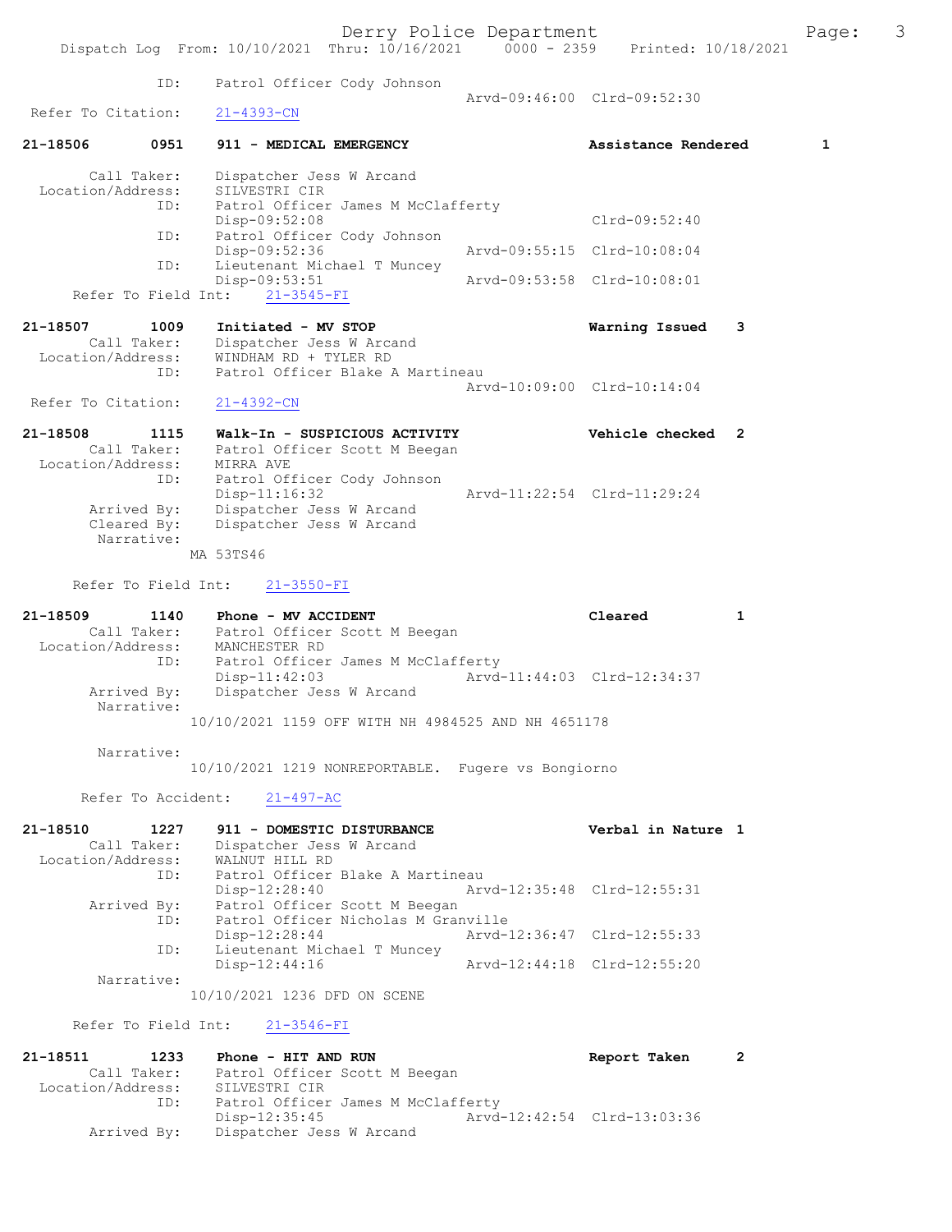```
            ID:     Patrol Officer Cody Johnson
                                                 Arvd-09:46:00  Clrd-09:52:30
  Refer To Citation:    21-4393-CN

21-18506       0951     911 - MEDICAL EMERGENCY                  Assistance Rendered      1

        Call Taker:     Dispatcher Jess W Arcand
  Location/Address:     SILVESTRI CIR
                ID:     Patrol Officer James M McClafferty
                        Disp-09:52:08                           Clrd-09:52:40
                ID:     Patrol Officer Cody Johnson
                        Disp-09:52:36           Arvd-09:55:15   Clrd-10:08:04
                ID:     Lieutenant Michael T Muncey
                        Disp-09:53:51           Arvd-09:53:58   Clrd-10:08:01
      Refer To Field Int:     21-3545-FI

21-18507       1009     Initiated - MV STOP                      Warning Issued   3
        Call Taker:     Dispatcher Jess W Arcand
  Location/Address:     WINDHAM RD + TYLER RD
                ID:     Patrol Officer Blake A Martineau
                                                 Arvd-10:09:00  Clrd-10:14:04
  Refer To Citation:    21-4392-CN

21-18508       1115     Walk-In - SUSPICIOUS ACTIVITY            Vehicle checked  2
        Call Taker:     Patrol Officer Scott M Beegan
  Location/Address:     MIRRA AVE
                ID:     Patrol Officer Cody Johnson
                        Disp-11:16:32           Arvd-11:22:54   Clrd-11:29:24
       Arrived By:      Dispatcher Jess W Arcand
       Cleared By:      Dispatcher Jess W Arcand
        Narrative:
                    MA 53TS46

      Refer To Field Int:     21-3550-FI

21-18509       1140     Phone - MV ACCIDENT                      Cleared          1
        Call Taker:     Patrol Officer Scott M Beegan
  Location/Address:     MANCHESTER RD
                ID:     Patrol Officer James M McClafferty
                        Disp-11:42:03           Arvd-11:44:03   Clrd-12:34:37
       Arrived By:      Dispatcher Jess W Arcand
        Narrative:
                    10/10/2021 1159 OFF WITH NH 4984525 AND NH 4651178

        Narrative:
                    10/10/2021 1219 NONREPORTABLE.  Fugere vs Bongiorno

       Refer To Accident:     21-497-AC

21-18510       1227     911 - DOMESTIC DISTURBANCE               Verbal in Nature 1
        Call Taker:     Dispatcher Jess W Arcand
  Location/Address:     WALNUT HILL RD
                ID:     Patrol Officer Blake A Martineau
                        Disp-12:28:40           Arvd-12:35:48   Clrd-12:55:31
       Arrived By:      Patrol Officer Scott M Beegan
                ID:     Patrol Officer Nicholas M Granville
                        Disp-12:28:44           Arvd-12:36:47   Clrd-12:55:33
                ID:     Lieutenant Michael T Muncey
                        Disp-12:44:16           Arvd-12:44:18   Clrd-12:55:20
        Narrative:
                    10/10/2021 1236 DFD ON SCENE

      Refer To Field Int:     21-3546-FI

21-18511       1233     Phone - HIT AND RUN                      Report Taken     2
        Call Taker:     Patrol Officer Scott M Beegan
  Location/Address:     SILVESTRI CIR
                ID:     Patrol Officer James M McClafferty
                        Disp-12:35:45           Arvd-12:42:54   Clrd-13:03:36
       Arrived By:      Dispatcher Jess W Arcand
```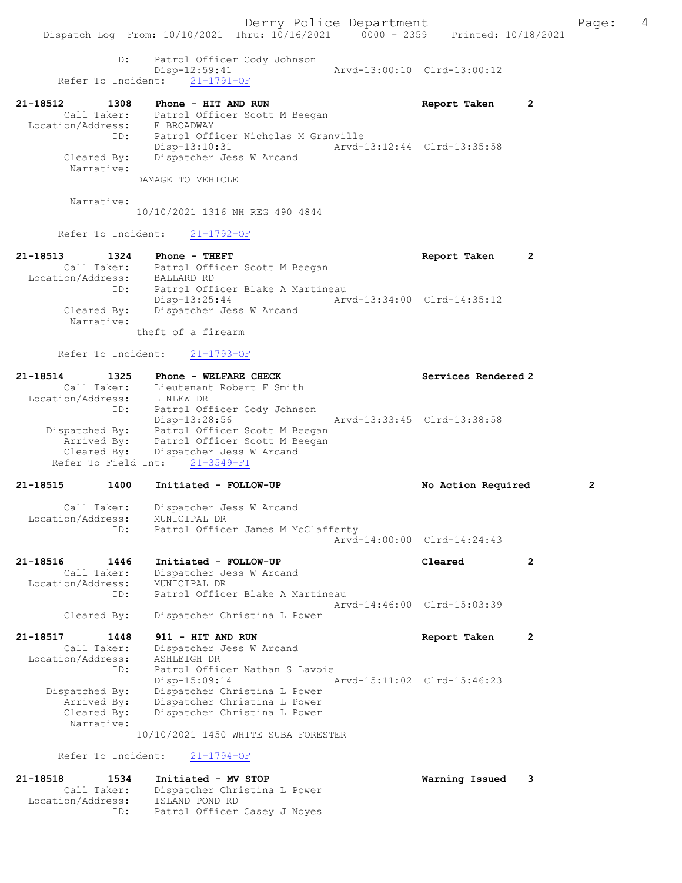```
            ID:     Patrol Officer Cody Johnson
                    Disp-12:59:41                 Arvd-13:00:10  Clrd-13:00:12
      Refer To Incident:    21-1791-OF

21-18512        1308    Phone - HIT AND RUN                       Report Taken        2
         Call Taker:    Patrol Officer Scott M Beegan
   Location/Address:    E BROADWAY
                 ID:    Patrol Officer Nicholas M Granville
                        Disp-13:10:31                 Arvd-13:12:44  Clrd-13:35:58
         Cleared By:    Dispatcher Jess W Arcand
          Narrative:
                    DAMAGE TO VEHICLE

          Narrative:
                    10/10/2021 1316 NH REG 490 4844

      Refer To Incident:    21-1792-OF

21-18513        1324    Phone - THEFT                             Report Taken        2
         Call Taker:    Patrol Officer Scott M Beegan
   Location/Address:    BALLARD RD
                 ID:    Patrol Officer Blake A Martineau
                        Disp-13:25:44                 Arvd-13:34:00  Clrd-14:35:12
         Cleared By:    Dispatcher Jess W Arcand
          Narrative:
                    theft of a firearm

      Refer To Incident:    21-1793-OF

21-18514        1325    Phone - WELFARE CHECK                     Services Rendered 2
         Call Taker:    Lieutenant Robert F Smith
   Location/Address:    LINLEW DR
                 ID:    Patrol Officer Cody Johnson
                        Disp-13:28:56                 Arvd-13:33:45  Clrd-13:38:58
      Dispatched By:    Patrol Officer Scott M Beegan
         Arrived By:    Patrol Officer Scott M Beegan
         Cleared By:    Dispatcher Jess W Arcand
    Refer To Field Int:    21-3549-FI

21-18515        1400    Initiated - FOLLOW-UP                     No Action Required       2

         Call Taker:    Dispatcher Jess W Arcand
   Location/Address:    MUNICIPAL DR
                 ID:    Patrol Officer James M McClafferty
                                                      Arvd-14:00:00  Clrd-14:24:43

21-18516        1446    Initiated - FOLLOW-UP                     Cleared             2
         Call Taker:    Dispatcher Jess W Arcand
   Location/Address:    MUNICIPAL DR
                 ID:    Patrol Officer Blake A Martineau
                                                      Arvd-14:46:00  Clrd-15:03:39
         Cleared By:    Dispatcher Christina L Power

21-18517        1448    911 - HIT AND RUN                         Report Taken        2
         Call Taker:    Dispatcher Jess W Arcand
   Location/Address:    ASHLEIGH DR
                 ID:    Patrol Officer Nathan S Lavoie
                        Disp-15:09:14                 Arvd-15:11:02  Clrd-15:46:23
      Dispatched By:    Dispatcher Christina L Power
         Arrived By:    Dispatcher Christina L Power
         Cleared By:    Dispatcher Christina L Power
          Narrative:
                    10/10/2021 1450 WHITE SUBA FORESTER

      Refer To Incident:    21-1794-OF

21-18518        1534    Initiated - MV STOP                       Warning Issued      3
         Call Taker:    Dispatcher Christina L Power
   Location/Address:    ISLAND POND RD
                 ID:    Patrol Officer Casey J Noyes
```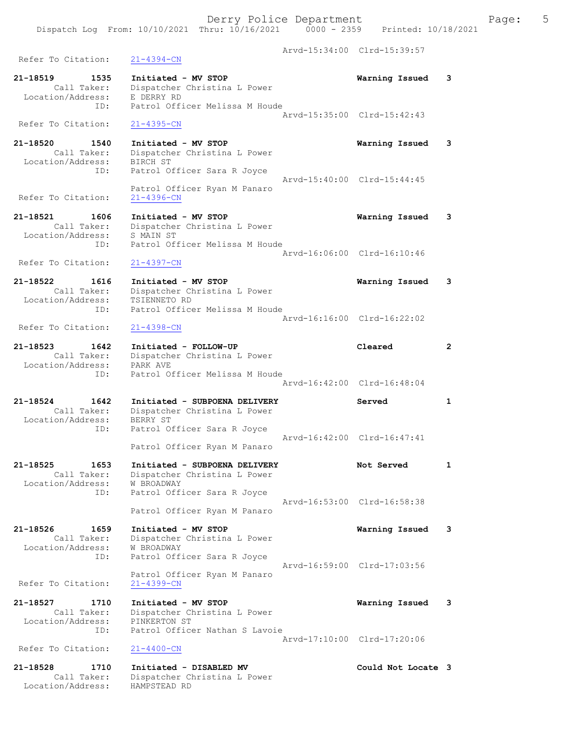Arvd-15:34:00 Clrd-15:39:57

Refer To Citation: 21-4394-CN

```
21-18519        1535    Initiated - MV STOP                     Warning Issued   3
        Call Taker:     Dispatcher Christina L Power
   Location/Address:    E DERRY RD
                ID:     Patrol Officer Melissa M Houde
                                                    Arvd-15:35:00  Clrd-15:42:43
  Refer To Citation:    21-4395-CN

21-18520        1540    Initiated - MV STOP                     Warning Issued   3
        Call Taker:     Dispatcher Christina L Power
   Location/Address:    BIRCH ST
                ID:     Patrol Officer Sara R Joyce
                                                    Arvd-15:40:00  Clrd-15:44:45
                        Patrol Officer Ryan M Panaro
  Refer To Citation:    21-4396-CN

21-18521        1606    Initiated - MV STOP                     Warning Issued   3
        Call Taker:     Dispatcher Christina L Power
   Location/Address:    S MAIN ST
                ID:     Patrol Officer Melissa M Houde
                                                    Arvd-16:06:00  Clrd-16:10:46
  Refer To Citation:    21-4397-CN

21-18522        1616    Initiated - MV STOP                     Warning Issued   3
        Call Taker:     Dispatcher Christina L Power
   Location/Address:    TSIENNETO RD
                ID:     Patrol Officer Melissa M Houde
                                                    Arvd-16:16:00  Clrd-16:22:02
  Refer To Citation:    21-4398-CN

21-18523        1642    Initiated - FOLLOW-UP                   Cleared          2
        Call Taker:     Dispatcher Christina L Power
   Location/Address:    PARK AVE
                ID:     Patrol Officer Melissa M Houde
                                                    Arvd-16:42:00  Clrd-16:48:04

21-18524        1642    Initiated - SUBPOENA DELIVERY           Served           1
        Call Taker:     Dispatcher Christina L Power
   Location/Address:    BERRY ST
                ID:     Patrol Officer Sara R Joyce
                                                    Arvd-16:42:00  Clrd-16:47:41
                        Patrol Officer Ryan M Panaro

21-18525        1653    Initiated - SUBPOENA DELIVERY           Not Served       1
        Call Taker:     Dispatcher Christina L Power
   Location/Address:    W BROADWAY
                ID:     Patrol Officer Sara R Joyce
                                                    Arvd-16:53:00  Clrd-16:58:38
                        Patrol Officer Ryan M Panaro

21-18526        1659    Initiated - MV STOP                     Warning Issued   3
        Call Taker:     Dispatcher Christina L Power
   Location/Address:    W BROADWAY
                ID:     Patrol Officer Sara R Joyce
                                                    Arvd-16:59:00  Clrd-17:03:56
                        Patrol Officer Ryan M Panaro
  Refer To Citation:    21-4399-CN

21-18527        1710    Initiated - MV STOP                     Warning Issued   3
        Call Taker:     Dispatcher Christina L Power
   Location/Address:    PINKERTON ST
                ID:     Patrol Officer Nathan S Lavoie
                                                    Arvd-17:10:00  Clrd-17:20:06
  Refer To Citation:    21-4400-CN

21-18528        1710    Initiated - DISABLED MV                 Could Not Locate 3
        Call Taker:     Dispatcher Christina L Power
   Location/Address:    HAMPSTEAD RD
```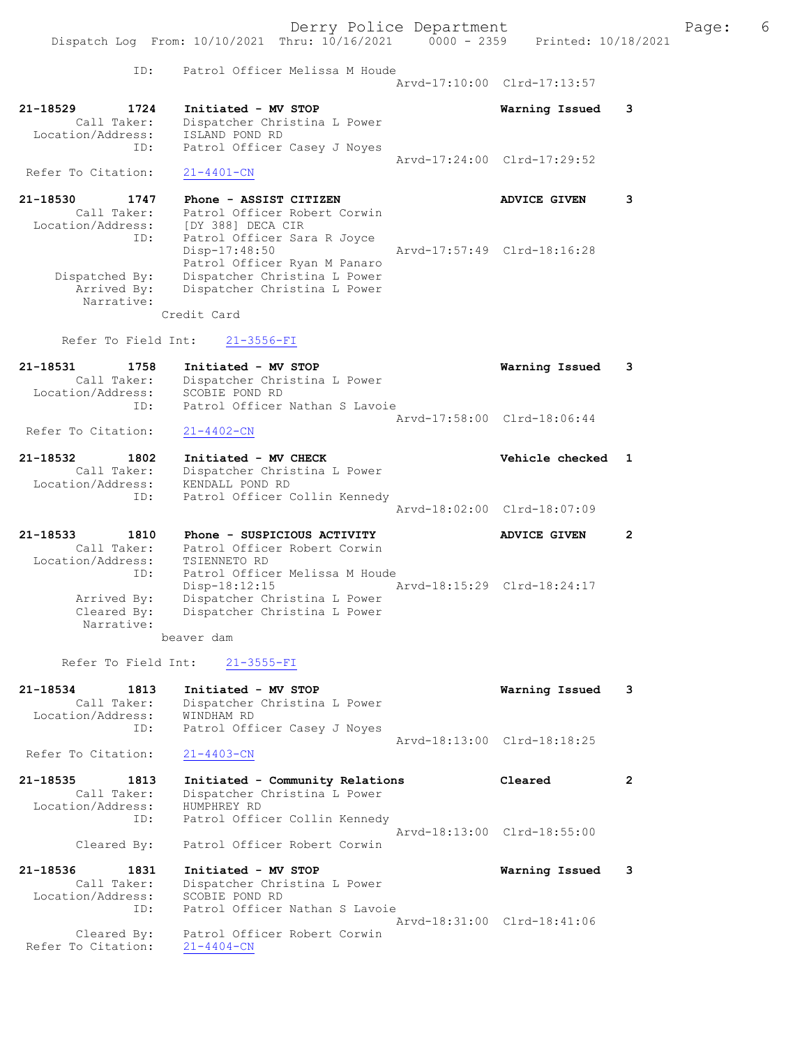ID: Patrol Officer Melissa M Houde
Arvd-17:10:00 Clrd-17:13:57

21-18529 1724 Initiated - MV STOP Warning Issued 3
Call Taker: Dispatcher Christina L Power
Location/Address: ISLAND POND RD
ID: Patrol Officer Casey J Noyes
Arvd-17:24:00 Clrd-17:29:52
Refer To Citation: 21-4401-CN

21-18530 1747 Phone - ASSIST CITIZEN ADVICE GIVEN 3
Call Taker: Patrol Officer Robert Corwin
Location/Address: [DY 388] DECA CIR
ID: Patrol Officer Sara R Joyce
Disp-17:48:50 Arvd-17:57:49 Clrd-18:16:28
Patrol Officer Ryan M Panaro
Dispatched By: Dispatcher Christina L Power
Arrived By: Dispatcher Christina L Power
Narrative:
Credit Card

Refer To Field Int: 21-3556-FI

21-18531 1758 Initiated - MV STOP Warning Issued 3
Call Taker: Dispatcher Christina L Power
Location/Address: SCOBIE POND RD
ID: Patrol Officer Nathan S Lavoie
Arvd-17:58:00 Clrd-18:06:44
Refer To Citation: 21-4402-CN

21-18532 1802 Initiated - MV CHECK Vehicle checked 1
Call Taker: Dispatcher Christina L Power
Location/Address: KENDALL POND RD
ID: Patrol Officer Collin Kennedy
Arvd-18:02:00 Clrd-18:07:09

21-18533 1810 Phone - SUSPICIOUS ACTIVITY ADVICE GIVEN 2
Call Taker: Patrol Officer Robert Corwin
Location/Address: TSIENNETO RD
ID: Patrol Officer Melissa M Houde
Disp-18:12:15 Arvd-18:15:29 Clrd-18:24:17
Arrived By: Dispatcher Christina L Power
Cleared By: Dispatcher Christina L Power
Narrative:
beaver dam

Refer To Field Int: 21-3555-FI

21-18534 1813 Initiated - MV STOP Warning Issued 3
Call Taker: Dispatcher Christina L Power
Location/Address: WINDHAM RD
ID: Patrol Officer Casey J Noyes
Arvd-18:13:00 Clrd-18:18:25
Refer To Citation: 21-4403-CN

21-18535 1813 Initiated - Community Relations Cleared 2
Call Taker: Dispatcher Christina L Power
Location/Address: HUMPHREY RD
ID: Patrol Officer Collin Kennedy
Arvd-18:13:00 Clrd-18:55:00
Cleared By: Patrol Officer Robert Corwin

21-18536 1831 Initiated - MV STOP Warning Issued 3
Call Taker: Dispatcher Christina L Power
Location/Address: SCOBIE POND RD
ID: Patrol Officer Nathan S Lavoie
Arvd-18:31:00 Clrd-18:41:06
Cleared By: Patrol Officer Robert Corwin
Refer To Citation: 21-4404-CN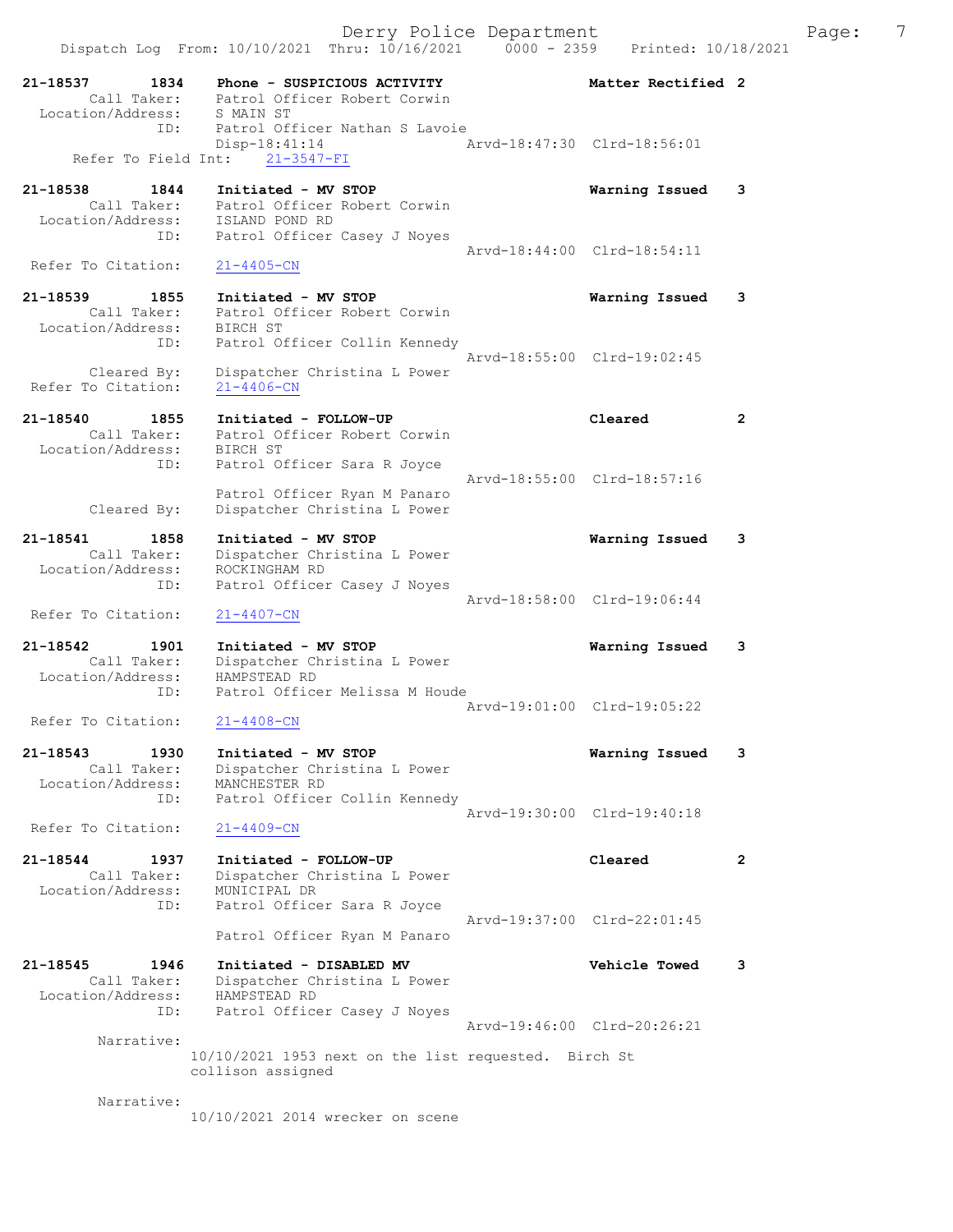21-18537 1834 Phone - SUSPICIOUS ACTIVITY Matter Rectified 2
Call Taker: Patrol Officer Robert Corwin
Location/Address: S MAIN ST
ID: Patrol Officer Nathan S Lavoie
Disp-18:41:14 Arvd-18:47:30 Clrd-18:56:01
Refer To Field Int: 21-3547-FI

21-18538 1844 Initiated - MV STOP Warning Issued 3
Call Taker: Patrol Officer Robert Corwin
Location/Address: ISLAND POND RD
ID: Patrol Officer Casey J Noyes
Arvd-18:44:00 Clrd-18:54:11
Refer To Citation: 21-4405-CN

21-18539 1855 Initiated - MV STOP Warning Issued 3
Call Taker: Patrol Officer Robert Corwin
Location/Address: BIRCH ST
ID: Patrol Officer Collin Kennedy
Arvd-18:55:00 Clrd-19:02:45
Cleared By: Dispatcher Christina L Power
Refer To Citation: 21-4406-CN

21-18540 1855 Initiated - FOLLOW-UP Cleared 2
Call Taker: Patrol Officer Robert Corwin
Location/Address: BIRCH ST
ID: Patrol Officer Sara R Joyce
Arvd-18:55:00 Clrd-18:57:16
Patrol Officer Ryan M Panaro
Cleared By: Dispatcher Christina L Power

21-18541 1858 Initiated - MV STOP Warning Issued 3
Call Taker: Dispatcher Christina L Power
Location/Address: ROCKINGHAM RD
ID: Patrol Officer Casey J Noyes
Arvd-18:58:00 Clrd-19:06:44
Refer To Citation: 21-4407-CN

21-18542 1901 Initiated - MV STOP Warning Issued 3
Call Taker: Dispatcher Christina L Power
Location/Address: HAMPSTEAD RD
ID: Patrol Officer Melissa M Houde
Arvd-19:01:00 Clrd-19:05:22
Refer To Citation: 21-4408-CN

21-18543 1930 Initiated - MV STOP Warning Issued 3
Call Taker: Dispatcher Christina L Power
Location/Address: MANCHESTER RD
ID: Patrol Officer Collin Kennedy
Arvd-19:30:00 Clrd-19:40:18
Refer To Citation: 21-4409-CN

21-18544 1937 Initiated - FOLLOW-UP Cleared 2
Call Taker: Dispatcher Christina L Power
Location/Address: MUNICIPAL DR
ID: Patrol Officer Sara R Joyce
Arvd-19:37:00 Clrd-22:01:45
Patrol Officer Ryan M Panaro

21-18545 1946 Initiated - DISABLED MV Vehicle Towed 3
Call Taker: Dispatcher Christina L Power
Location/Address: HAMPSTEAD RD
ID: Patrol Officer Casey J Noyes
Arvd-19:46:00 Clrd-20:26:21
Narrative:
10/10/2021 1953 next on the list requested. Birch St collison assigned

Narrative:
10/10/2021 2014 wrecker on scene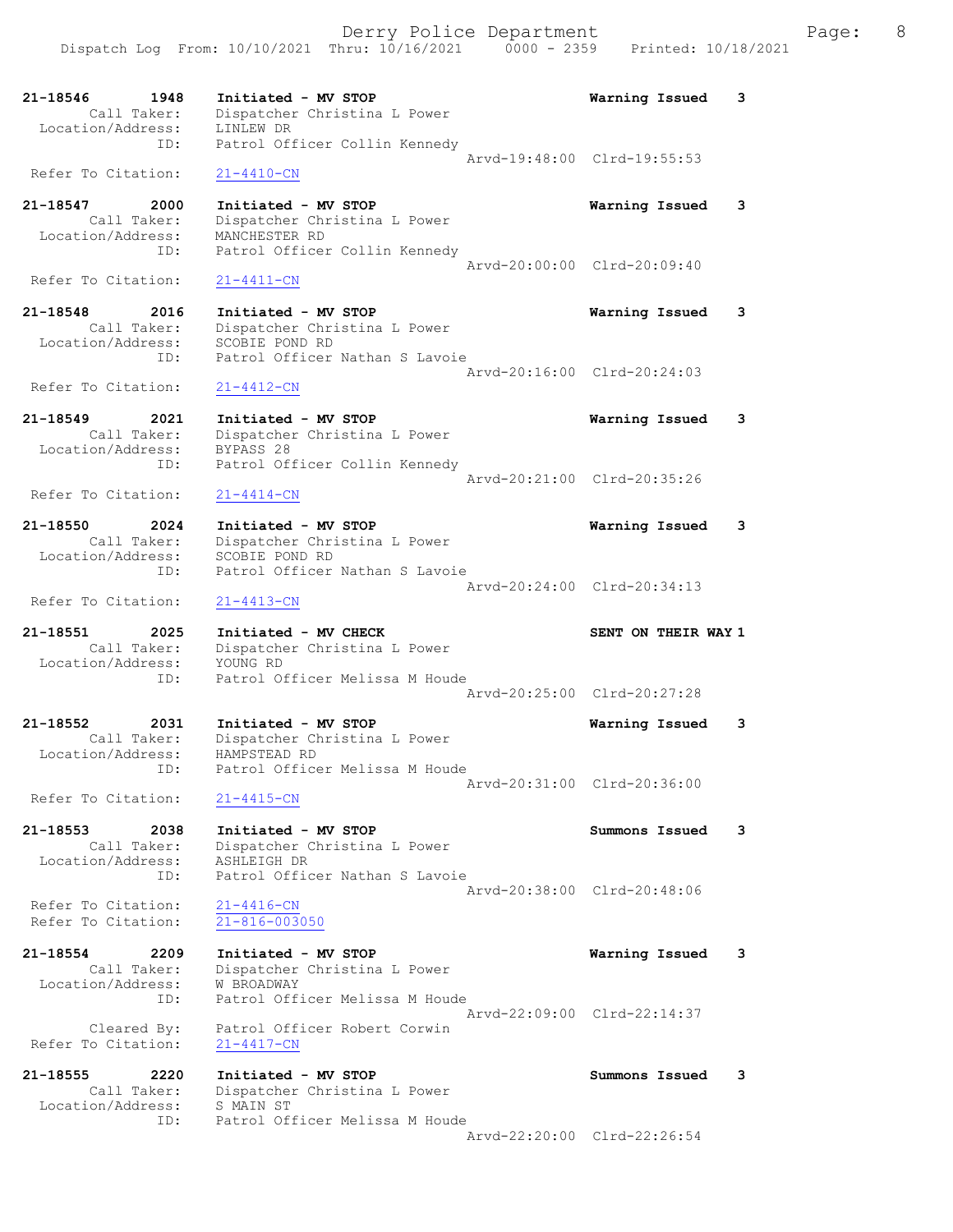21-18546 1948 Initiated - MV STOP Warning Issued 3
Call Taker: Dispatcher Christina L Power
Location/Address: LINLEW DR
ID: Patrol Officer Collin Kennedy
Arvd-19:48:00 Clrd-19:55:53
Refer To Citation: 21-4410-CN

21-18547 2000 Initiated - MV STOP Warning Issued 3
Call Taker: Dispatcher Christina L Power
Location/Address: MANCHESTER RD
ID: Patrol Officer Collin Kennedy
Arvd-20:00:00 Clrd-20:09:40
Refer To Citation: 21-4411-CN

21-18548 2016 Initiated - MV STOP Warning Issued 3
Call Taker: Dispatcher Christina L Power
Location/Address: SCOBIE POND RD
ID: Patrol Officer Nathan S Lavoie
Arvd-20:16:00 Clrd-20:24:03
Refer To Citation: 21-4412-CN

21-18549 2021 Initiated - MV STOP Warning Issued 3
Call Taker: Dispatcher Christina L Power
Location/Address: BYPASS 28
ID: Patrol Officer Collin Kennedy
Arvd-20:21:00 Clrd-20:35:26
Refer To Citation: 21-4414-CN

21-18550 2024 Initiated - MV STOP Warning Issued 3
Call Taker: Dispatcher Christina L Power
Location/Address: SCOBIE POND RD
ID: Patrol Officer Nathan S Lavoie
Arvd-20:24:00 Clrd-20:34:13
Refer To Citation: 21-4413-CN

21-18551 2025 Initiated - MV CHECK SENT ON THEIR WAY 1
Call Taker: Dispatcher Christina L Power
Location/Address: YOUNG RD
ID: Patrol Officer Melissa M Houde
Arvd-20:25:00 Clrd-20:27:28

21-18552 2031 Initiated - MV STOP Warning Issued 3
Call Taker: Dispatcher Christina L Power
Location/Address: HAMPSTEAD RD
ID: Patrol Officer Melissa M Houde
Arvd-20:31:00 Clrd-20:36:00
Refer To Citation: 21-4415-CN

21-18553 2038 Initiated - MV STOP Summons Issued 3
Call Taker: Dispatcher Christina L Power
Location/Address: ASHLEIGH DR
ID: Patrol Officer Nathan S Lavoie
Arvd-20:38:00 Clrd-20:48:06
Refer To Citation: 21-4416-CN
Refer To Citation: 21-816-003050

21-18554 2209 Initiated - MV STOP Warning Issued 3
Call Taker: Dispatcher Christina L Power
Location/Address: W BROADWAY
ID: Patrol Officer Melissa M Houde
Arvd-22:09:00 Clrd-22:14:37
Cleared By: Patrol Officer Robert Corwin
Refer To Citation: 21-4417-CN

21-18555 2220 Initiated - MV STOP Summons Issued 3
Call Taker: Dispatcher Christina L Power
Location/Address: S MAIN ST
ID: Patrol Officer Melissa M Houde
Arvd-22:20:00 Clrd-22:26:54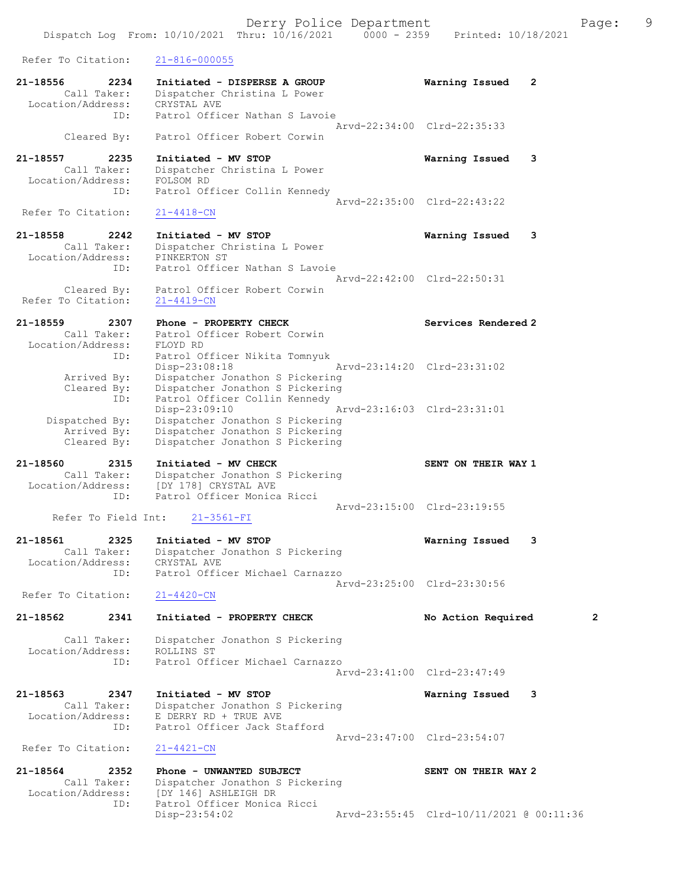Refer To Citation: 21-816-000055

```
21-18556        2234    Initiated - DISPERSE A GROUP              Warning Issued    2
        Call Taker:     Dispatcher Christina L Power
  Location/Address:     CRYSTAL AVE
                ID:     Patrol Officer Nathan S Lavoie
                                               Arvd-22:34:00  Clrd-22:35:33
        Cleared By:     Patrol Officer Robert Corwin

21-18557        2235    Initiated - MV STOP                       Warning Issued    3
        Call Taker:     Dispatcher Christina L Power
  Location/Address:     FOLSOM RD
                ID:     Patrol Officer Collin Kennedy
                                               Arvd-22:35:00  Clrd-22:43:22
 Refer To Citation:     21-4418-CN

21-18558        2242    Initiated - MV STOP                       Warning Issued    3
        Call Taker:     Dispatcher Christina L Power
  Location/Address:     PINKERTON ST
                ID:     Patrol Officer Nathan S Lavoie
                                               Arvd-22:42:00  Clrd-22:50:31
        Cleared By:     Patrol Officer Robert Corwin
 Refer To Citation:     21-4419-CN

21-18559        2307    Phone - PROPERTY CHECK                    Services Rendered 2
        Call Taker:     Patrol Officer Robert Corwin
  Location/Address:     FLOYD RD
                ID:     Patrol Officer Nikita Tomnyuk
                        Disp-23:08:18          Arvd-23:14:20  Clrd-23:31:02
        Arrived By:     Dispatcher Jonathon S Pickering
        Cleared By:     Dispatcher Jonathon S Pickering
                ID:     Patrol Officer Collin Kennedy
                        Disp-23:09:10          Arvd-23:16:03  Clrd-23:31:01
     Dispatched By:     Dispatcher Jonathon S Pickering
        Arrived By:     Dispatcher Jonathon S Pickering
        Cleared By:     Dispatcher Jonathon S Pickering

21-18560        2315    Initiated - MV CHECK                      SENT ON THEIR WAY 1
        Call Taker:     Dispatcher Jonathon S Pickering
  Location/Address:     [DY 178] CRYSTAL AVE
                ID:     Patrol Officer Monica Ricci
                                               Arvd-23:15:00  Clrd-23:19:55
     Refer To Field Int:    21-3561-FI

21-18561        2325    Initiated - MV STOP                       Warning Issued    3
        Call Taker:     Dispatcher Jonathon S Pickering
  Location/Address:     CRYSTAL AVE
                ID:     Patrol Officer Michael Carnazzo
                                               Arvd-23:25:00  Clrd-23:30:56
 Refer To Citation:     21-4420-CN

21-18562        2341    Initiated - PROPERTY CHECK                No Action Required        2

        Call Taker:     Dispatcher Jonathon S Pickering
  Location/Address:     ROLLINS ST
                ID:     Patrol Officer Michael Carnazzo
                                               Arvd-23:41:00  Clrd-23:47:49

21-18563        2347    Initiated - MV STOP                       Warning Issued    3
        Call Taker:     Dispatcher Jonathon S Pickering
  Location/Address:     E DERRY RD + TRUE AVE
                ID:     Patrol Officer Jack Stafford
                                               Arvd-23:47:00  Clrd-23:54:07
 Refer To Citation:     21-4421-CN

21-18564        2352    Phone - UNWANTED SUBJECT                  SENT ON THEIR WAY 2
        Call Taker:     Dispatcher Jonathon S Pickering
  Location/Address:     [DY 146] ASHLEIGH DR
                ID:     Patrol Officer Monica Ricci
                        Disp-23:54:02          Arvd-23:55:45  Clrd-10/11/2021 @ 00:11:36
```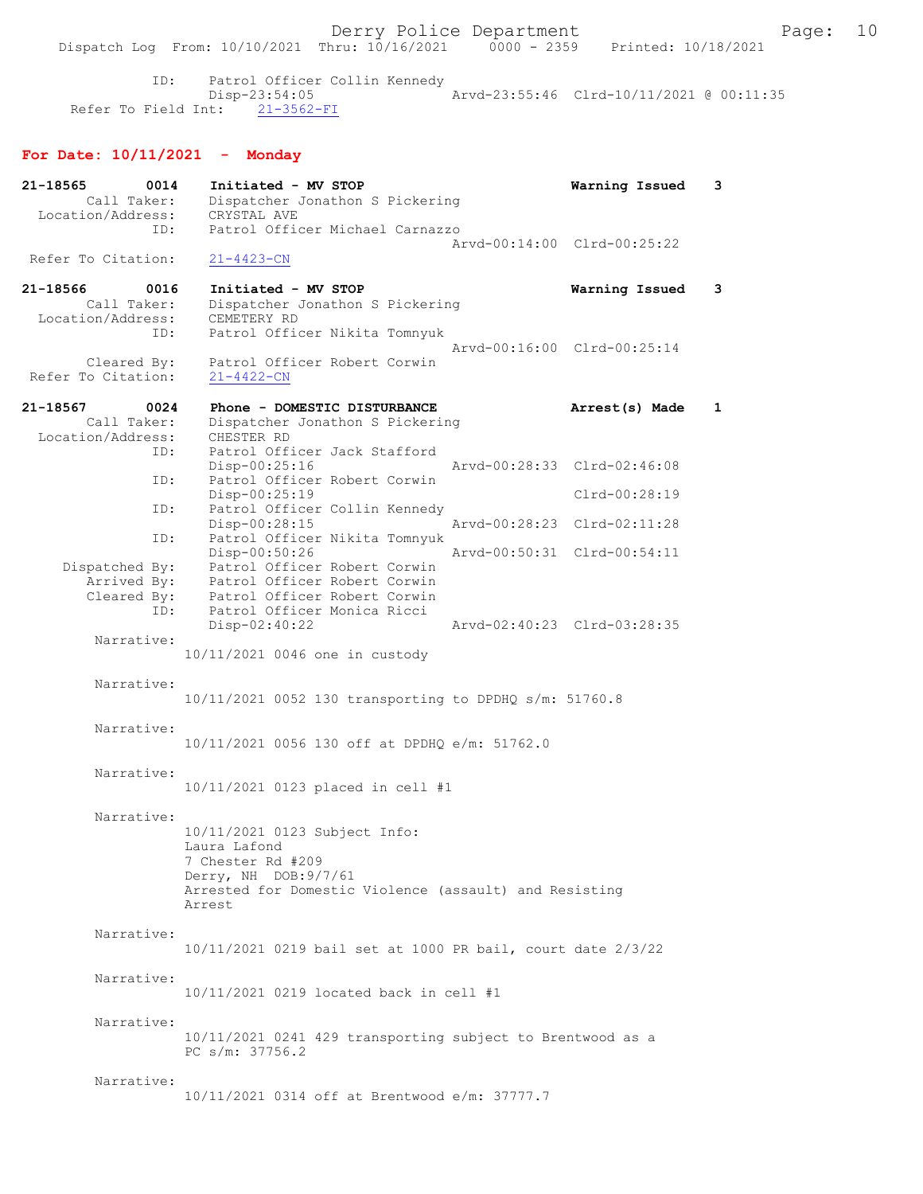ID: Patrol Officer Collin Kennedy
Disp-23:54:05 Arvd-23:55:46 Clrd-10/11/2021 @ 00:11:35
Refer To Field Int: 21-3562-FI

## For Date: 10/11/2021 - Monday

**21-18565 0014 Initiated - MV STOP** **Warning Issued 3**
Call Taker: Dispatcher Jonathon S Pickering
Location/Address: CRYSTAL AVE
ID: Patrol Officer Michael Carnazzo
Arvd-00:14:00 Clrd-00:25:22
Refer To Citation: 21-4423-CN

**21-18566 0016 Initiated - MV STOP** **Warning Issued 3**
Call Taker: Dispatcher Jonathon S Pickering
Location/Address: CEMETERY RD
ID: Patrol Officer Nikita Tomnyuk
Arvd-00:16:00 Clrd-00:25:14
Cleared By: Patrol Officer Robert Corwin
Refer To Citation: 21-4422-CN

**21-18567 0024 Phone - DOMESTIC DISTURBANCE** **Arrest(s) Made 1**
Call Taker: Dispatcher Jonathon S Pickering
Location/Address: CHESTER RD
ID: Patrol Officer Jack Stafford
Disp-00:25:16 Arvd-00:28:33 Clrd-02:46:08
ID: Patrol Officer Robert Corwin
Disp-00:25:19 Clrd-00:28:19
ID: Patrol Officer Collin Kennedy
Disp-00:28:15 Arvd-00:28:23 Clrd-02:11:28
ID: Patrol Officer Nikita Tomnyuk
Disp-00:50:26 Arvd-00:50:31 Clrd-00:54:11
Dispatched By: Patrol Officer Robert Corwin
Arrived By: Patrol Officer Robert Corwin
Cleared By: Patrol Officer Robert Corwin
ID: Patrol Officer Monica Ricci
Disp-02:40:22 Arvd-02:40:23 Clrd-03:28:35

Narrative:
10/11/2021 0046 one in custody

Narrative:
10/11/2021 0052 130 transporting to DPDHQ s/m: 51760.8

Narrative:
10/11/2021 0056 130 off at DPDHQ e/m: 51762.0

Narrative:
10/11/2021 0123 placed in cell #1

Narrative:
10/11/2021 0123 Subject Info:
Laura Lafond
7 Chester Rd #209
Derry, NH DOB:9/7/61
Arrested for Domestic Violence (assault) and Resisting Arrest

Narrative:
10/11/2021 0219 bail set at 1000 PR bail, court date 2/3/22

Narrative:
10/11/2021 0219 located back in cell #1

Narrative:
10/11/2021 0241 429 transporting subject to Brentwood as a PC s/m: 37756.2

Narrative:
10/11/2021 0314 off at Brentwood e/m: 37777.7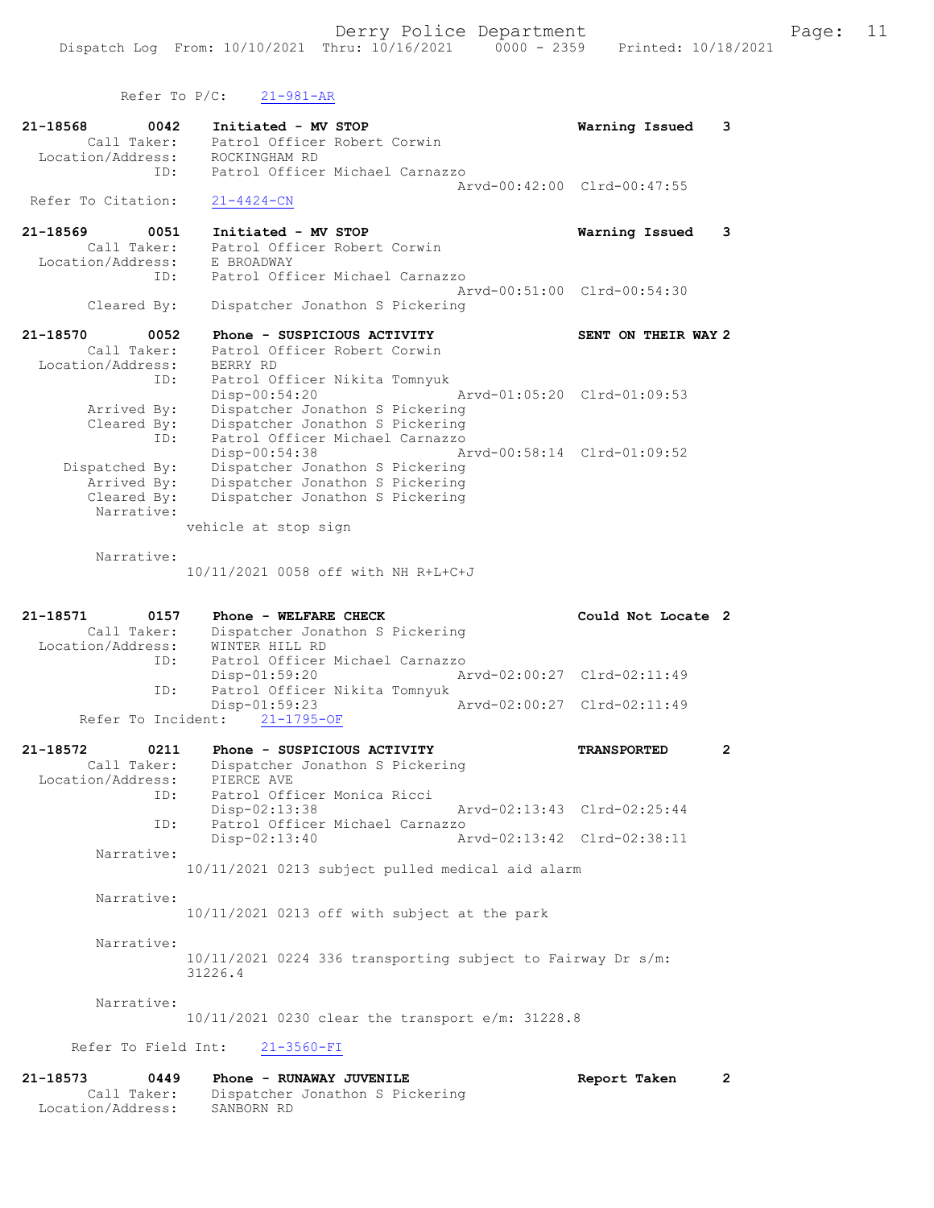Refer To P/C: 21-981-AR

```
21-18568        0042    Initiated - MV STOP                          Warning Issued    3
        Call Taker:     Patrol Officer Robert Corwin
  Location/Address:     ROCKINGHAM RD
                ID:     Patrol Officer Michael Carnazzo
                                                   Arvd-00:42:00  Clrd-00:47:55
 Refer To Citation:     21-4424-CN

21-18569        0051    Initiated - MV STOP                          Warning Issued    3
        Call Taker:     Patrol Officer Robert Corwin
  Location/Address:     E BROADWAY
                ID:     Patrol Officer Michael Carnazzo
                                                   Arvd-00:51:00  Clrd-00:54:30
        Cleared By:     Dispatcher Jonathon S Pickering

21-18570        0052    Phone - SUSPICIOUS ACTIVITY                  SENT ON THEIR WAY 2
        Call Taker:     Patrol Officer Robert Corwin
  Location/Address:     BERRY RD
                ID:     Patrol Officer Nikita Tomnyuk
                        Disp-00:54:20              Arvd-01:05:20  Clrd-01:09:53
        Arrived By:     Dispatcher Jonathon S Pickering
        Cleared By:     Dispatcher Jonathon S Pickering
                ID:     Patrol Officer Michael Carnazzo
                        Disp-00:54:38              Arvd-00:58:14  Clrd-01:09:52
     Dispatched By:     Dispatcher Jonathon S Pickering
        Arrived By:     Dispatcher Jonathon S Pickering
        Cleared By:     Dispatcher Jonathon S Pickering
         Narrative:
                    vehicle at stop sign

         Narrative:
                    10/11/2021 0058 off with NH R+L+C+J


21-18571        0157    Phone - WELFARE CHECK                        Could Not Locate 2
        Call Taker:     Dispatcher Jonathon S Pickering
  Location/Address:     WINTER HILL RD
                ID:     Patrol Officer Michael Carnazzo
                        Disp-01:59:20              Arvd-02:00:27  Clrd-02:11:49
                ID:     Patrol Officer Nikita Tomnyuk
                        Disp-01:59:23              Arvd-02:00:27  Clrd-02:11:49
      Refer To Incident:   21-1795-OF

21-18572        0211    Phone - SUSPICIOUS ACTIVITY                  TRANSPORTED       2
        Call Taker:     Dispatcher Jonathon S Pickering
  Location/Address:     PIERCE AVE
                ID:     Patrol Officer Monica Ricci
                        Disp-02:13:38              Arvd-02:13:43  Clrd-02:25:44
                ID:     Patrol Officer Michael Carnazzo
                        Disp-02:13:40              Arvd-02:13:42  Clrd-02:38:11
         Narrative:
                    10/11/2021 0213 subject pulled medical aid alarm

         Narrative:
                    10/11/2021 0213 off with subject at the park

         Narrative:
                    10/11/2021 0224 336 transporting subject to Fairway Dr s/m:
                    31226.4

         Narrative:
                    10/11/2021 0230 clear the transport e/m: 31228.8

      Refer To Field Int:    21-3560-FI

21-18573        0449    Phone - RUNAWAY JUVENILE                     Report Taken      2
        Call Taker:     Dispatcher Jonathon S Pickering
  Location/Address:     SANBORN RD
```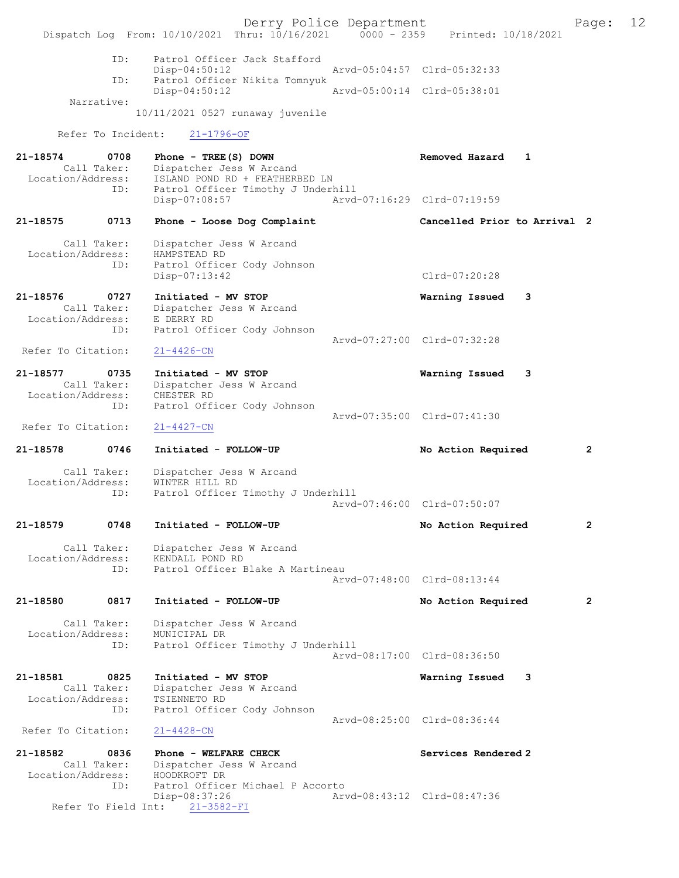```
            ID:     Patrol Officer Jack Stafford
                    Disp-04:50:12              Arvd-05:04:57  Clrd-05:32:33
            ID:     Patrol Officer Nikita Tomnyuk
                    Disp-04:50:12              Arvd-05:00:14  Clrd-05:38:01
        Narrative:
                    10/11/2021 0527 runaway juvenile

      Refer To Incident:    21-1796-OF

21-18574        0708    Phone - TREE(S) DOWN                     Removed Hazard    1
        Call Taker:     Dispatcher Jess W Arcand
  Location/Address:     ISLAND POND RD + FEATHERBED LN
                ID:     Patrol Officer Timothy J Underhill
                        Disp-07:08:57              Arvd-07:16:29  Clrd-07:19:59

21-18575        0713    Phone - Loose Dog Complaint              Cancelled Prior to Arrival  2

        Call Taker:     Dispatcher Jess W Arcand
  Location/Address:     HAMPSTEAD RD
                ID:     Patrol Officer Cody Johnson
                        Disp-07:13:42                             Clrd-07:20:28

21-18576        0727    Initiated - MV STOP                      Warning Issued    3
        Call Taker:     Dispatcher Jess W Arcand
  Location/Address:     E DERRY RD
                ID:     Patrol Officer Cody Johnson
                                                   Arvd-07:27:00  Clrd-07:32:28
  Refer To Citation:    21-4426-CN

21-18577        0735    Initiated - MV STOP                      Warning Issued    3
        Call Taker:     Dispatcher Jess W Arcand
  Location/Address:     CHESTER RD
                ID:     Patrol Officer Cody Johnson
                                                   Arvd-07:35:00  Clrd-07:41:30
  Refer To Citation:    21-4427-CN

21-18578        0746    Initiated - FOLLOW-UP                    No Action Required        2

        Call Taker:     Dispatcher Jess W Arcand
  Location/Address:     WINTER HILL RD
                ID:     Patrol Officer Timothy J Underhill
                                                   Arvd-07:46:00  Clrd-07:50:07

21-18579        0748    Initiated - FOLLOW-UP                    No Action Required        2

        Call Taker:     Dispatcher Jess W Arcand
  Location/Address:     KENDALL POND RD
                ID:     Patrol Officer Blake A Martineau
                                                   Arvd-07:48:00  Clrd-08:13:44

21-18580        0817    Initiated - FOLLOW-UP                    No Action Required        2

        Call Taker:     Dispatcher Jess W Arcand
  Location/Address:     MUNICIPAL DR
                ID:     Patrol Officer Timothy J Underhill
                                                   Arvd-08:17:00  Clrd-08:36:50

21-18581        0825    Initiated - MV STOP                      Warning Issued    3
        Call Taker:     Dispatcher Jess W Arcand
  Location/Address:     TSIENNETO RD
                ID:     Patrol Officer Cody Johnson
                                                   Arvd-08:25:00  Clrd-08:36:44
  Refer To Citation:    21-4428-CN

21-18582        0836    Phone - WELFARE CHECK                    Services Rendered 2
        Call Taker:     Dispatcher Jess W Arcand
  Location/Address:     HOODKROFT DR
                ID:     Patrol Officer Michael P Accorto
                        Disp-08:37:26              Arvd-08:43:12  Clrd-08:47:36
     Refer To Field Int:    21-3582-FI
```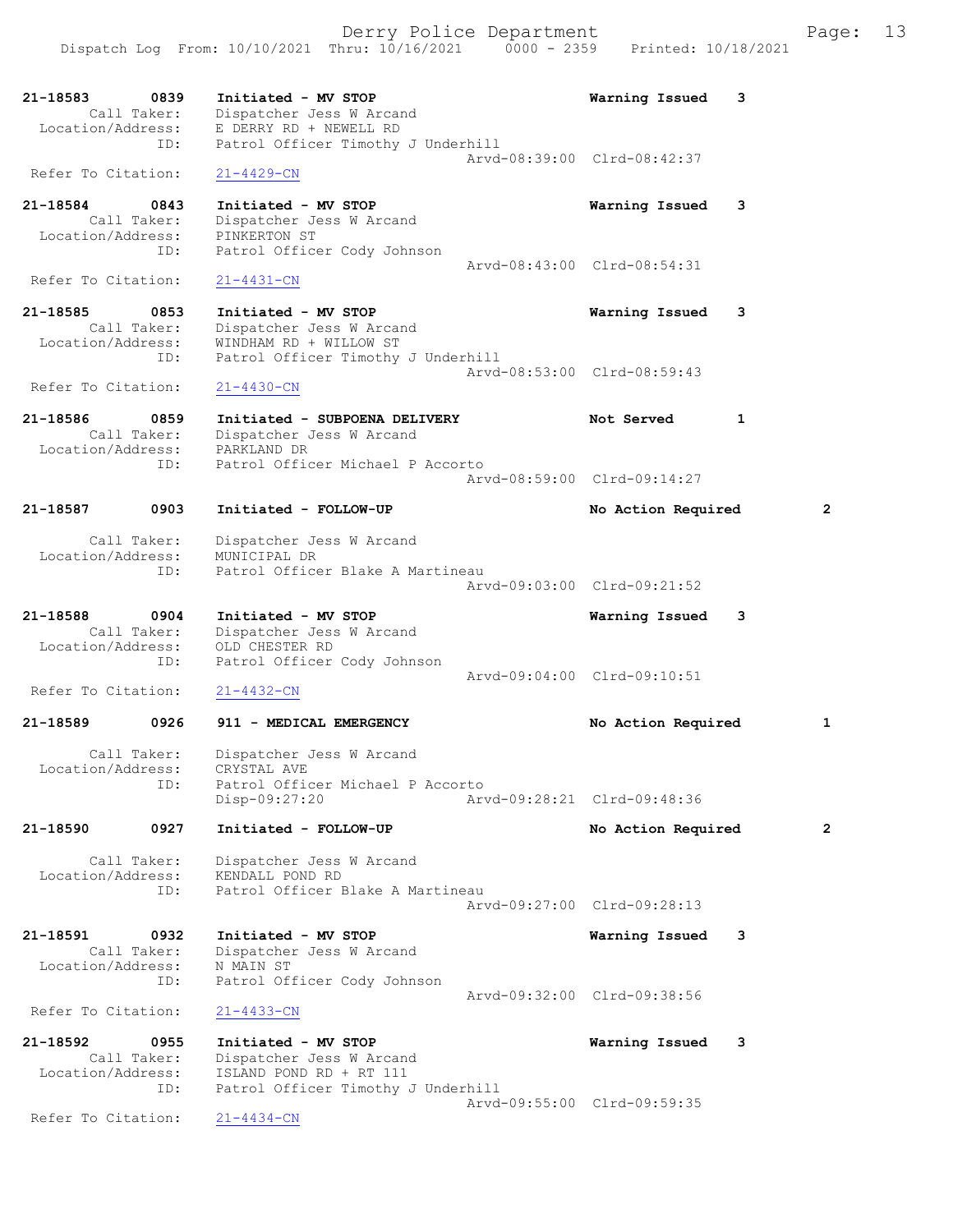21-18583 0839 Initiated - MV STOP Warning Issued 3
Call Taker: Dispatcher Jess W Arcand
Location/Address: E DERRY RD + NEWELL RD
ID: Patrol Officer Timothy J Underhill
Arvd-08:39:00 Clrd-08:42:37
Refer To Citation: 21-4429-CN

21-18584 0843 Initiated - MV STOP Warning Issued 3
Call Taker: Dispatcher Jess W Arcand
Location/Address: PINKERTON ST
ID: Patrol Officer Cody Johnson
Arvd-08:43:00 Clrd-08:54:31
Refer To Citation: 21-4431-CN

21-18585 0853 Initiated - MV STOP Warning Issued 3
Call Taker: Dispatcher Jess W Arcand
Location/Address: WINDHAM RD + WILLOW ST
ID: Patrol Officer Timothy J Underhill
Arvd-08:53:00 Clrd-08:59:43
Refer To Citation: 21-4430-CN

21-18586 0859 Initiated - SUBPOENA DELIVERY Not Served 1
Call Taker: Dispatcher Jess W Arcand
Location/Address: PARKLAND DR
ID: Patrol Officer Michael P Accorto
Arvd-08:59:00 Clrd-09:14:27

21-18587 0903 Initiated - FOLLOW-UP No Action Required 2
Call Taker: Dispatcher Jess W Arcand
Location/Address: MUNICIPAL DR
ID: Patrol Officer Blake A Martineau
Arvd-09:03:00 Clrd-09:21:52

21-18588 0904 Initiated - MV STOP Warning Issued 3
Call Taker: Dispatcher Jess W Arcand
Location/Address: OLD CHESTER RD
ID: Patrol Officer Cody Johnson
Arvd-09:04:00 Clrd-09:10:51
Refer To Citation: 21-4432-CN

21-18589 0926 911 - MEDICAL EMERGENCY No Action Required 1
Call Taker: Dispatcher Jess W Arcand
Location/Address: CRYSTAL AVE
ID: Patrol Officer Michael P Accorto
Disp-09:27:20 Arvd-09:28:21 Clrd-09:48:36

21-18590 0927 Initiated - FOLLOW-UP No Action Required 2
Call Taker: Dispatcher Jess W Arcand
Location/Address: KENDALL POND RD
ID: Patrol Officer Blake A Martineau
Arvd-09:27:00 Clrd-09:28:13

21-18591 0932 Initiated - MV STOP Warning Issued 3
Call Taker: Dispatcher Jess W Arcand
Location/Address: N MAIN ST
ID: Patrol Officer Cody Johnson
Arvd-09:32:00 Clrd-09:38:56
Refer To Citation: 21-4433-CN

21-18592 0955 Initiated - MV STOP Warning Issued 3
Call Taker: Dispatcher Jess W Arcand
Location/Address: ISLAND POND RD + RT 111
ID: Patrol Officer Timothy J Underhill
Arvd-09:55:00 Clrd-09:59:35
Refer To Citation: 21-4434-CN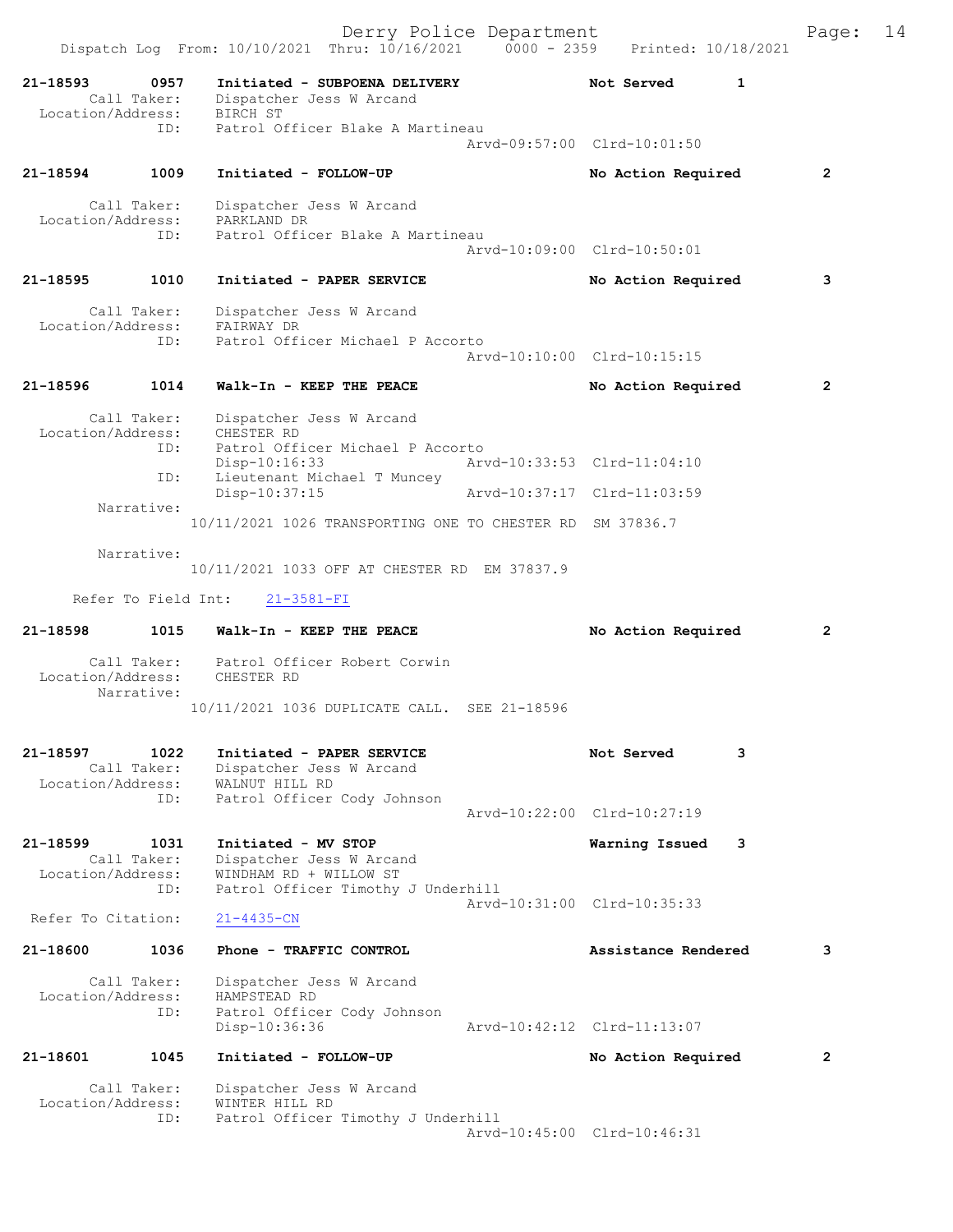Derry Police Department

Dispatch Log From: 10/10/2021 Thru: 10/16/2021 0000 - 2359 Printed: 10/18/2021

```
21-18593      0957    Initiated - SUBPOENA DELIVERY              Not Served      1
       Call Taker:    Dispatcher Jess W Arcand
 Location/Address:    BIRCH ST
               ID:    Patrol Officer Blake A Martineau
                                                  Arvd-09:57:00  Clrd-10:01:50

21-18594      1009    Initiated - FOLLOW-UP                      No Action Required      2

       Call Taker:    Dispatcher Jess W Arcand
 Location/Address:    PARKLAND DR
               ID:    Patrol Officer Blake A Martineau
                                                  Arvd-10:09:00  Clrd-10:50:01

21-18595      1010    Initiated - PAPER SERVICE                  No Action Required      3

       Call Taker:    Dispatcher Jess W Arcand
 Location/Address:    FAIRWAY DR
               ID:    Patrol Officer Michael P Accorto
                                                  Arvd-10:10:00  Clrd-10:15:15

21-18596      1014    Walk-In - KEEP THE PEACE                   No Action Required      2

       Call Taker:    Dispatcher Jess W Arcand
 Location/Address:    CHESTER RD
               ID:    Patrol Officer Michael P Accorto
                      Disp-10:16:33               Arvd-10:33:53  Clrd-11:04:10
               ID:    Lieutenant Michael T Muncey
                      Disp-10:37:15               Arvd-10:37:17  Clrd-11:03:59
        Narrative:
                  10/11/2021 1026 TRANSPORTING ONE TO CHESTER RD  SM 37836.7

        Narrative:
                  10/11/2021 1033 OFF AT CHESTER RD  EM 37837.9

    Refer To Field Int:    21-3581-FI

21-18598      1015    Walk-In - KEEP THE PEACE                   No Action Required      2

       Call Taker:    Patrol Officer Robert Corwin
 Location/Address:    CHESTER RD
        Narrative:
                  10/11/2021 1036 DUPLICATE CALL.  SEE 21-18596

21-18597      1022    Initiated - PAPER SERVICE                  Not Served      3
       Call Taker:    Dispatcher Jess W Arcand
 Location/Address:    WALNUT HILL RD
               ID:    Patrol Officer Cody Johnson
                                                  Arvd-10:22:00  Clrd-10:27:19

21-18599      1031    Initiated - MV STOP                        Warning Issued    3
       Call Taker:    Dispatcher Jess W Arcand
 Location/Address:    WINDHAM RD + WILLOW ST
               ID:    Patrol Officer Timothy J Underhill
                                                  Arvd-10:31:00  Clrd-10:35:33
 Refer To Citation:    21-4435-CN

21-18600      1036    Phone - TRAFFIC CONTROL                    Assistance Rendered     3

       Call Taker:    Dispatcher Jess W Arcand
 Location/Address:    HAMPSTEAD RD
               ID:    Patrol Officer Cody Johnson
                      Disp-10:36:36               Arvd-10:42:12  Clrd-11:13:07

21-18601      1045    Initiated - FOLLOW-UP                      No Action Required      2

       Call Taker:    Dispatcher Jess W Arcand
 Location/Address:    WINTER HILL RD
               ID:    Patrol Officer Timothy J Underhill
                                                  Arvd-10:45:00  Clrd-10:46:31
```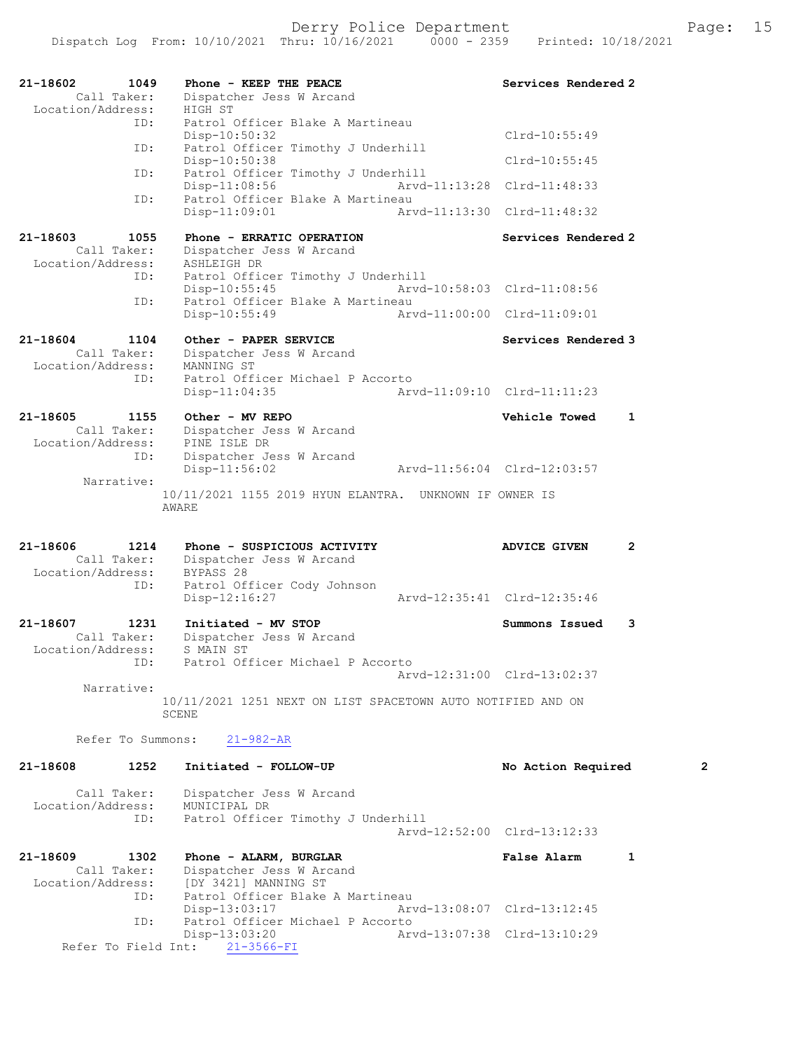21-18602 1049 Phone - KEEP THE PEACE Services Rendered 2
Call Taker: Dispatcher Jess W Arcand
Location/Address: HIGH ST
ID: Patrol Officer Blake A Martineau
Disp-10:50:32 Clrd-10:55:49
ID: Patrol Officer Timothy J Underhill
Disp-10:50:38 Clrd-10:55:45
ID: Patrol Officer Timothy J Underhill
Disp-11:08:56 Arvd-11:13:28 Clrd-11:48:33
ID: Patrol Officer Blake A Martineau
Disp-11:09:01 Arvd-11:13:30 Clrd-11:48:32

21-18603 1055 Phone - ERRATIC OPERATION Services Rendered 2
Call Taker: Dispatcher Jess W Arcand
Location/Address: ASHLEIGH DR
ID: Patrol Officer Timothy J Underhill
Disp-10:55:45 Arvd-10:58:03 Clrd-11:08:56
ID: Patrol Officer Blake A Martineau
Disp-10:55:49 Arvd-11:00:00 Clrd-11:09:01

21-18604 1104 Other - PAPER SERVICE Services Rendered 3
Call Taker: Dispatcher Jess W Arcand
Location/Address: MANNING ST
ID: Patrol Officer Michael P Accorto
Disp-11:04:35 Arvd-11:09:10 Clrd-11:11:23

21-18605 1155 Other - MV REPO Vehicle Towed 1
Call Taker: Dispatcher Jess W Arcand
Location/Address: PINE ISLE DR
ID: Dispatcher Jess W Arcand
Disp-11:56:02 Arvd-11:56:04 Clrd-12:03:57
Narrative:
10/11/2021 1155 2019 HYUN ELANTRA. UNKNOWN IF OWNER IS AWARE

21-18606 1214 Phone - SUSPICIOUS ACTIVITY ADVICE GIVEN 2
Call Taker: Dispatcher Jess W Arcand
Location/Address: BYPASS 28
ID: Patrol Officer Cody Johnson
Disp-12:16:27 Arvd-12:35:41 Clrd-12:35:46

21-18607 1231 Initiated - MV STOP Summons Issued 3
Call Taker: Dispatcher Jess W Arcand
Location/Address: S MAIN ST
ID: Patrol Officer Michael P Accorto
Arvd-12:31:00 Clrd-13:02:37
Narrative:
10/11/2021 1251 NEXT ON LIST SPACETOWN AUTO NOTIFIED AND ON SCENE

Refer To Summons: 21-982-AR

21-18608 1252 Initiated - FOLLOW-UP No Action Required 2
Call Taker: Dispatcher Jess W Arcand
Location/Address: MUNICIPAL DR
ID: Patrol Officer Timothy J Underhill
Arvd-12:52:00 Clrd-13:12:33

21-18609 1302 Phone - ALARM, BURGLAR False Alarm 1
Call Taker: Dispatcher Jess W Arcand
Location/Address: [DY 3421] MANNING ST
ID: Patrol Officer Blake A Martineau
Disp-13:03:17 Arvd-13:08:07 Clrd-13:12:45
ID: Patrol Officer Michael P Accorto
Disp-13:03:20 Arvd-13:07:38 Clrd-13:10:29
Refer To Field Int: 21-3566-FI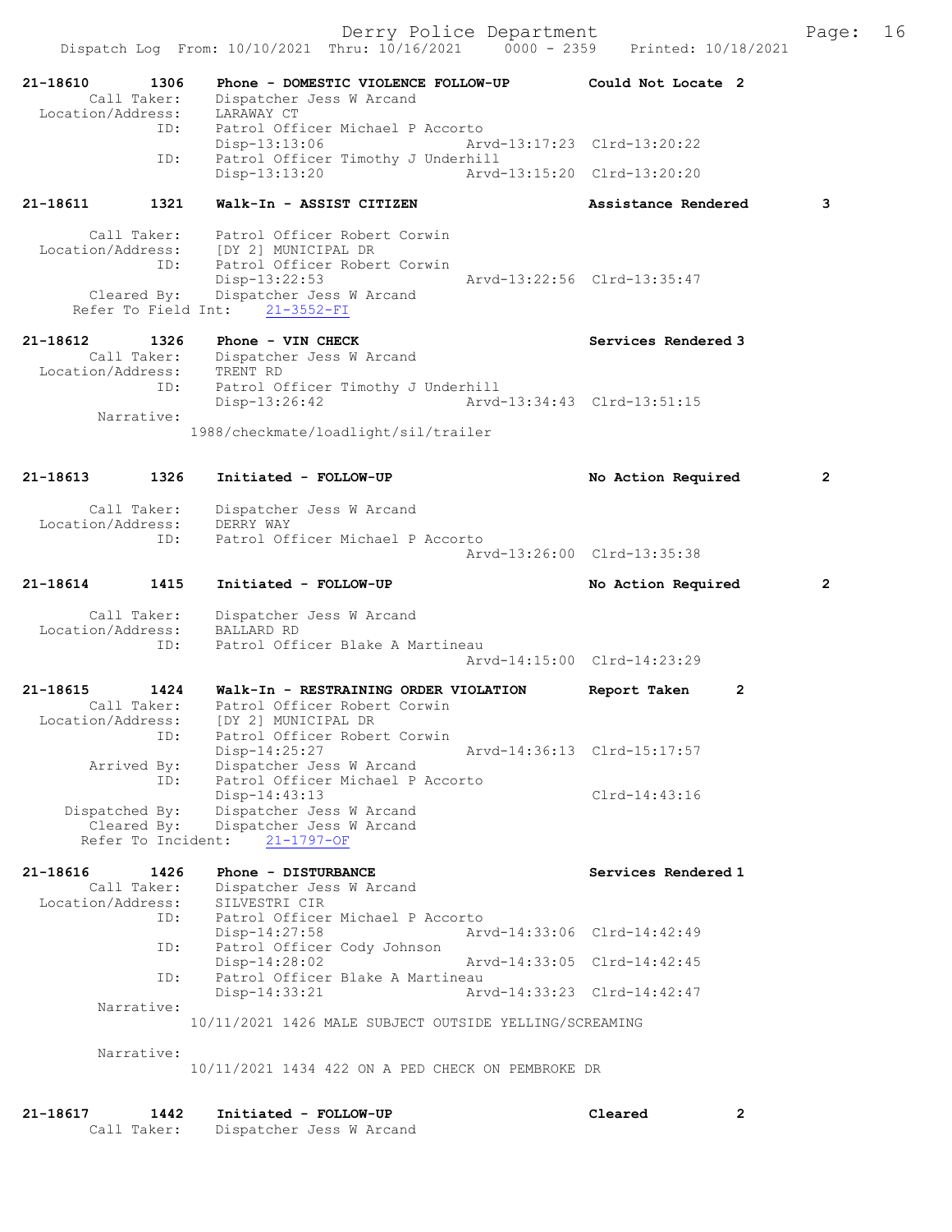21-18610 1306 Phone - DOMESTIC VIOLENCE FOLLOW-UP Could Not Locate 2
Call Taker: Dispatcher Jess W Arcand
Location/Address: LARAWAY CT
ID: Patrol Officer Michael P Accorto
Disp-13:13:06 Arvd-13:17:23 Clrd-13:20:22
ID: Patrol Officer Timothy J Underhill
Disp-13:13:20 Arvd-13:15:20 Clrd-13:20:20

21-18611 1321 Walk-In - ASSIST CITIZEN Assistance Rendered 3
Call Taker: Patrol Officer Robert Corwin
Location/Address: [DY 2] MUNICIPAL DR
ID: Patrol Officer Robert Corwin
Disp-13:22:53 Arvd-13:22:56 Clrd-13:35:47
Cleared By: Dispatcher Jess W Arcand
Refer To Field Int: 21-3552-FI

21-18612 1326 Phone - VIN CHECK Services Rendered 3
Call Taker: Dispatcher Jess W Arcand
Location/Address: TRENT RD
ID: Patrol Officer Timothy J Underhill
Disp-13:26:42 Arvd-13:34:43 Clrd-13:51:15
Narrative:
1988/checkmate/loadlight/sil/trailer

21-18613 1326 Initiated - FOLLOW-UP No Action Required 2
Call Taker: Dispatcher Jess W Arcand
Location/Address: DERRY WAY
ID: Patrol Officer Michael P Accorto
Arvd-13:26:00 Clrd-13:35:38

21-18614 1415 Initiated - FOLLOW-UP No Action Required 2
Call Taker: Dispatcher Jess W Arcand
Location/Address: BALLARD RD
ID: Patrol Officer Blake A Martineau
Arvd-14:15:00 Clrd-14:23:29

21-18615 1424 Walk-In - RESTRAINING ORDER VIOLATION Report Taken 2
Call Taker: Patrol Officer Robert Corwin
Location/Address: [DY 2] MUNICIPAL DR
ID: Patrol Officer Robert Corwin
Disp-14:25:27 Arvd-14:36:13 Clrd-15:17:57
Arrived By: Dispatcher Jess W Arcand
ID: Patrol Officer Michael P Accorto
Disp-14:43:13 Clrd-14:43:16
Dispatched By: Dispatcher Jess W Arcand
Cleared By: Dispatcher Jess W Arcand
Refer To Incident: 21-1797-OF

21-18616 1426 Phone - DISTURBANCE Services Rendered 1
Call Taker: Dispatcher Jess W Arcand
Location/Address: SILVESTRI CIR
ID: Patrol Officer Michael P Accorto
Disp-14:27:58 Arvd-14:33:06 Clrd-14:42:49
ID: Patrol Officer Cody Johnson
Disp-14:28:02 Arvd-14:33:05 Clrd-14:42:45
ID: Patrol Officer Blake A Martineau
Disp-14:33:21 Arvd-14:33:23 Clrd-14:42:47
Narrative:
10/11/2021 1426 MALE SUBJECT OUTSIDE YELLING/SCREAMING
Narrative:
10/11/2021 1434 422 ON A PED CHECK ON PEMBROKE DR

21-18617 1442 Initiated - FOLLOW-UP Cleared 2
Call Taker: Dispatcher Jess W Arcand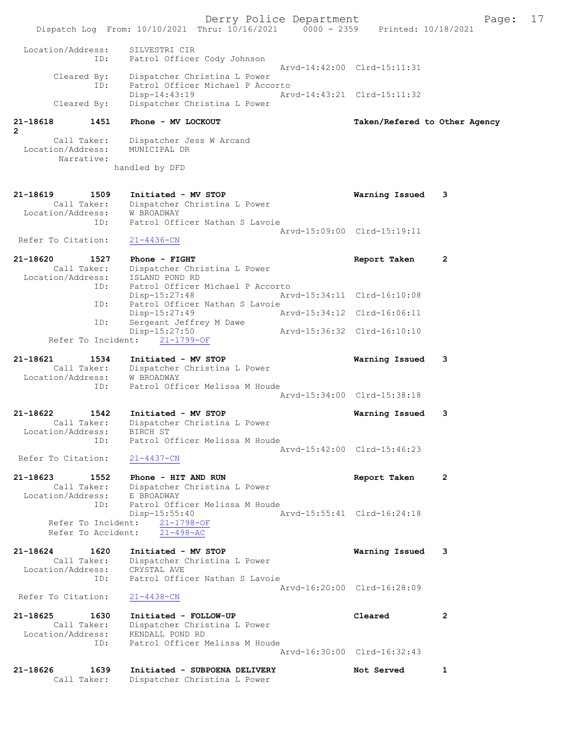Location/Address: SILVESTRI CIR
ID: Patrol Officer Cody Johnson
Arvd-14:42:00 Clrd-15:11:31
Cleared By: Dispatcher Christina L Power
ID: Patrol Officer Michael P Accorto
Disp-14:43:19 Arvd-14:43:21 Clrd-15:11:32
Cleared By: Dispatcher Christina L Power

**21-18618 1451 Phone - MV LOCKOUT** Taken/Refered to Other Agency 2
Call Taker: Dispatcher Jess W Arcand
Location/Address: MUNICIPAL DR
Narrative:
handled by DFD

**21-18619 1509 Initiated - MV STOP** Warning Issued 3
Call Taker: Dispatcher Christina L Power
Location/Address: W BROADWAY
ID: Patrol Officer Nathan S Lavoie
Arvd-15:09:00 Clrd-15:19:11
Refer To Citation: 21-4436-CN

**21-18620 1527 Phone - FIGHT** Report Taken 2
Call Taker: Dispatcher Christina L Power
Location/Address: ISLAND POND RD
ID: Patrol Officer Michael P Accorto
Disp-15:27:48 Arvd-15:34:11 Clrd-16:10:08
ID: Patrol Officer Nathan S Lavoie
Disp-15:27:49 Arvd-15:34:12 Clrd-16:06:11
ID: Sergeant Jeffrey M Dawe
Disp-15:27:50 Arvd-15:36:32 Clrd-16:10:10
Refer To Incident: 21-1799-OF

**21-18621 1534 Initiated - MV STOP** Warning Issued 3
Call Taker: Dispatcher Christina L Power
Location/Address: W BROADWAY
ID: Patrol Officer Melissa M Houde
Arvd-15:34:00 Clrd-15:38:18

**21-18622 1542 Initiated - MV STOP** Warning Issued 3
Call Taker: Dispatcher Christina L Power
Location/Address: BIRCH ST
ID: Patrol Officer Melissa M Houde
Arvd-15:42:00 Clrd-15:46:23
Refer To Citation: 21-4437-CN

**21-18623 1552 Phone - HIT AND RUN** Report Taken 2
Call Taker: Dispatcher Christina L Power
Location/Address: E BROADWAY
ID: Patrol Officer Melissa M Houde
Disp-15:55:40 Arvd-15:55:41 Clrd-16:24:18
Refer To Incident: 21-1798-OF
Refer To Accident: 21-498-AC

**21-18624 1620 Initiated - MV STOP** Warning Issued 3
Call Taker: Dispatcher Christina L Power
Location/Address: CRYSTAL AVE
ID: Patrol Officer Nathan S Lavoie
Arvd-16:20:00 Clrd-16:28:09
Refer To Citation: 21-4438-CN

**21-18625 1630 Initiated - FOLLOW-UP** Cleared 2
Call Taker: Dispatcher Christina L Power
Location/Address: KENDALL POND RD
ID: Patrol Officer Melissa M Houde
Arvd-16:30:00 Clrd-16:32:43

**21-18626 1639 Initiated - SUBPOENA DELIVERY** Not Served 1
Call Taker: Dispatcher Christina L Power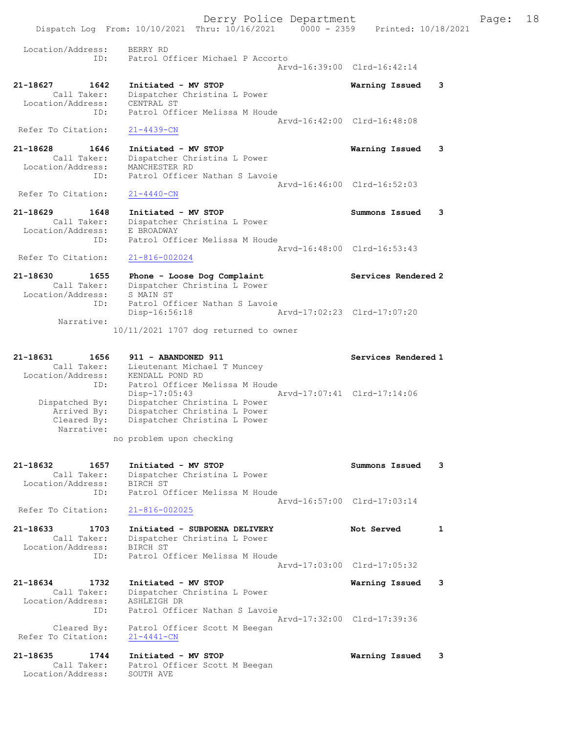Location/Address: BERRY RD
ID: Patrol Officer Michael P Accorto
Arvd-16:39:00 Clrd-16:42:14

**21-18627 1642 Initiated - MV STOP** — **Warning Issued 3**
Call Taker: Dispatcher Christina L Power
Location/Address: CENTRAL ST
ID: Patrol Officer Melissa M Houde
Arvd-16:42:00 Clrd-16:48:08
Refer To Citation: 21-4439-CN

**21-18628 1646 Initiated - MV STOP** — **Warning Issued 3**
Call Taker: Dispatcher Christina L Power
Location/Address: MANCHESTER RD
ID: Patrol Officer Nathan S Lavoie
Arvd-16:46:00 Clrd-16:52:03
Refer To Citation: 21-4440-CN

**21-18629 1648 Initiated - MV STOP** — **Summons Issued 3**
Call Taker: Dispatcher Christina L Power
Location/Address: E BROADWAY
ID: Patrol Officer Melissa M Houde
Arvd-16:48:00 Clrd-16:53:43
Refer To Citation: 21-816-002024

**21-18630 1655 Phone - Loose Dog Complaint** — **Services Rendered 2**
Call Taker: Dispatcher Christina L Power
Location/Address: S MAIN ST
ID: Patrol Officer Nathan S Lavoie
Disp-16:56:18 Arvd-17:02:23 Clrd-17:07:20
Narrative:
10/11/2021 1707 dog returned to owner

**21-18631 1656 911 - ABANDONED 911** — **Services Rendered 1**
Call Taker: Lieutenant Michael T Muncey
Location/Address: KENDALL POND RD
ID: Patrol Officer Melissa M Houde
Disp-17:05:43 Arvd-17:07:41 Clrd-17:14:06
Dispatched By: Dispatcher Christina L Power
Arrived By: Dispatcher Christina L Power
Cleared By: Dispatcher Christina L Power
Narrative:
no problem upon checking

**21-18632 1657 Initiated - MV STOP** — **Summons Issued 3**
Call Taker: Dispatcher Christina L Power
Location/Address: BIRCH ST
ID: Patrol Officer Melissa M Houde
Arvd-16:57:00 Clrd-17:03:14
Refer To Citation: 21-816-002025

**21-18633 1703 Initiated - SUBPOENA DELIVERY** — **Not Served 1**
Call Taker: Dispatcher Christina L Power
Location/Address: BIRCH ST
ID: Patrol Officer Melissa M Houde
Arvd-17:03:00 Clrd-17:05:32

**21-18634 1732 Initiated - MV STOP** — **Warning Issued 3**
Call Taker: Dispatcher Christina L Power
Location/Address: ASHLEIGH DR
ID: Patrol Officer Nathan S Lavoie
Arvd-17:32:00 Clrd-17:39:36
Cleared By: Patrol Officer Scott M Beegan
Refer To Citation: 21-4441-CN

**21-18635 1744 Initiated - MV STOP** — **Warning Issued 3**
Call Taker: Patrol Officer Scott M Beegan
Location/Address: SOUTH AVE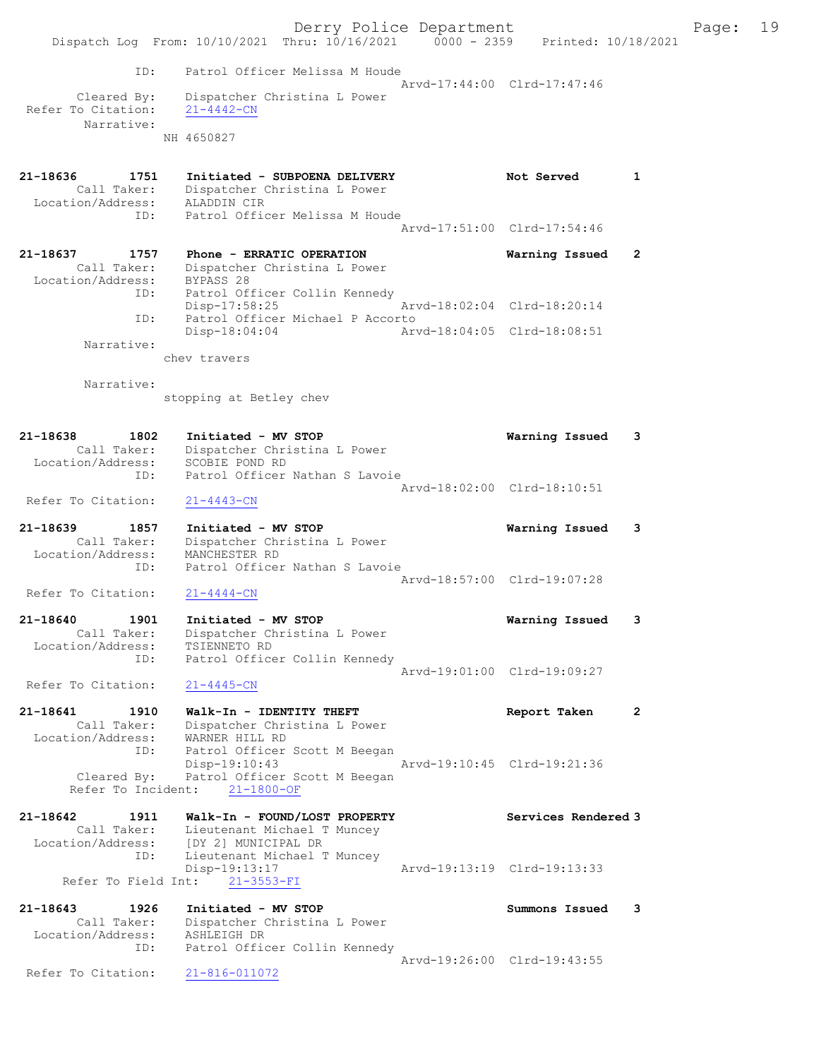```
          ID:     Patrol Officer Melissa M Houde
                                             Arvd-17:44:00  Clrd-17:47:46
  Cleared By:     Dispatcher Christina L Power
Refer To Citation:   21-4442-CN
   Narrative:
              NH 4650827


21-18636      1751    Initiated - SUBPOENA DELIVERY            Not Served      1
   Call Taker:    Dispatcher Christina L Power
Location/Address:  ALADDIN CIR
          ID:     Patrol Officer Melissa M Houde
                                             Arvd-17:51:00  Clrd-17:54:46

21-18637      1757    Phone - ERRATIC OPERATION                Warning Issued  2
   Call Taker:    Dispatcher Christina L Power
Location/Address:  BYPASS 28
          ID:     Patrol Officer Collin Kennedy
                  Disp-17:58:25              Arvd-18:02:04  Clrd-18:20:14
          ID:     Patrol Officer Michael P Accorto
                  Disp-18:04:04              Arvd-18:04:05  Clrd-18:08:51
   Narrative:
              chev travers

   Narrative:
              stopping at Betley chev


21-18638      1802    Initiated - MV STOP                      Warning Issued  3
   Call Taker:    Dispatcher Christina L Power
Location/Address:  SCOBIE POND RD
          ID:     Patrol Officer Nathan S Lavoie
                                             Arvd-18:02:00  Clrd-18:10:51
Refer To Citation:   21-4443-CN

21-18639      1857    Initiated - MV STOP                      Warning Issued  3
   Call Taker:    Dispatcher Christina L Power
Location/Address:  MANCHESTER RD
          ID:     Patrol Officer Nathan S Lavoie
                                             Arvd-18:57:00  Clrd-19:07:28
Refer To Citation:   21-4444-CN

21-18640      1901    Initiated - MV STOP                      Warning Issued  3
   Call Taker:    Dispatcher Christina L Power
Location/Address:  TSIENNETO RD
          ID:     Patrol Officer Collin Kennedy
                                             Arvd-19:01:00  Clrd-19:09:27
Refer To Citation:   21-4445-CN

21-18641      1910    Walk-In - IDENTITY THEFT                 Report Taken    2
   Call Taker:    Dispatcher Christina L Power
Location/Address:  WARNER HILL RD
          ID:     Patrol Officer Scott M Beegan
                  Disp-19:10:43              Arvd-19:10:45  Clrd-19:21:36
  Cleared By:     Patrol Officer Scott M Beegan
   Refer To Incident:   21-1800-OF

21-18642      1911    Walk-In - FOUND/LOST PROPERTY            Services Rendered 3
   Call Taker:    Lieutenant Michael T Muncey
Location/Address:  [DY 2] MUNICIPAL DR
          ID:     Lieutenant Michael T Muncey
                  Disp-19:13:17              Arvd-19:13:19  Clrd-19:13:33
   Refer To Field Int:   21-3553-FI

21-18643      1926    Initiated - MV STOP                      Summons Issued  3
   Call Taker:    Dispatcher Christina L Power
Location/Address:  ASHLEIGH DR
          ID:     Patrol Officer Collin Kennedy
                                             Arvd-19:26:00  Clrd-19:43:55
Refer To Citation:   21-816-011072
```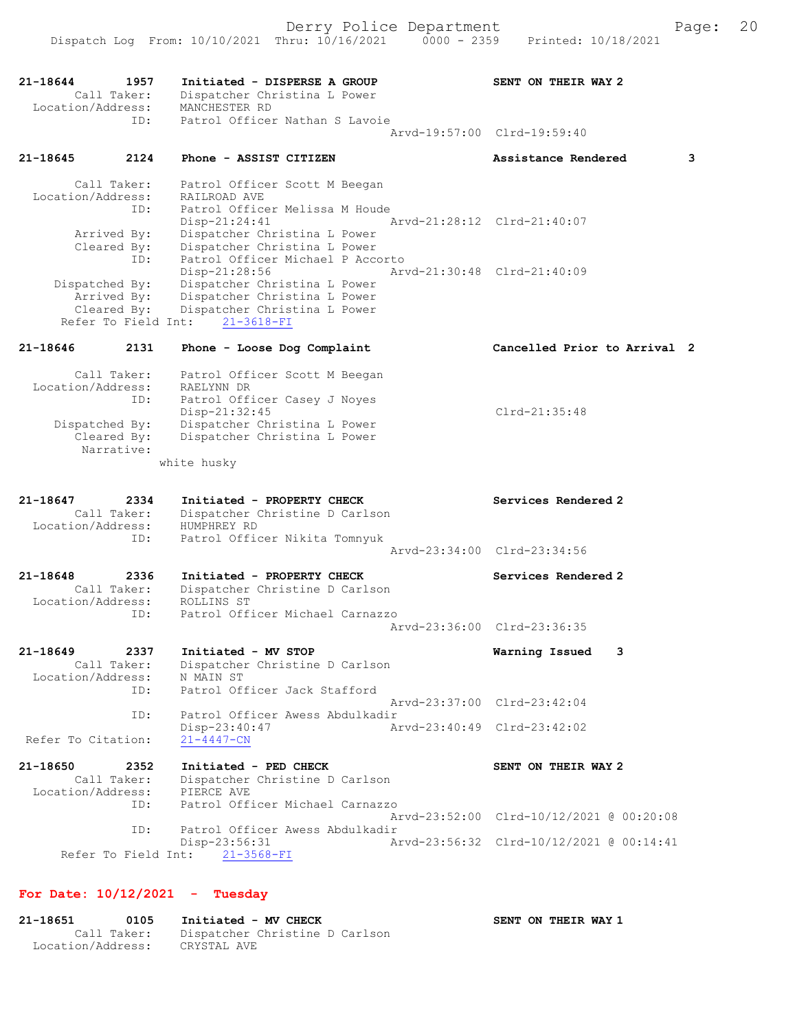**21-18644 1957 Initiated - DISPERSE A GROUP SENT ON THEIR WAY 2**

Call Taker: Dispatcher Christina L Power
Location/Address: MANCHESTER RD
ID: Patrol Officer Nathan S Lavoie
Arvd-19:57:00 Clrd-19:59:40

**21-18645 2124 Phone - ASSIST CITIZEN Assistance Rendered 3**

Call Taker: Patrol Officer Scott M Beegan
Location/Address: RAILROAD AVE
ID: Patrol Officer Melissa M Houde
Disp-21:24:41 Arvd-21:28:12 Clrd-21:40:07
Arrived By: Dispatcher Christina L Power
Cleared By: Dispatcher Christina L Power
ID: Patrol Officer Michael P Accorto
Disp-21:28:56 Arvd-21:30:48 Clrd-21:40:09
Dispatched By: Dispatcher Christina L Power
Arrived By: Dispatcher Christina L Power
Cleared By: Dispatcher Christina L Power
Refer To Field Int: 21-3618-FI

**21-18646 2131 Phone - Loose Dog Complaint Cancelled Prior to Arrival 2**

Call Taker: Patrol Officer Scott M Beegan
Location/Address: RAELYNN DR
ID: Patrol Officer Casey J Noyes
Disp-21:32:45 Clrd-21:35:48
Dispatched By: Dispatcher Christina L Power
Cleared By: Dispatcher Christina L Power
Narrative:
white husky

**21-18647 2334 Initiated - PROPERTY CHECK Services Rendered 2**

Call Taker: Dispatcher Christine D Carlson
Location/Address: HUMPHREY RD
ID: Patrol Officer Nikita Tomnyuk
Arvd-23:34:00 Clrd-23:34:56

**21-18648 2336 Initiated - PROPERTY CHECK Services Rendered 2**

Call Taker: Dispatcher Christine D Carlson
Location/Address: ROLLINS ST
ID: Patrol Officer Michael Carnazzo
Arvd-23:36:00 Clrd-23:36:35

**21-18649 2337 Initiated - MV STOP Warning Issued 3**

Call Taker: Dispatcher Christine D Carlson
Location/Address: N MAIN ST
ID: Patrol Officer Jack Stafford
Arvd-23:37:00 Clrd-23:42:04
ID: Patrol Officer Awess Abdulkadir
Disp-23:40:47 Arvd-23:40:49 Clrd-23:42:02
Refer To Citation: 21-4447-CN

**21-18650 2352 Initiated - PED CHECK SENT ON THEIR WAY 2**

Call Taker: Dispatcher Christine D Carlson
Location/Address: PIERCE AVE
ID: Patrol Officer Michael Carnazzo
Arvd-23:52:00 Clrd-10/12/2021 @ 00:20:08
ID: Patrol Officer Awess Abdulkadir
Disp-23:56:31 Arvd-23:56:32 Clrd-10/12/2021 @ 00:14:41
Refer To Field Int: 21-3568-FI

## For Date: 10/12/2021 - Tuesday

**21-18651 0105 Initiated - MV CHECK SENT ON THEIR WAY 1**

Call Taker: Dispatcher Christine D Carlson
Location/Address: CRYSTAL AVE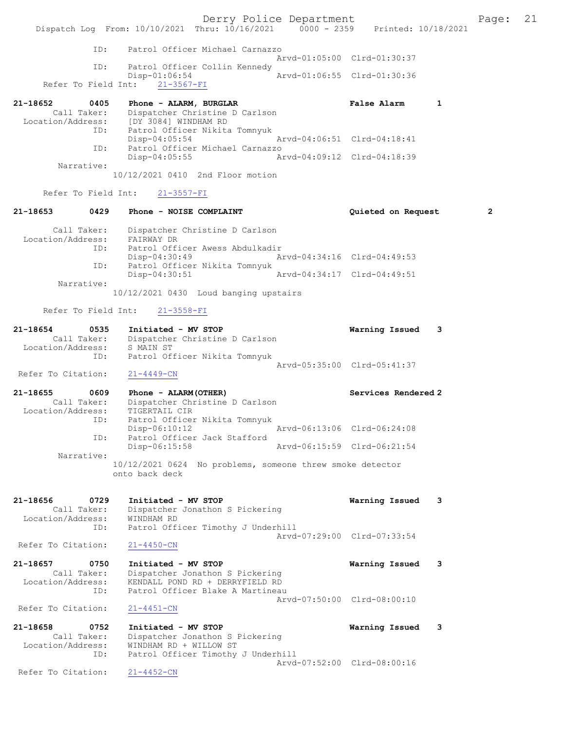ID: Patrol Officer Michael Carnazzo
Arvd-01:05:00 Clrd-01:30:37
ID: Patrol Officer Collin Kennedy
Disp-01:06:54 Arvd-01:06:55 Clrd-01:30:36
Refer To Field Int: 21-3567-FI

**21-18652 0405 Phone - ALARM, BURGLAR** False Alarm 1
Call Taker: Dispatcher Christine D Carlson
Location/Address: [DY 3084] WINDHAM RD
ID: Patrol Officer Nikita Tomnyuk
Disp-04:05:54 Arvd-04:06:51 Clrd-04:18:41
ID: Patrol Officer Michael Carnazzo
Disp-04:05:55 Arvd-04:09:12 Clrd-04:18:39
Narrative:
10/12/2021 0410 2nd Floor motion

Refer To Field Int: 21-3557-FI

**21-18653 0429 Phone - NOISE COMPLAINT** Quieted on Request 2

Call Taker: Dispatcher Christine D Carlson
Location/Address: FAIRWAY DR
ID: Patrol Officer Awess Abdulkadir
Disp-04:30:49 Arvd-04:34:16 Clrd-04:49:53
ID: Patrol Officer Nikita Tomnyuk
Disp-04:30:51 Arvd-04:34:17 Clrd-04:49:51
Narrative:
10/12/2021 0430 Loud banging upstairs

Refer To Field Int: 21-3558-FI

**21-18654 0535 Initiated - MV STOP** Warning Issued 3
Call Taker: Dispatcher Christine D Carlson
Location/Address: S MAIN ST
ID: Patrol Officer Nikita Tomnyuk
Arvd-05:35:00 Clrd-05:41:37
Refer To Citation: 21-4449-CN

**21-18655 0609 Phone - ALARM(OTHER)** Services Rendered 2
Call Taker: Dispatcher Christine D Carlson
Location/Address: TIGERTAIL CIR
ID: Patrol Officer Nikita Tomnyuk
Disp-06:10:12 Arvd-06:13:06 Clrd-06:24:08
ID: Patrol Officer Jack Stafford
Disp-06:15:58 Arvd-06:15:59 Clrd-06:21:54
Narrative:
10/12/2021 0624 No problems, someone threw smoke detector onto back deck

**21-18656 0729 Initiated - MV STOP** Warning Issued 3
Call Taker: Dispatcher Jonathon S Pickering
Location/Address: WINDHAM RD
ID: Patrol Officer Timothy J Underhill
Arvd-07:29:00 Clrd-07:33:54
Refer To Citation: 21-4450-CN

**21-18657 0750 Initiated - MV STOP** Warning Issued 3
Call Taker: Dispatcher Jonathon S Pickering
Location/Address: KENDALL POND RD + DERRYFIELD RD
ID: Patrol Officer Blake A Martineau
Arvd-07:50:00 Clrd-08:00:10
Refer To Citation: 21-4451-CN

**21-18658 0752 Initiated - MV STOP** Warning Issued 3
Call Taker: Dispatcher Jonathon S Pickering
Location/Address: WINDHAM RD + WILLOW ST
ID: Patrol Officer Timothy J Underhill
Arvd-07:52:00 Clrd-08:00:16
Refer To Citation: 21-4452-CN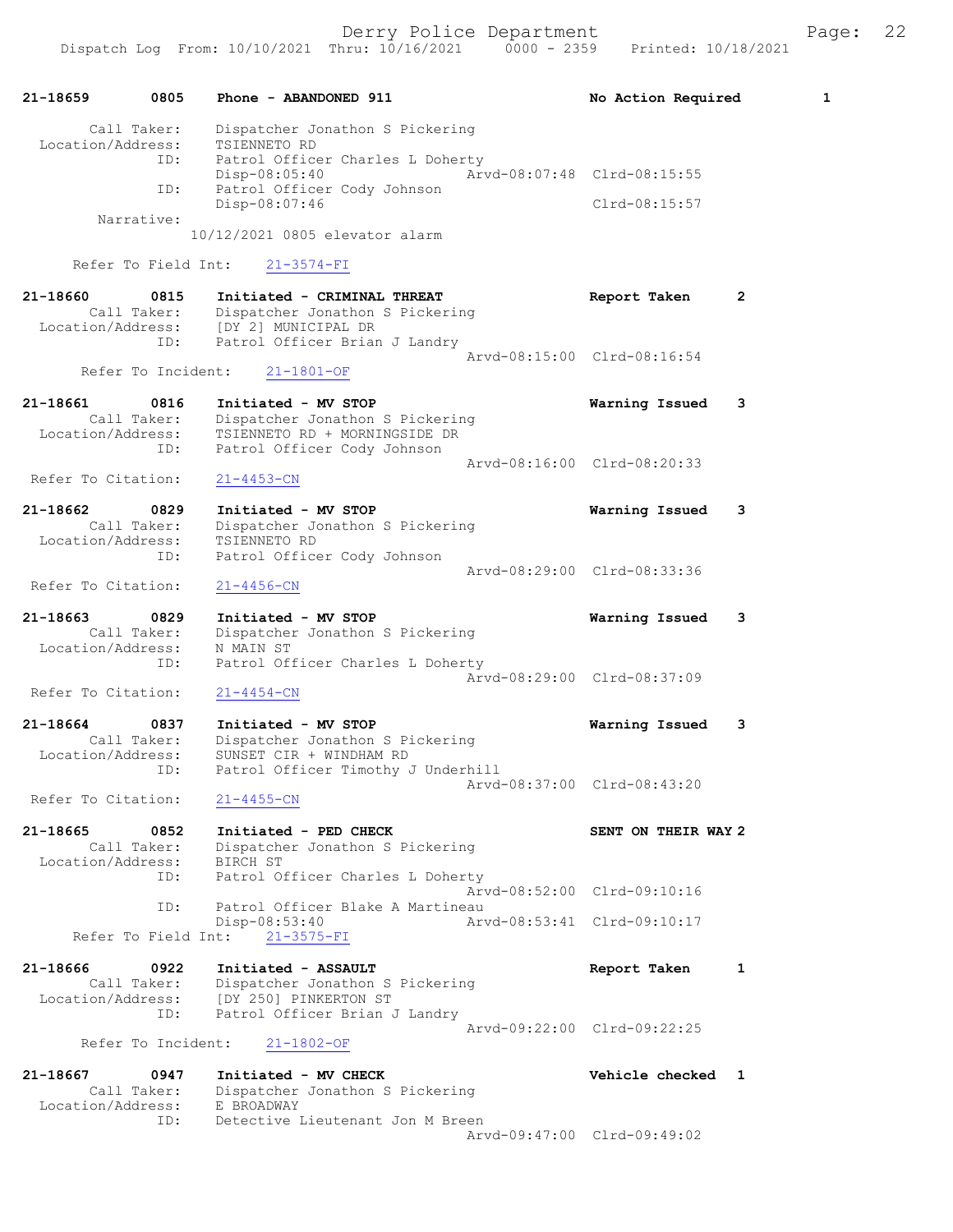21-18659 0805 Phone - ABANDONED 911 No Action Required 1

Call Taker: Dispatcher Jonathon S Pickering
Location/Address: TSIENNETO RD
ID: Patrol Officer Charles L Doherty
Disp-08:05:40 Arvd-08:07:48 Clrd-08:15:55
ID: Patrol Officer Cody Johnson
Disp-08:07:46 Clrd-08:15:57
Narrative:
10/12/2021 0805 elevator alarm

Refer To Field Int: 21-3574-FI

21-18660 0815 Initiated - CRIMINAL THREAT Report Taken 2
Call Taker: Dispatcher Jonathon S Pickering
Location/Address: [DY 2] MUNICIPAL DR
ID: Patrol Officer Brian J Landry
Arvd-08:15:00 Clrd-08:16:54
Refer To Incident: 21-1801-OF

21-18661 0816 Initiated - MV STOP Warning Issued 3
Call Taker: Dispatcher Jonathon S Pickering
Location/Address: TSIENNETO RD + MORNINGSIDE DR
ID: Patrol Officer Cody Johnson
Arvd-08:16:00 Clrd-08:20:33
Refer To Citation: 21-4453-CN

21-18662 0829 Initiated - MV STOP Warning Issued 3
Call Taker: Dispatcher Jonathon S Pickering
Location/Address: TSIENNETO RD
ID: Patrol Officer Cody Johnson
Arvd-08:29:00 Clrd-08:33:36
Refer To Citation: 21-4456-CN

21-18663 0829 Initiated - MV STOP Warning Issued 3
Call Taker: Dispatcher Jonathon S Pickering
Location/Address: N MAIN ST
ID: Patrol Officer Charles L Doherty
Arvd-08:29:00 Clrd-08:37:09
Refer To Citation: 21-4454-CN

21-18664 0837 Initiated - MV STOP Warning Issued 3
Call Taker: Dispatcher Jonathon S Pickering
Location/Address: SUNSET CIR + WINDHAM RD
ID: Patrol Officer Timothy J Underhill
Arvd-08:37:00 Clrd-08:43:20
Refer To Citation: 21-4455-CN

21-18665 0852 Initiated - PED CHECK SENT ON THEIR WAY 2
Call Taker: Dispatcher Jonathon S Pickering
Location/Address: BIRCH ST
ID: Patrol Officer Charles L Doherty
Arvd-08:52:00 Clrd-09:10:16
ID: Patrol Officer Blake A Martineau
Disp-08:53:40 Arvd-08:53:41 Clrd-09:10:17
Refer To Field Int: 21-3575-FI

21-18666 0922 Initiated - ASSAULT Report Taken 1
Call Taker: Dispatcher Jonathon S Pickering
Location/Address: [DY 250] PINKERTON ST
ID: Patrol Officer Brian J Landry
Arvd-09:22:00 Clrd-09:22:25
Refer To Incident: 21-1802-OF

21-18667 0947 Initiated - MV CHECK Vehicle checked 1
Call Taker: Dispatcher Jonathon S Pickering
Location/Address: E BROADWAY
ID: Detective Lieutenant Jon M Breen
Arvd-09:47:00 Clrd-09:49:02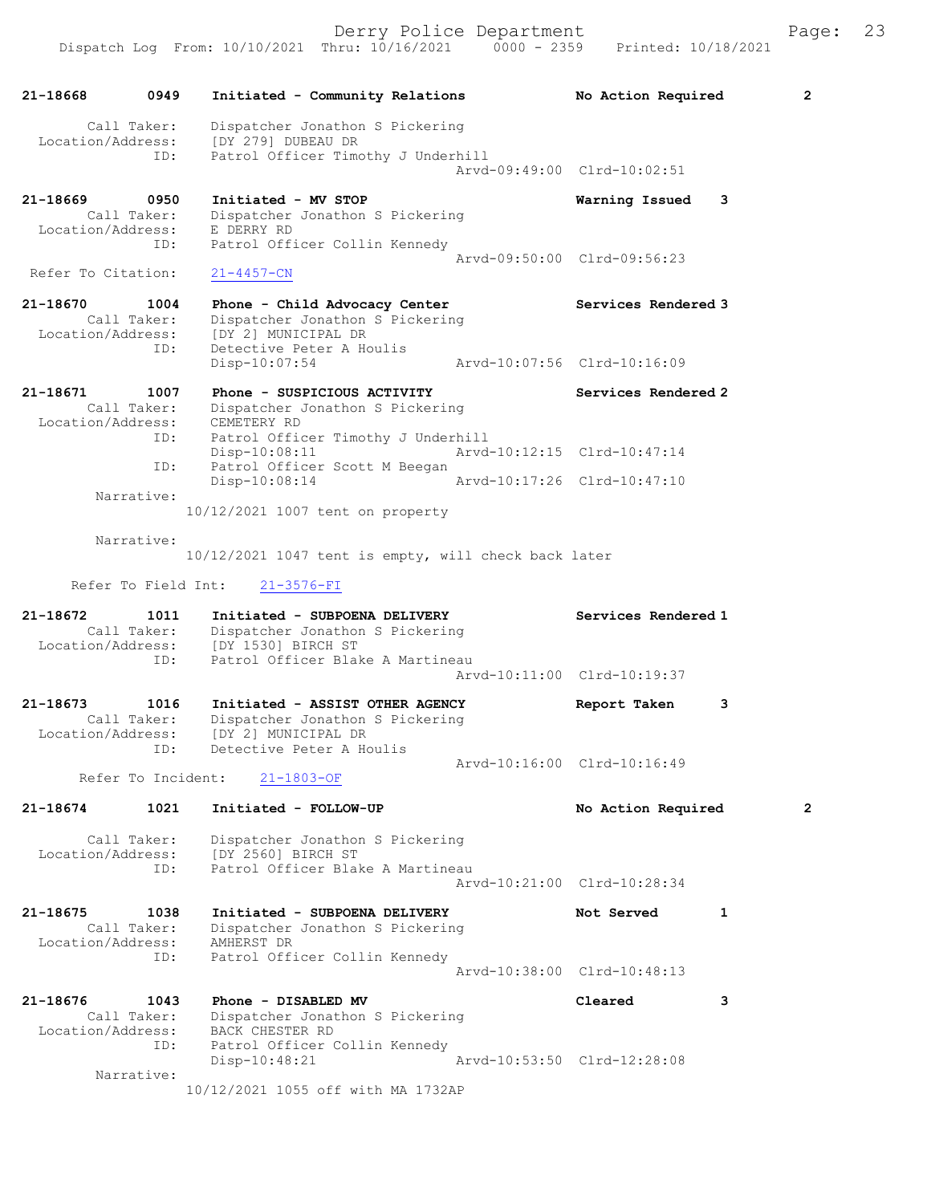21-18668 0949 Initiated - Community Relations No Action Required 2

Call Taker: Dispatcher Jonathon S Pickering
Location/Address: [DY 279] DUBEAU DR
ID: Patrol Officer Timothy J Underhill
Arvd-09:49:00 Clrd-10:02:51

21-18669 0950 Initiated - MV STOP Warning Issued 3
Call Taker: Dispatcher Jonathon S Pickering
Location/Address: E DERRY RD
ID: Patrol Officer Collin Kennedy
Arvd-09:50:00 Clrd-09:56:23
Refer To Citation: 21-4457-CN

21-18670 1004 Phone - Child Advocacy Center Services Rendered 3
Call Taker: Dispatcher Jonathon S Pickering
Location/Address: [DY 2] MUNICIPAL DR
ID: Detective Peter A Houlis
Disp-10:07:54 Arvd-10:07:56 Clrd-10:16:09

21-18671 1007 Phone - SUSPICIOUS ACTIVITY Services Rendered 2
Call Taker: Dispatcher Jonathon S Pickering
Location/Address: CEMETERY RD
ID: Patrol Officer Timothy J Underhill
Disp-10:08:11 Arvd-10:12:15 Clrd-10:47:14
ID: Patrol Officer Scott M Beegan
Disp-10:08:14 Arvd-10:17:26 Clrd-10:47:10
Narrative:
10/12/2021 1007 tent on property

Narrative:
10/12/2021 1047 tent is empty, will check back later

Refer To Field Int: 21-3576-FI

21-18672 1011 Initiated - SUBPOENA DELIVERY Services Rendered 1
Call Taker: Dispatcher Jonathon S Pickering
Location/Address: [DY 1530] BIRCH ST
ID: Patrol Officer Blake A Martineau
Arvd-10:11:00 Clrd-10:19:37

21-18673 1016 Initiated - ASSIST OTHER AGENCY Report Taken 3
Call Taker: Dispatcher Jonathon S Pickering
Location/Address: [DY 2] MUNICIPAL DR
ID: Detective Peter A Houlis
Arvd-10:16:00 Clrd-10:16:49
Refer To Incident: 21-1803-OF

21-18674 1021 Initiated - FOLLOW-UP No Action Required 2

Call Taker: Dispatcher Jonathon S Pickering
Location/Address: [DY 2560] BIRCH ST
ID: Patrol Officer Blake A Martineau
Arvd-10:21:00 Clrd-10:28:34

21-18675 1038 Initiated - SUBPOENA DELIVERY Not Served 1
Call Taker: Dispatcher Jonathon S Pickering
Location/Address: AMHERST DR
ID: Patrol Officer Collin Kennedy
Arvd-10:38:00 Clrd-10:48:13

21-18676 1043 Phone - DISABLED MV Cleared 3
Call Taker: Dispatcher Jonathon S Pickering
Location/Address: BACK CHESTER RD
ID: Patrol Officer Collin Kennedy
Disp-10:48:21 Arvd-10:53:50 Clrd-12:28:08
Narrative:
10/12/2021 1055 off with MA 1732AP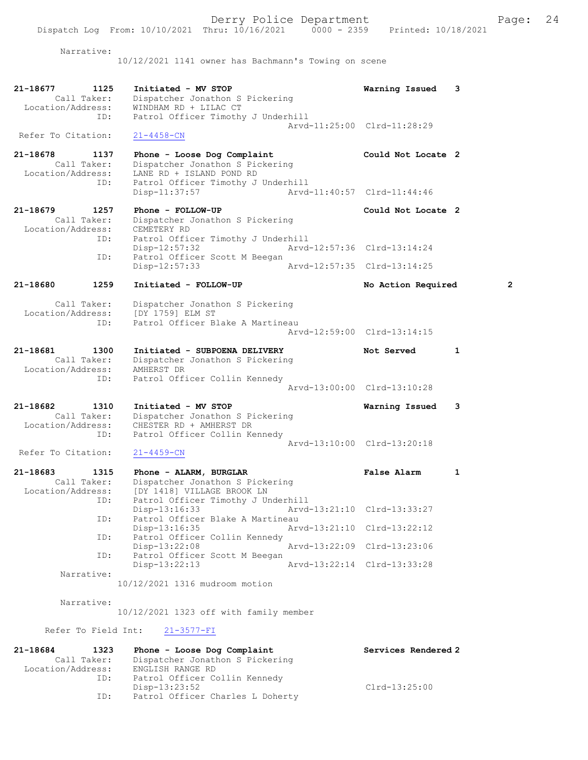Narrative:
10/12/2021 1141 owner has Bachmann's Towing on scene

21-18677 1125 Initiated - MV STOP Warning Issued 3
Call Taker: Dispatcher Jonathon S Pickering
Location/Address: WINDHAM RD + LILAC CT
ID: Patrol Officer Timothy J Underhill
Arvd-11:25:00 Clrd-11:28:29
Refer To Citation: 21-4458-CN

21-18678 1137 Phone - Loose Dog Complaint Could Not Locate 2
Call Taker: Dispatcher Jonathon S Pickering
Location/Address: LANE RD + ISLAND POND RD
ID: Patrol Officer Timothy J Underhill
Disp-11:37:57 Arvd-11:40:57 Clrd-11:44:46

21-18679 1257 Phone - FOLLOW-UP Could Not Locate 2
Call Taker: Dispatcher Jonathon S Pickering
Location/Address: CEMETERY RD
ID: Patrol Officer Timothy J Underhill
Disp-12:57:32 Arvd-12:57:36 Clrd-13:14:24
ID: Patrol Officer Scott M Beegan
Disp-12:57:33 Arvd-12:57:35 Clrd-13:14:25

21-18680 1259 Initiated - FOLLOW-UP No Action Required 2
Call Taker: Dispatcher Jonathon S Pickering
Location/Address: [DY 1759] ELM ST
ID: Patrol Officer Blake A Martineau
Arvd-12:59:00 Clrd-13:14:15

21-18681 1300 Initiated - SUBPOENA DELIVERY Not Served 1
Call Taker: Dispatcher Jonathon S Pickering
Location/Address: AMHERST DR
ID: Patrol Officer Collin Kennedy
Arvd-13:00:00 Clrd-13:10:28

21-18682 1310 Initiated - MV STOP Warning Issued 3
Call Taker: Dispatcher Jonathon S Pickering
Location/Address: CHESTER RD + AMHERST DR
ID: Patrol Officer Collin Kennedy
Arvd-13:10:00 Clrd-13:20:18
Refer To Citation: 21-4459-CN

21-18683 1315 Phone - ALARM, BURGLAR False Alarm 1
Call Taker: Dispatcher Jonathon S Pickering
Location/Address: [DY 1418] VILLAGE BROOK LN
ID: Patrol Officer Timothy J Underhill
Disp-13:16:33 Arvd-13:21:10 Clrd-13:33:27
ID: Patrol Officer Blake A Martineau
Disp-13:16:35 Arvd-13:21:10 Clrd-13:22:12
ID: Patrol Officer Collin Kennedy
Disp-13:22:08 Arvd-13:22:09 Clrd-13:23:06
ID: Patrol Officer Scott M Beegan
Disp-13:22:13 Arvd-13:22:14 Clrd-13:33:28
Narrative:
10/12/2021 1316 mudroom motion

Narrative:
10/12/2021 1323 off with family member

Refer To Field Int: 21-3577-FI

21-18684 1323 Phone - Loose Dog Complaint Services Rendered 2
Call Taker: Dispatcher Jonathon S Pickering
Location/Address: ENGLISH RANGE RD
ID: Patrol Officer Collin Kennedy
Disp-13:23:52 Clrd-13:25:00
ID: Patrol Officer Charles L Doherty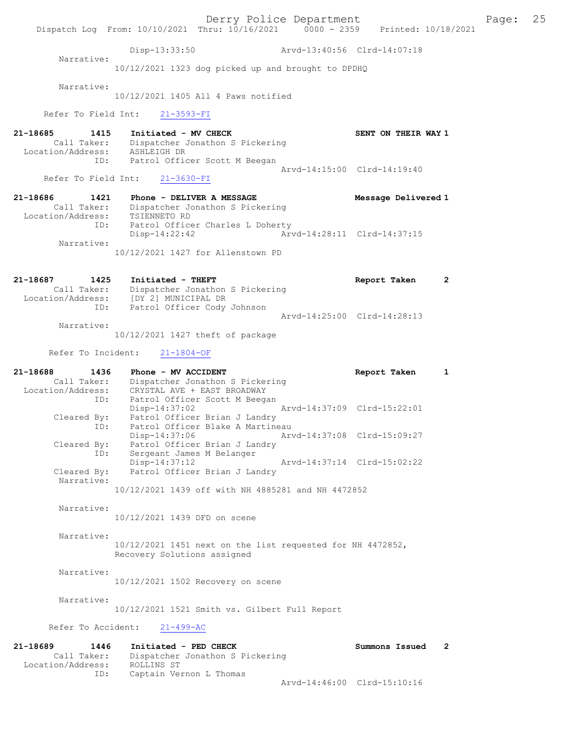Disp-13:33:50 Arvd-13:40:56 Clrd-14:07:18

Narrative:
10/12/2021 1323 dog picked up and brought to DPDHQ

Narrative:
10/12/2021 1405 All 4 Paws notified

Refer To Field Int: 21-3593-FI

**21-18685 1415 Initiated - MV CHECK** SENT ON THEIR WAY 1
Call Taker: Dispatcher Jonathon S Pickering
Location/Address: ASHLEIGH DR
ID: Patrol Officer Scott M Beegan
Arvd-14:15:00 Clrd-14:19:40
Refer To Field Int: 21-3630-FI

**21-18686 1421 Phone - DELIVER A MESSAGE** Message Delivered 1
Call Taker: Dispatcher Jonathon S Pickering
Location/Address: TSIENNETO RD
ID: Patrol Officer Charles L Doherty
Disp-14:22:42 Arvd-14:28:11 Clrd-14:37:15
Narrative:
10/12/2021 1427 for Allenstown PD

**21-18687 1425 Initiated - THEFT** Report Taken 2
Call Taker: Dispatcher Jonathon S Pickering
Location/Address: [DY 2] MUNICIPAL DR
ID: Patrol Officer Cody Johnson
Arvd-14:25:00 Clrd-14:28:13
Narrative:
10/12/2021 1427 theft of package

Refer To Incident: 21-1804-OF

**21-18688 1436 Phone - MV ACCIDENT** Report Taken 1
Call Taker: Dispatcher Jonathon S Pickering
Location/Address: CRYSTAL AVE + EAST BROADWAY
ID: Patrol Officer Scott M Beegan
Disp-14:37:02 Arvd-14:37:09 Clrd-15:22:01
Cleared By: Patrol Officer Brian J Landry
ID: Patrol Officer Blake A Martineau
Disp-14:37:06 Arvd-14:37:08 Clrd-15:09:27
Cleared By: Patrol Officer Brian J Landry
ID: Sergeant James M Belanger
Disp-14:37:12 Arvd-14:37:14 Clrd-15:02:22
Cleared By: Patrol Officer Brian J Landry
Narrative:
10/12/2021 1439 off with NH 4885281 and NH 4472852

Narrative:
10/12/2021 1439 DFD on scene

Narrative:
10/12/2021 1451 next on the list requested for NH 4472852, Recovery Solutions assigned

Narrative:
10/12/2021 1502 Recovery on scene

Narrative:
10/12/2021 1521 Smith vs. Gilbert Full Report

Refer To Accident: 21-499-AC

**21-18689 1446 Initiated - PED CHECK** Summons Issued 2
Call Taker: Dispatcher Jonathon S Pickering
Location/Address: ROLLINS ST
ID: Captain Vernon L Thomas
Arvd-14:46:00 Clrd-15:10:16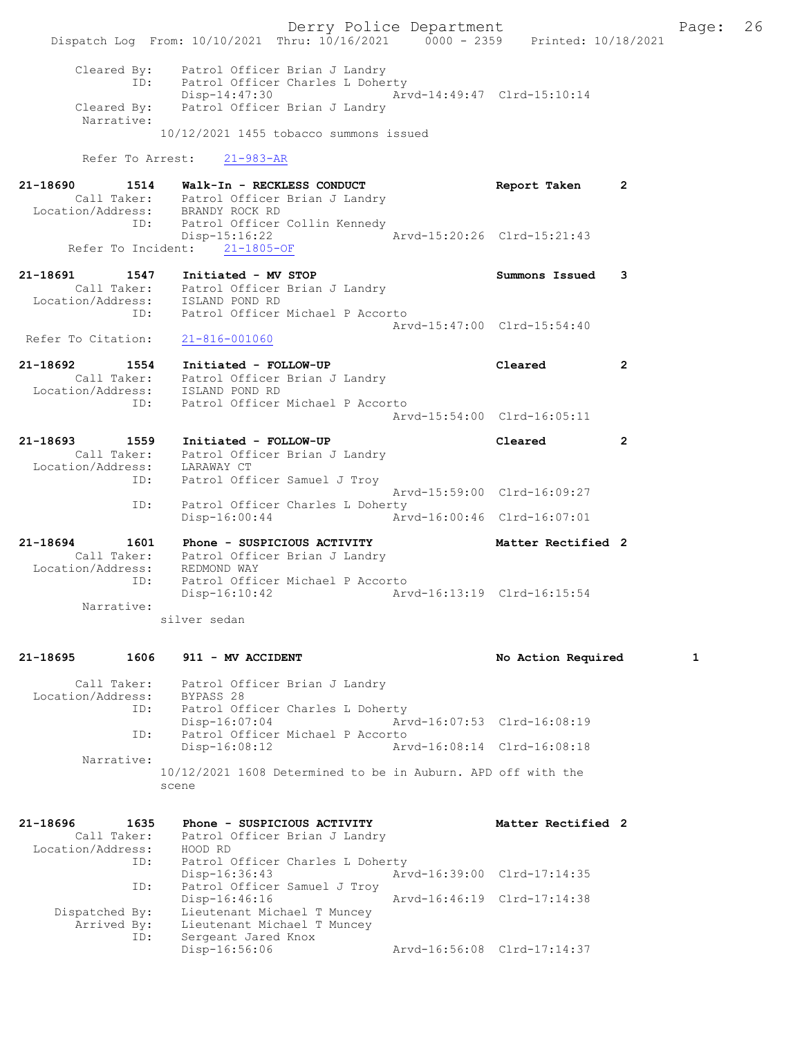```
        Cleared By:    Patrol Officer Brian J Landry
                ID:    Patrol Officer Charles L Doherty
                       Disp-14:47:30                Arvd-14:49:47  Clrd-15:10:14
        Cleared By:    Patrol Officer Brian J Landry
         Narrative:
                       10/12/2021 1455 tobacco summons issued

       Refer To Arrest:    21-983-AR

21-18690        1514   Walk-In - RECKLESS CONDUCT                   Report Taken     2
        Call Taker:    Patrol Officer Brian J Landry
  Location/Address:    BRANDY ROCK RD
                ID:    Patrol Officer Collin Kennedy
                       Disp-15:16:22                Arvd-15:20:26  Clrd-15:21:43
     Refer To Incident:    21-1805-OF

21-18691        1547   Initiated - MV STOP                          Summons Issued   3
        Call Taker:    Patrol Officer Brian J Landry
  Location/Address:    ISLAND POND RD
                ID:    Patrol Officer Michael P Accorto
                                                    Arvd-15:47:00  Clrd-15:54:40
 Refer To Citation:    21-816-001060

21-18692        1554   Initiated - FOLLOW-UP                        Cleared          2
        Call Taker:    Patrol Officer Brian J Landry
  Location/Address:    ISLAND POND RD
                ID:    Patrol Officer Michael P Accorto
                                                    Arvd-15:54:00  Clrd-16:05:11

21-18693        1559   Initiated - FOLLOW-UP                        Cleared          2
        Call Taker:    Patrol Officer Brian J Landry
  Location/Address:    LARAWAY CT
                ID:    Patrol Officer Samuel J Troy
                                                    Arvd-15:59:00  Clrd-16:09:27
                ID:    Patrol Officer Charles L Doherty
                       Disp-16:00:44                Arvd-16:00:46  Clrd-16:07:01

21-18694        1601   Phone - SUSPICIOUS ACTIVITY                  Matter Rectified 2
        Call Taker:    Patrol Officer Brian J Landry
  Location/Address:    REDMOND WAY
                ID:    Patrol Officer Michael P Accorto
                       Disp-16:10:42                Arvd-16:13:19  Clrd-16:15:54
         Narrative:
                       silver sedan

21-18695        1606   911 - MV ACCIDENT                            No Action Required       1

        Call Taker:    Patrol Officer Brian J Landry
  Location/Address:    BYPASS 28
                ID:    Patrol Officer Charles L Doherty
                       Disp-16:07:04                Arvd-16:07:53  Clrd-16:08:19
                ID:    Patrol Officer Michael P Accorto
                       Disp-16:08:12                Arvd-16:08:14  Clrd-16:08:18
         Narrative:
                       10/12/2021 1608 Determined to be in Auburn. APD off with the
                       scene

21-18696        1635   Phone - SUSPICIOUS ACTIVITY                  Matter Rectified 2
        Call Taker:    Patrol Officer Brian J Landry
  Location/Address:    HOOD RD
                ID:    Patrol Officer Charles L Doherty
                       Disp-16:36:43                Arvd-16:39:00  Clrd-17:14:35
                ID:    Patrol Officer Samuel J Troy
                       Disp-16:46:16                Arvd-16:46:19  Clrd-17:14:38
     Dispatched By:    Lieutenant Michael T Muncey
        Arrived By:    Lieutenant Michael T Muncey
                ID:    Sergeant Jared Knox
                       Disp-16:56:06                Arvd-16:56:08  Clrd-17:14:37
```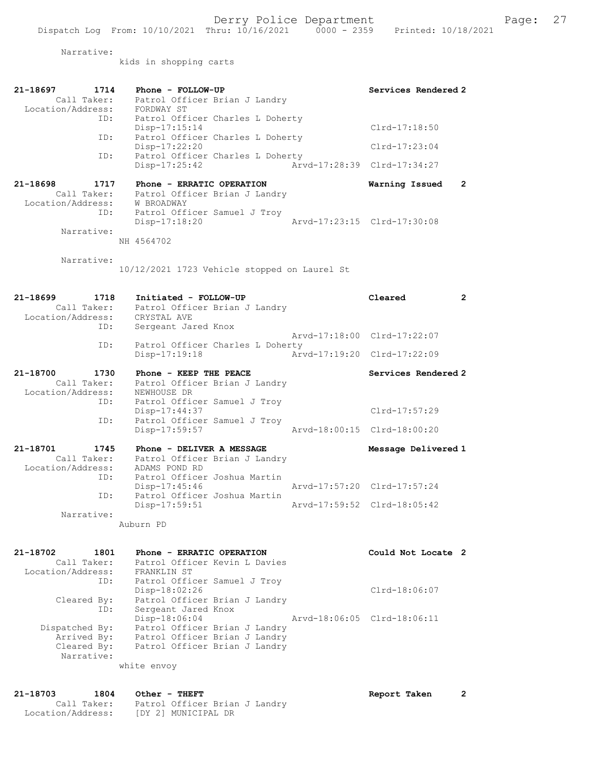Narrative:
kids in shopping carts

```
21-18697     1714    Phone - FOLLOW-UP                              Services Rendered 2
        Call Taker:  Patrol Officer Brian J Landry
  Location/Address:  FORDWAY ST
               ID:   Patrol Officer Charles L Doherty
                     Disp-17:15:14                                  Clrd-17:18:50
               ID:   Patrol Officer Charles L Doherty
                     Disp-17:22:20                                  Clrd-17:23:04
               ID:   Patrol Officer Charles L Doherty
                     Disp-17:25:42              Arvd-17:28:39  Clrd-17:34:27

21-18698     1717    Phone - ERRATIC OPERATION                      Warning Issued   2
        Call Taker:  Patrol Officer Brian J Landry
  Location/Address:  W BROADWAY
               ID:   Patrol Officer Samuel J Troy
                     Disp-17:18:20              Arvd-17:23:15  Clrd-17:30:08
        Narrative:
                     NH 4564702

        Narrative:
                     10/12/2021 1723 Vehicle stopped on Laurel St

21-18699     1718    Initiated - FOLLOW-UP                          Cleared          2
        Call Taker:  Patrol Officer Brian J Landry
  Location/Address:  CRYSTAL AVE
               ID:   Sergeant Jared Knox
                                                Arvd-17:18:00  Clrd-17:22:07
               ID:   Patrol Officer Charles L Doherty
                     Disp-17:19:18              Arvd-17:19:20  Clrd-17:22:09

21-18700     1730    Phone - KEEP THE PEACE                         Services Rendered 2
        Call Taker:  Patrol Officer Brian J Landry
  Location/Address:  NEWHOUSE DR
               ID:   Patrol Officer Samuel J Troy
                     Disp-17:44:37                                  Clrd-17:57:29
               ID:   Patrol Officer Samuel J Troy
                     Disp-17:59:57              Arvd-18:00:15  Clrd-18:00:20

21-18701     1745    Phone - DELIVER A MESSAGE                      Message Delivered 1
        Call Taker:  Patrol Officer Brian J Landry
  Location/Address:  ADAMS POND RD
               ID:   Patrol Officer Joshua Martin
                     Disp-17:45:46              Arvd-17:57:20  Clrd-17:57:24
               ID:   Patrol Officer Joshua Martin
                     Disp-17:59:51              Arvd-17:59:52  Clrd-18:05:42
        Narrative:
                     Auburn PD

21-18702     1801    Phone - ERRATIC OPERATION                      Could Not Locate 2
        Call Taker:  Patrol Officer Kevin L Davies
  Location/Address:  FRANKLIN ST
               ID:   Patrol Officer Samuel J Troy
                     Disp-18:02:26                                  Clrd-18:06:07
       Cleared By:   Patrol Officer Brian J Landry
               ID:   Sergeant Jared Knox
                     Disp-18:06:04              Arvd-18:06:05  Clrd-18:06:11
    Dispatched By:   Patrol Officer Brian J Landry
       Arrived By:   Patrol Officer Brian J Landry
       Cleared By:   Patrol Officer Brian J Landry
        Narrative:
                     white envoy

21-18703     1804    Other - THEFT                                  Report Taken     2
        Call Taker:  Patrol Officer Brian J Landry
  Location/Address:  [DY 2] MUNICIPAL DR
```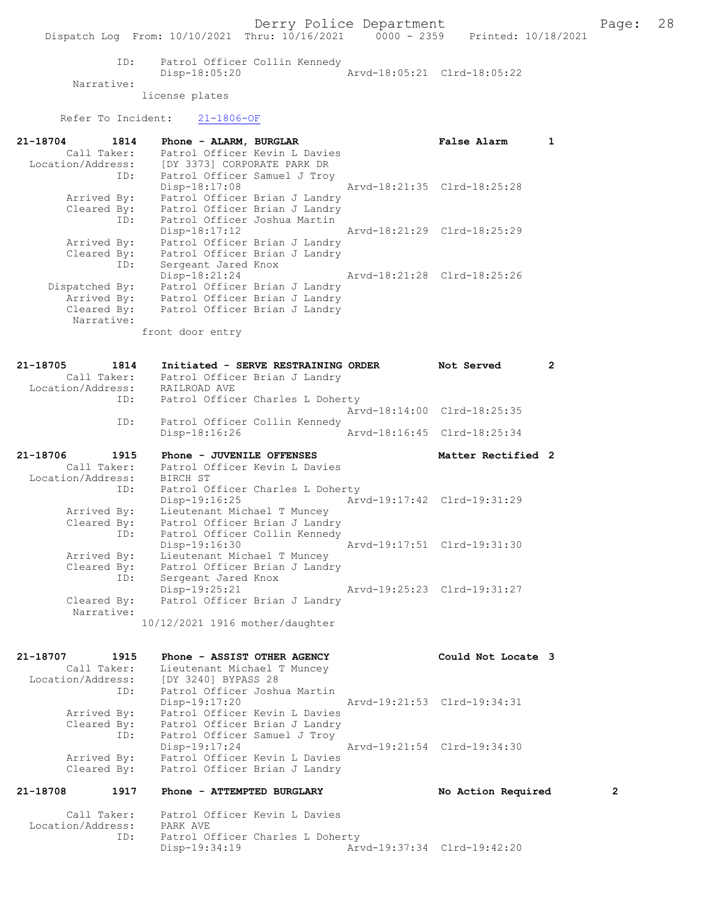```
            ID:     Patrol Officer Collin Kennedy
                    Disp-18:05:20                 Arvd-18:05:21  Clrd-18:05:22
        Narrative:
                  license plates

      Refer To Incident:    21-1806-OF

21-18704        1814    Phone - ALARM, BURGLAR                      False Alarm       1
         Call Taker:    Patrol Officer Kevin L Davies
   Location/Address:    [DY 3373] CORPORATE PARK DR
                 ID:    Patrol Officer Samuel J Troy
                        Disp-18:17:08                 Arvd-18:21:35  Clrd-18:25:28
         Arrived By:    Patrol Officer Brian J Landry
         Cleared By:    Patrol Officer Brian J Landry
                 ID:    Patrol Officer Joshua Martin
                        Disp-18:17:12                 Arvd-18:21:29  Clrd-18:25:29
         Arrived By:    Patrol Officer Brian J Landry
         Cleared By:    Patrol Officer Brian J Landry
                 ID:    Sergeant Jared Knox
                        Disp-18:21:24                 Arvd-18:21:28  Clrd-18:25:26
      Dispatched By:    Patrol Officer Brian J Landry
         Arrived By:    Patrol Officer Brian J Landry
         Cleared By:    Patrol Officer Brian J Landry
          Narrative:
                  front door entry


21-18705        1814    Initiated - SERVE RESTRAINING ORDER        Not Served        2
         Call Taker:    Patrol Officer Brian J Landry
   Location/Address:    RAILROAD AVE
                 ID:    Patrol Officer Charles L Doherty
                                                      Arvd-18:14:00  Clrd-18:25:35
                 ID:    Patrol Officer Collin Kennedy
                        Disp-18:16:26                 Arvd-18:16:45  Clrd-18:25:34

21-18706        1915    Phone - JUVENILE OFFENSES                  Matter Rectified 2
         Call Taker:    Patrol Officer Kevin L Davies
   Location/Address:    BIRCH ST
                 ID:    Patrol Officer Charles L Doherty
                        Disp-19:16:25                 Arvd-19:17:42  Clrd-19:31:29
         Arrived By:    Lieutenant Michael T Muncey
         Cleared By:    Patrol Officer Brian J Landry
                 ID:    Patrol Officer Collin Kennedy
                        Disp-19:16:30                 Arvd-19:17:51  Clrd-19:31:30
         Arrived By:    Lieutenant Michael T Muncey
         Cleared By:    Patrol Officer Brian J Landry
                 ID:    Sergeant Jared Knox
                        Disp-19:25:21                 Arvd-19:25:23  Clrd-19:31:27
         Cleared By:    Patrol Officer Brian J Landry
          Narrative:
                  10/12/2021 1916 mother/daughter


21-18707        1915    Phone - ASSIST OTHER AGENCY                Could Not Locate 3
         Call Taker:    Lieutenant Michael T Muncey
   Location/Address:    [DY 3240] BYPASS 28
                 ID:    Patrol Officer Joshua Martin
                        Disp-19:17:20                 Arvd-19:21:53  Clrd-19:34:31
         Arrived By:    Patrol Officer Kevin L Davies
         Cleared By:    Patrol Officer Brian J Landry
                 ID:    Patrol Officer Samuel J Troy
                        Disp-19:17:24                 Arvd-19:21:54  Clrd-19:34:30
         Arrived By:    Patrol Officer Kevin L Davies
         Cleared By:    Patrol Officer Brian J Landry

21-18708        1917    Phone - ATTEMPTED BURGLARY                 No Action Required        2

         Call Taker:    Patrol Officer Kevin L Davies
   Location/Address:    PARK AVE
                 ID:    Patrol Officer Charles L Doherty
                        Disp-19:34:19                 Arvd-19:37:34  Clrd-19:42:20
```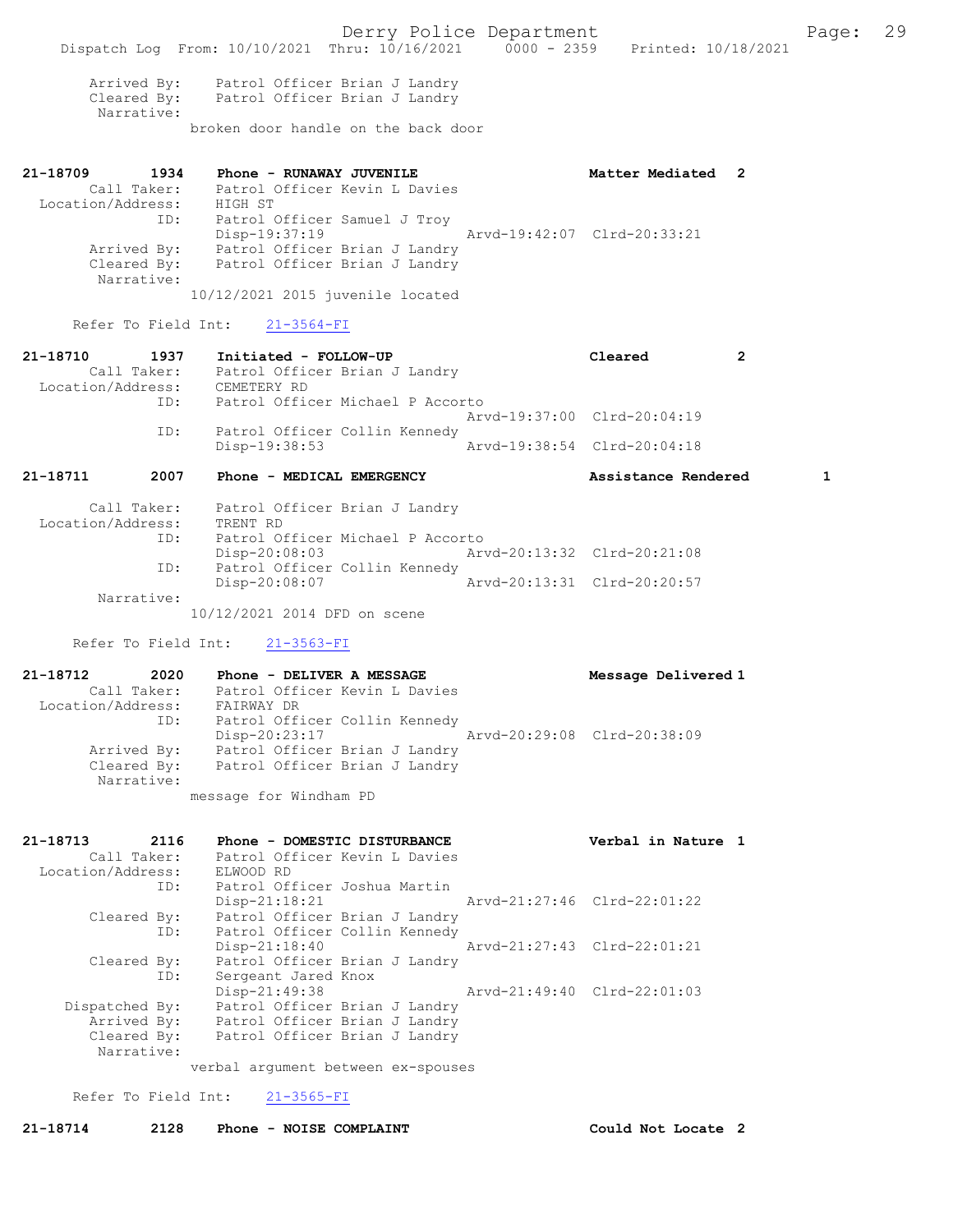```
        Arrived By:     Patrol Officer Brian J Landry
        Cleared By:     Patrol Officer Brian J Landry
         Narrative:
                      broken door handle on the back door


21-18709        1934       Phone - RUNAWAY JUVENILE                        Matter Mediated  2
          Call Taker:      Patrol Officer Kevin L Davies
   Location/Address:       HIGH ST
                  ID:      Patrol Officer Samuel J Troy
                           Disp-19:37:19                   Arvd-19:42:07  Clrd-20:33:21
         Arrived By:       Patrol Officer Brian J Landry
         Cleared By:       Patrol Officer Brian J Landry
          Narrative:
                      10/12/2021 2015 juvenile located

      Refer To Field Int:      21-3564-FI

21-18710        1937       Initiated - FOLLOW-UP                           Cleared          2
          Call Taker:      Patrol Officer Brian J Landry
   Location/Address:       CEMETERY RD
                  ID:      Patrol Officer Michael P Accorto
                                                           Arvd-19:37:00  Clrd-20:04:19
                  ID:      Patrol Officer Collin Kennedy
                           Disp-19:38:53                   Arvd-19:38:54  Clrd-20:04:18

21-18711        2007       Phone - MEDICAL EMERGENCY                       Assistance Rendered       1

          Call Taker:      Patrol Officer Brian J Landry
   Location/Address:       TRENT RD
                  ID:      Patrol Officer Michael P Accorto
                           Disp-20:08:03                   Arvd-20:13:32  Clrd-20:21:08
                  ID:      Patrol Officer Collin Kennedy
                           Disp-20:08:07                   Arvd-20:13:31  Clrd-20:20:57
          Narrative:
                      10/12/2021 2014 DFD on scene

      Refer To Field Int:      21-3563-FI

21-18712        2020       Phone - DELIVER A MESSAGE                       Message Delivered 1
          Call Taker:      Patrol Officer Kevin L Davies
   Location/Address:       FAIRWAY DR
                  ID:      Patrol Officer Collin Kennedy
                           Disp-20:23:17                   Arvd-20:29:08  Clrd-20:38:09
         Arrived By:       Patrol Officer Brian J Landry
         Cleared By:       Patrol Officer Brian J Landry
          Narrative:
                      message for Windham PD


21-18713        2116       Phone - DOMESTIC DISTURBANCE                    Verbal in Nature 1
          Call Taker:      Patrol Officer Kevin L Davies
   Location/Address:       ELWOOD RD
                  ID:      Patrol Officer Joshua Martin
                           Disp-21:18:21                   Arvd-21:27:46  Clrd-22:01:22
         Cleared By:       Patrol Officer Brian J Landry
                  ID:      Patrol Officer Collin Kennedy
                           Disp-21:18:40                   Arvd-21:27:43  Clrd-22:01:21
         Cleared By:       Patrol Officer Brian J Landry
                  ID:      Sergeant Jared Knox
                           Disp-21:49:38                   Arvd-21:49:40  Clrd-22:01:03
      Dispatched By:       Patrol Officer Brian J Landry
         Arrived By:       Patrol Officer Brian J Landry
         Cleared By:       Patrol Officer Brian J Landry
          Narrative:
                      verbal argument between ex-spouses

      Refer To Field Int:      21-3565-FI

21-18714        2128       Phone - NOISE COMPLAINT                         Could Not Locate 2
```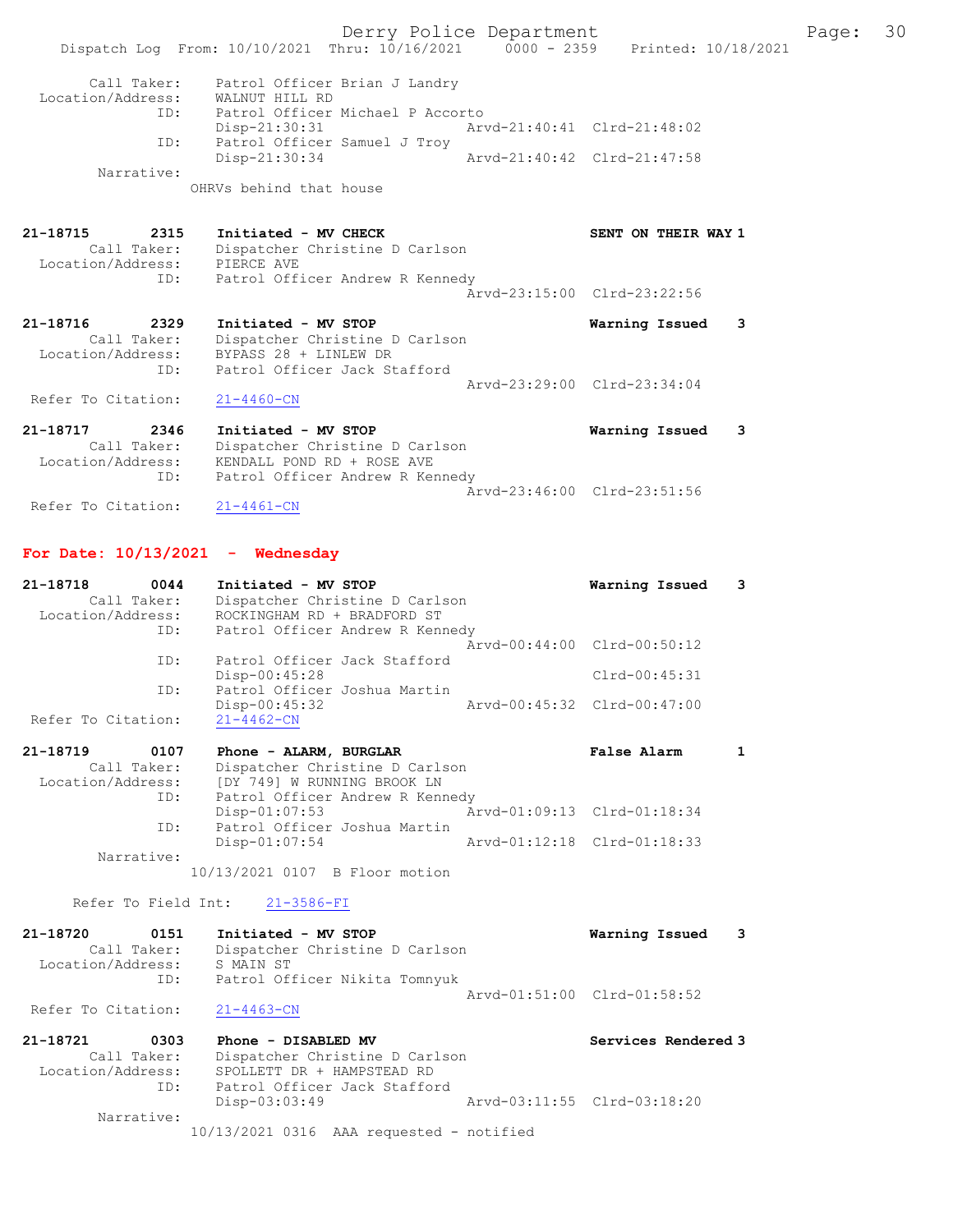```
        Call Taker:    Patrol Officer Brian J Landry
  Location/Address:    WALNUT HILL RD
                ID:    Patrol Officer Michael P Accorto
                       Disp-21:30:31                Arvd-21:40:41  Clrd-21:48:02
                ID:    Patrol Officer Samuel J Troy
                       Disp-21:30:34                Arvd-21:40:42  Clrd-21:47:58
         Narrative:
                     OHRVs behind that house


21-18715        2315   Initiated - MV CHECK                         SENT ON THEIR WAY 1
        Call Taker:    Dispatcher Christine D Carlson
  Location/Address:    PIERCE AVE
                ID:    Patrol Officer Andrew R Kennedy
                                                    Arvd-23:15:00  Clrd-23:22:56

21-18716        2329   Initiated - MV STOP                          Warning Issued    3
        Call Taker:    Dispatcher Christine D Carlson
  Location/Address:    BYPASS 28 + LINLEW DR
                ID:    Patrol Officer Jack Stafford
                                                    Arvd-23:29:00  Clrd-23:34:04
 Refer To Citation:    21-4460-CN

21-18717        2346   Initiated - MV STOP                          Warning Issued    3
        Call Taker:    Dispatcher Christine D Carlson
  Location/Address:    KENDALL POND RD + ROSE AVE
                ID:    Patrol Officer Andrew R Kennedy
                                                    Arvd-23:46:00  Clrd-23:51:56
 Refer To Citation:    21-4461-CN
```

## For Date: 10/13/2021 - Wednesday

```
21-18718        0044   Initiated - MV STOP                          Warning Issued    3
        Call Taker:    Dispatcher Christine D Carlson
  Location/Address:    ROCKINGHAM RD + BRADFORD ST
                ID:    Patrol Officer Andrew R Kennedy
                                                    Arvd-00:44:00  Clrd-00:50:12
                ID:    Patrol Officer Jack Stafford
                       Disp-00:45:28                               Clrd-00:45:31
                ID:    Patrol Officer Joshua Martin
                       Disp-00:45:32                Arvd-00:45:32  Clrd-00:47:00
 Refer To Citation:    21-4462-CN

21-18719        0107   Phone - ALARM, BURGLAR                       False Alarm       1
        Call Taker:    Dispatcher Christine D Carlson
  Location/Address:    [DY 749] W RUNNING BROOK LN
                ID:    Patrol Officer Andrew R Kennedy
                       Disp-01:07:53                Arvd-01:09:13  Clrd-01:18:34
                ID:    Patrol Officer Joshua Martin
                       Disp-01:07:54                Arvd-01:12:18  Clrd-01:18:33
         Narrative:
                     10/13/2021 0107  B Floor motion

      Refer To Field Int:     21-3586-FI

21-18720        0151   Initiated - MV STOP                          Warning Issued    3
        Call Taker:    Dispatcher Christine D Carlson
  Location/Address:    S MAIN ST
                ID:    Patrol Officer Nikita Tomnyuk
                                                    Arvd-01:51:00  Clrd-01:58:52
 Refer To Citation:    21-4463-CN

21-18721        0303   Phone - DISABLED MV                          Services Rendered 3
        Call Taker:    Dispatcher Christine D Carlson
  Location/Address:    SPOLLETT DR + HAMPSTEAD RD
                ID:    Patrol Officer Jack Stafford
                       Disp-03:03:49                Arvd-03:11:55  Clrd-03:18:20
         Narrative:
                     10/13/2021 0316  AAA requested - notified
```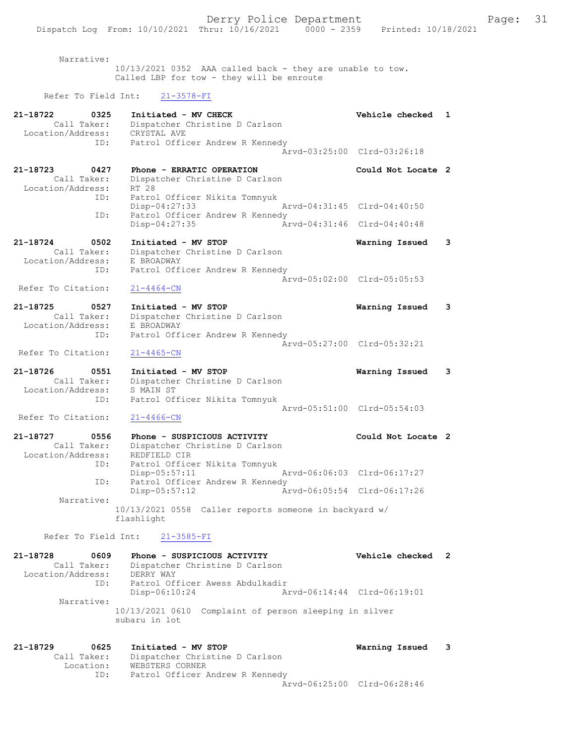Narrative:
10/13/2021 0352 AAA called back - they are unable to tow.
Called LBP for tow - they will be enroute

Refer To Field Int: 21-3578-FI

**21-18722 0325 Initiated - MV CHECK** — Vehicle checked 1
Call Taker: Dispatcher Christine D Carlson
Location/Address: CRYSTAL AVE
ID: Patrol Officer Andrew R Kennedy
Arvd-03:25:00 Clrd-03:26:18

**21-18723 0427 Phone - ERRATIC OPERATION** — Could Not Locate 2
Call Taker: Dispatcher Christine D Carlson
Location/Address: RT 28
ID: Patrol Officer Nikita Tomnyuk
Disp-04:27:33 Arvd-04:31:45 Clrd-04:40:50
ID: Patrol Officer Andrew R Kennedy
Disp-04:27:35 Arvd-04:31:46 Clrd-04:40:48

**21-18724 0502 Initiated - MV STOP** — Warning Issued 3
Call Taker: Dispatcher Christine D Carlson
Location/Address: E BROADWAY
ID: Patrol Officer Andrew R Kennedy
Arvd-05:02:00 Clrd-05:05:53
Refer To Citation: 21-4464-CN

**21-18725 0527 Initiated - MV STOP** — Warning Issued 3
Call Taker: Dispatcher Christine D Carlson
Location/Address: E BROADWAY
ID: Patrol Officer Andrew R Kennedy
Arvd-05:27:00 Clrd-05:32:21
Refer To Citation: 21-4465-CN

**21-18726 0551 Initiated - MV STOP** — Warning Issued 3
Call Taker: Dispatcher Christine D Carlson
Location/Address: S MAIN ST
ID: Patrol Officer Nikita Tomnyuk
Arvd-05:51:00 Clrd-05:54:03
Refer To Citation: 21-4466-CN

**21-18727 0556 Phone - SUSPICIOUS ACTIVITY** — Could Not Locate 2
Call Taker: Dispatcher Christine D Carlson
Location/Address: REDFIELD CIR
ID: Patrol Officer Nikita Tomnyuk
Disp-05:57:11 Arvd-06:06:03 Clrd-06:17:27
ID: Patrol Officer Andrew R Kennedy
Disp-05:57:12 Arvd-06:05:54 Clrd-06:17:26
Narrative:
10/13/2021 0558 Caller reports someone in backyard w/ flashlight

Refer To Field Int: 21-3585-FI

**21-18728 0609 Phone - SUSPICIOUS ACTIVITY** — Vehicle checked 2
Call Taker: Dispatcher Christine D Carlson
Location/Address: DERRY WAY
ID: Patrol Officer Awess Abdulkadir
Disp-06:10:24 Arvd-06:14:44 Clrd-06:19:01
Narrative:
10/13/2021 0610 Complaint of person sleeping in silver subaru in lot

**21-18729 0625 Initiated - MV STOP** — Warning Issued 3
Call Taker: Dispatcher Christine D Carlson
Location: WEBSTERS CORNER
ID: Patrol Officer Andrew R Kennedy
Arvd-06:25:00 Clrd-06:28:46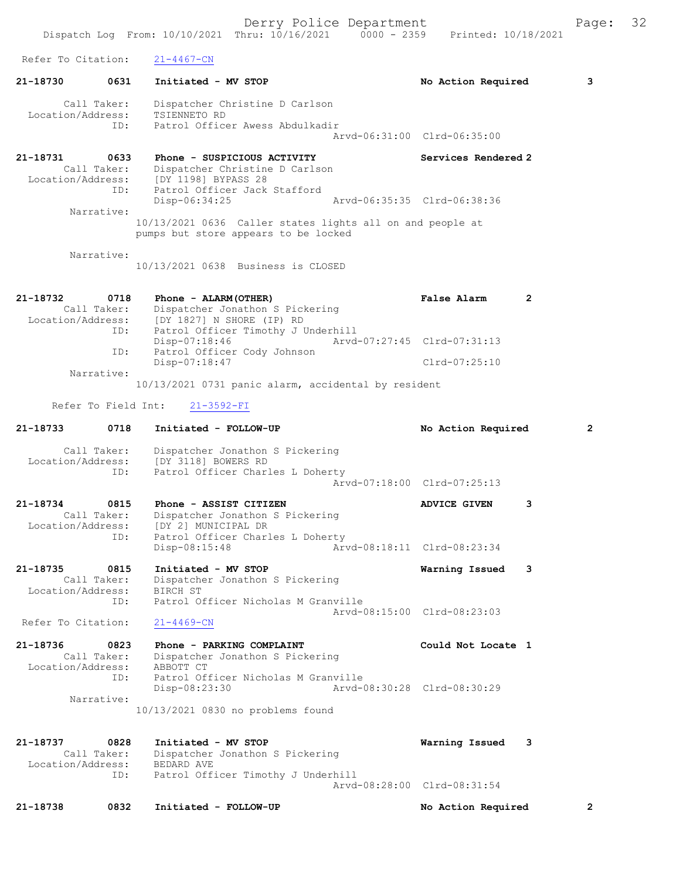Refer To Citation: 21-4467-CN

21-18730 0631 Initiated - MV STOP No Action Required 3

Call Taker: Dispatcher Christine D Carlson
Location/Address: TSIENNETO RD
ID: Patrol Officer Awess Abdulkadir
Arvd-06:31:00 Clrd-06:35:00

21-18731 0633 Phone - SUSPICIOUS ACTIVITY Services Rendered 2
Call Taker: Dispatcher Christine D Carlson
Location/Address: [DY 1198] BYPASS 28
ID: Patrol Officer Jack Stafford
Disp-06:34:25 Arvd-06:35:35 Clrd-06:38:36
Narrative:
10/13/2021 0636 Caller states lights all on and people at pumps but store appears to be locked

Narrative:
10/13/2021 0638 Business is CLOSED

21-18732 0718 Phone - ALARM(OTHER) False Alarm 2
Call Taker: Dispatcher Jonathon S Pickering
Location/Address: [DY 1827] N SHORE (IP) RD
ID: Patrol Officer Timothy J Underhill
Disp-07:18:46 Arvd-07:27:45 Clrd-07:31:13
ID: Patrol Officer Cody Johnson
Disp-07:18:47 Clrd-07:25:10
Narrative:
10/13/2021 0731 panic alarm, accidental by resident

Refer To Field Int: 21-3592-FI

21-18733 0718 Initiated - FOLLOW-UP No Action Required 2

Call Taker: Dispatcher Jonathon S Pickering
Location/Address: [DY 3118] BOWERS RD
ID: Patrol Officer Charles L Doherty
Arvd-07:18:00 Clrd-07:25:13

21-18734 0815 Phone - ASSIST CITIZEN ADVICE GIVEN 3
Call Taker: Dispatcher Jonathon S Pickering
Location/Address: [DY 2] MUNICIPAL DR
ID: Patrol Officer Charles L Doherty
Disp-08:15:48 Arvd-08:18:11 Clrd-08:23:34

21-18735 0815 Initiated - MV STOP Warning Issued 3
Call Taker: Dispatcher Jonathon S Pickering
Location/Address: BIRCH ST
ID: Patrol Officer Nicholas M Granville
Arvd-08:15:00 Clrd-08:23:03
Refer To Citation: 21-4469-CN

21-18736 0823 Phone - PARKING COMPLAINT Could Not Locate 1
Call Taker: Dispatcher Jonathon S Pickering
Location/Address: ABBOTT CT
ID: Patrol Officer Nicholas M Granville
Disp-08:23:30 Arvd-08:30:28 Clrd-08:30:29
Narrative:
10/13/2021 0830 no problems found

21-18737 0828 Initiated - MV STOP Warning Issued 3
Call Taker: Dispatcher Jonathon S Pickering
Location/Address: BEDARD AVE
ID: Patrol Officer Timothy J Underhill
Arvd-08:28:00 Clrd-08:31:54

21-18738 0832 Initiated - FOLLOW-UP No Action Required 2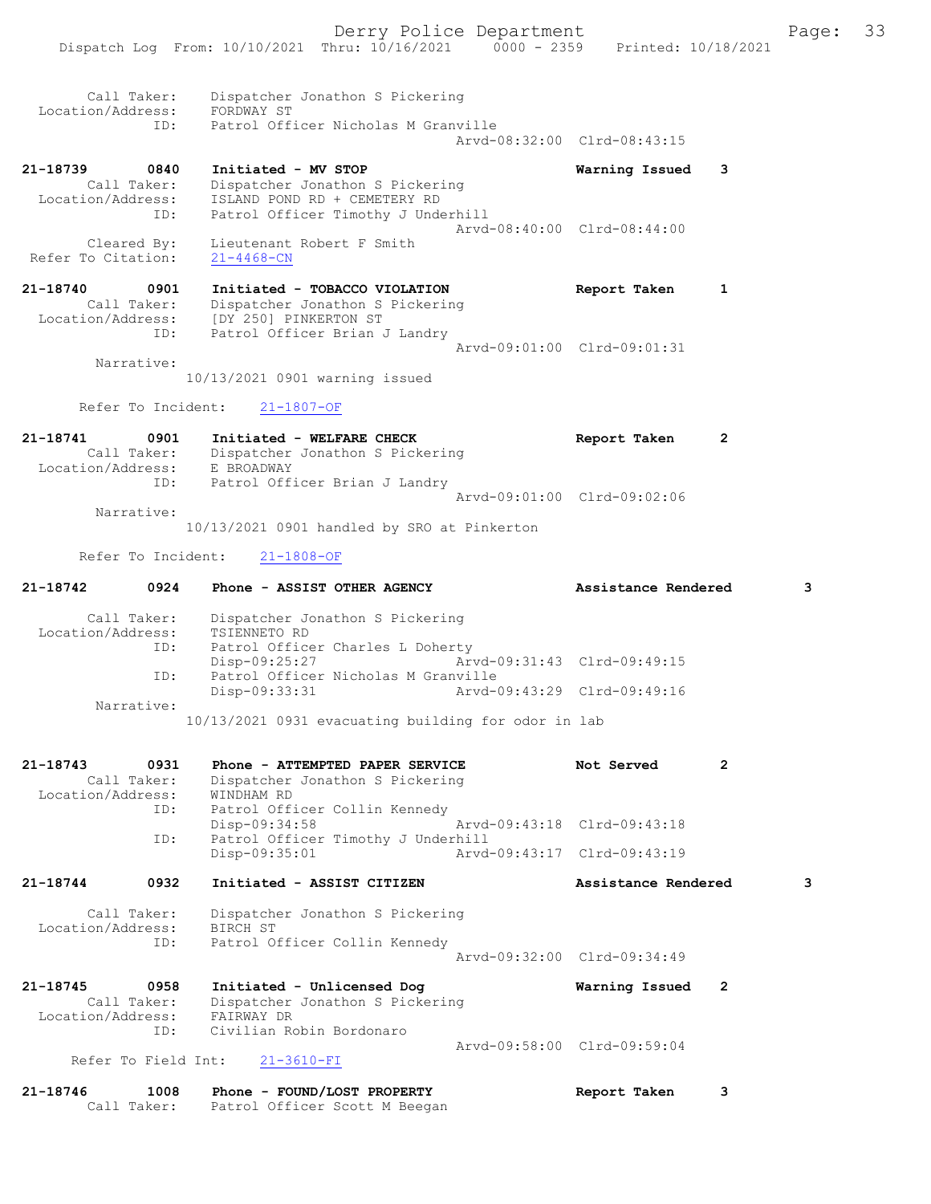```
 Call Taker:       Dispatcher Jonathon S Pickering
 Location/Address:  FORDWAY ST
               ID:  Patrol Officer Nicholas M Granville
                                                  Arvd-08:32:00  Clrd-08:43:15

21-18739       0840  Initiated - MV STOP                        Warning Issued   3
       Call Taker:  Dispatcher Jonathon S Pickering
 Location/Address:  ISLAND POND RD + CEMETERY RD
               ID:  Patrol Officer Timothy J Underhill
                                                  Arvd-08:40:00  Clrd-08:44:00
       Cleared By:  Lieutenant Robert F Smith
 Refer To Citation:  21-4468-CN

21-18740       0901  Initiated - TOBACCO VIOLATION              Report Taken     1
       Call Taker:  Dispatcher Jonathon S Pickering
 Location/Address:  [DY 250] PINKERTON ST
               ID:  Patrol Officer Brian J Landry
                                                  Arvd-09:01:00  Clrd-09:01:31
        Narrative:
              10/13/2021 0901 warning issued

      Refer To Incident:   21-1807-OF

21-18741       0901  Initiated - WELFARE CHECK                  Report Taken     2
       Call Taker:  Dispatcher Jonathon S Pickering
 Location/Address:  E BROADWAY
               ID:  Patrol Officer Brian J Landry
                                                  Arvd-09:01:00  Clrd-09:02:06
        Narrative:
              10/13/2021 0901 handled by SRO at Pinkerton

      Refer To Incident:   21-1808-OF

21-18742       0924  Phone - ASSIST OTHER AGENCY                Assistance Rendered       3

       Call Taker:  Dispatcher Jonathon S Pickering
 Location/Address:  TSIENNETO RD
               ID:  Patrol Officer Charles L Doherty
                    Disp-09:25:27                 Arvd-09:31:43  Clrd-09:49:15
               ID:  Patrol Officer Nicholas M Granville
                    Disp-09:33:31                 Arvd-09:43:29  Clrd-09:49:16
        Narrative:
              10/13/2021 0931 evacuating building for odor in lab

21-18743       0931  Phone - ATTEMPTED PAPER SERVICE            Not Served       2
       Call Taker:  Dispatcher Jonathon S Pickering
 Location/Address:  WINDHAM RD
               ID:  Patrol Officer Collin Kennedy
                    Disp-09:34:58                 Arvd-09:43:18  Clrd-09:43:18
               ID:  Patrol Officer Timothy J Underhill
                    Disp-09:35:01                 Arvd-09:43:17  Clrd-09:43:19

21-18744       0932  Initiated - ASSIST CITIZEN                 Assistance Rendered       3

       Call Taker:  Dispatcher Jonathon S Pickering
 Location/Address:  BIRCH ST
               ID:  Patrol Officer Collin Kennedy
                                                  Arvd-09:32:00  Clrd-09:34:49

21-18745       0958  Initiated - Unlicensed Dog                 Warning Issued   2
       Call Taker:  Dispatcher Jonathon S Pickering
 Location/Address:  FAIRWAY DR
               ID:  Civilian Robin Bordonaro
                                                  Arvd-09:58:00  Clrd-09:59:04
     Refer To Field Int:   21-3610-FI

21-18746       1008  Phone - FOUND/LOST PROPERTY                Report Taken     3
       Call Taker:  Patrol Officer Scott M Beegan
```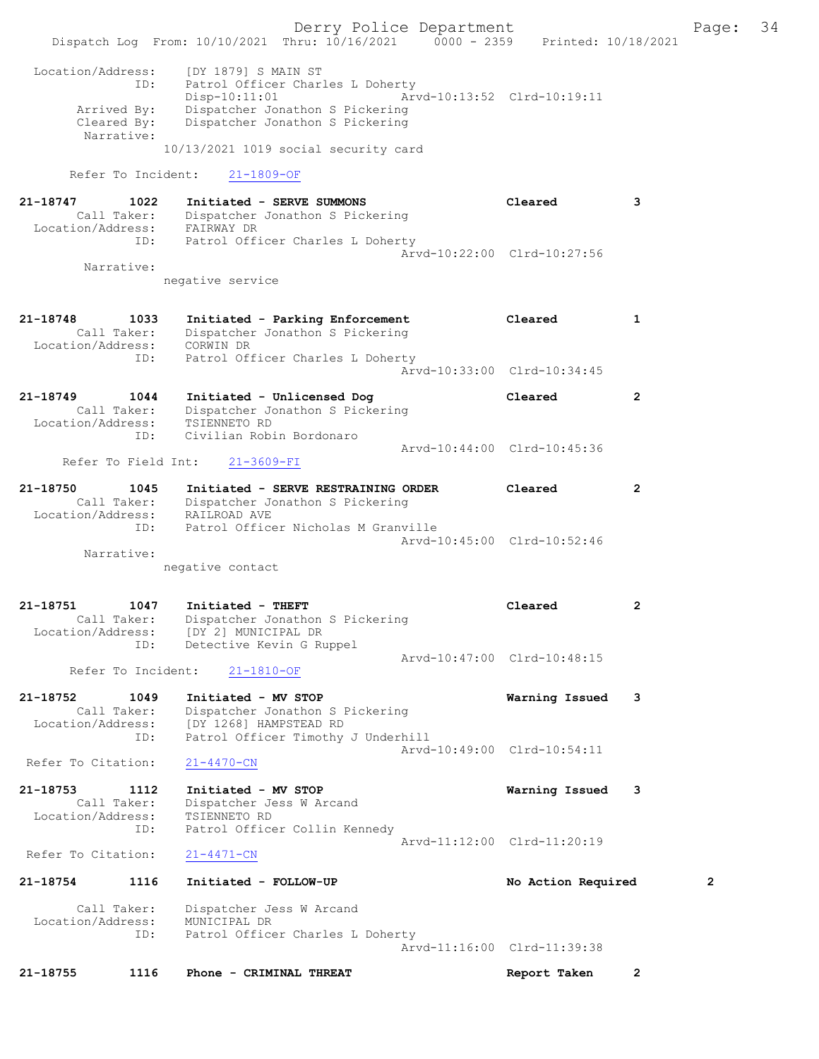```
 Location/Address:    [DY 1879] S MAIN ST
               ID:    Patrol Officer Charles L Doherty
                      Disp-10:11:01              Arvd-10:13:52  Clrd-10:19:11
      Arrived By:     Dispatcher Jonathon S Pickering
      Cleared By:     Dispatcher Jonathon S Pickering
       Narrative:
                  10/13/2021 1019 social security card

      Refer To Incident:    21-1809-OF

21-18747        1022    Initiated - SERVE SUMMONS                 Cleared          3
        Call Taker:    Dispatcher Jonathon S Pickering
  Location/Address:    FAIRWAY DR
                ID:    Patrol Officer Charles L Doherty
                                                 Arvd-10:22:00  Clrd-10:27:56
         Narrative:
                  negative service

21-18748        1033    Initiated - Parking Enforcement           Cleared          1
        Call Taker:    Dispatcher Jonathon S Pickering
  Location/Address:    CORWIN DR
                ID:    Patrol Officer Charles L Doherty
                                                 Arvd-10:33:00  Clrd-10:34:45

21-18749        1044    Initiated - Unlicensed Dog                Cleared          2
        Call Taker:    Dispatcher Jonathon S Pickering
  Location/Address:    TSIENNETO RD
                ID:    Civilian Robin Bordonaro
                                                 Arvd-10:44:00  Clrd-10:45:36
     Refer To Field Int:    21-3609-FI

21-18750        1045    Initiated - SERVE RESTRAINING ORDER       Cleared          2
        Call Taker:    Dispatcher Jonathon S Pickering
  Location/Address:    RAILROAD AVE
                ID:    Patrol Officer Nicholas M Granville
                                                 Arvd-10:45:00  Clrd-10:52:46
         Narrative:
                  negative contact

21-18751        1047    Initiated - THEFT                         Cleared          2
        Call Taker:    Dispatcher Jonathon S Pickering
  Location/Address:    [DY 2] MUNICIPAL DR
                ID:    Detective Kevin G Ruppel
                                                 Arvd-10:47:00  Clrd-10:48:15
      Refer To Incident:    21-1810-OF

21-18752        1049    Initiated - MV STOP                       Warning Issued   3
        Call Taker:    Dispatcher Jonathon S Pickering
  Location/Address:    [DY 1268] HAMPSTEAD RD
                ID:    Patrol Officer Timothy J Underhill
                                                 Arvd-10:49:00  Clrd-10:54:11
 Refer To Citation:    21-4470-CN

21-18753        1112    Initiated - MV STOP                       Warning Issued   3
        Call Taker:    Dispatcher Jess W Arcand
  Location/Address:    TSIENNETO RD
                ID:    Patrol Officer Collin Kennedy
                                                 Arvd-11:12:00  Clrd-11:20:19
 Refer To Citation:    21-4471-CN

21-18754        1116    Initiated - FOLLOW-UP                     No Action Required         2

        Call Taker:    Dispatcher Jess W Arcand
  Location/Address:    MUNICIPAL DR
                ID:    Patrol Officer Charles L Doherty
                                                 Arvd-11:16:00  Clrd-11:39:38

21-18755        1116    Phone - CRIMINAL THREAT                   Report Taken     2
```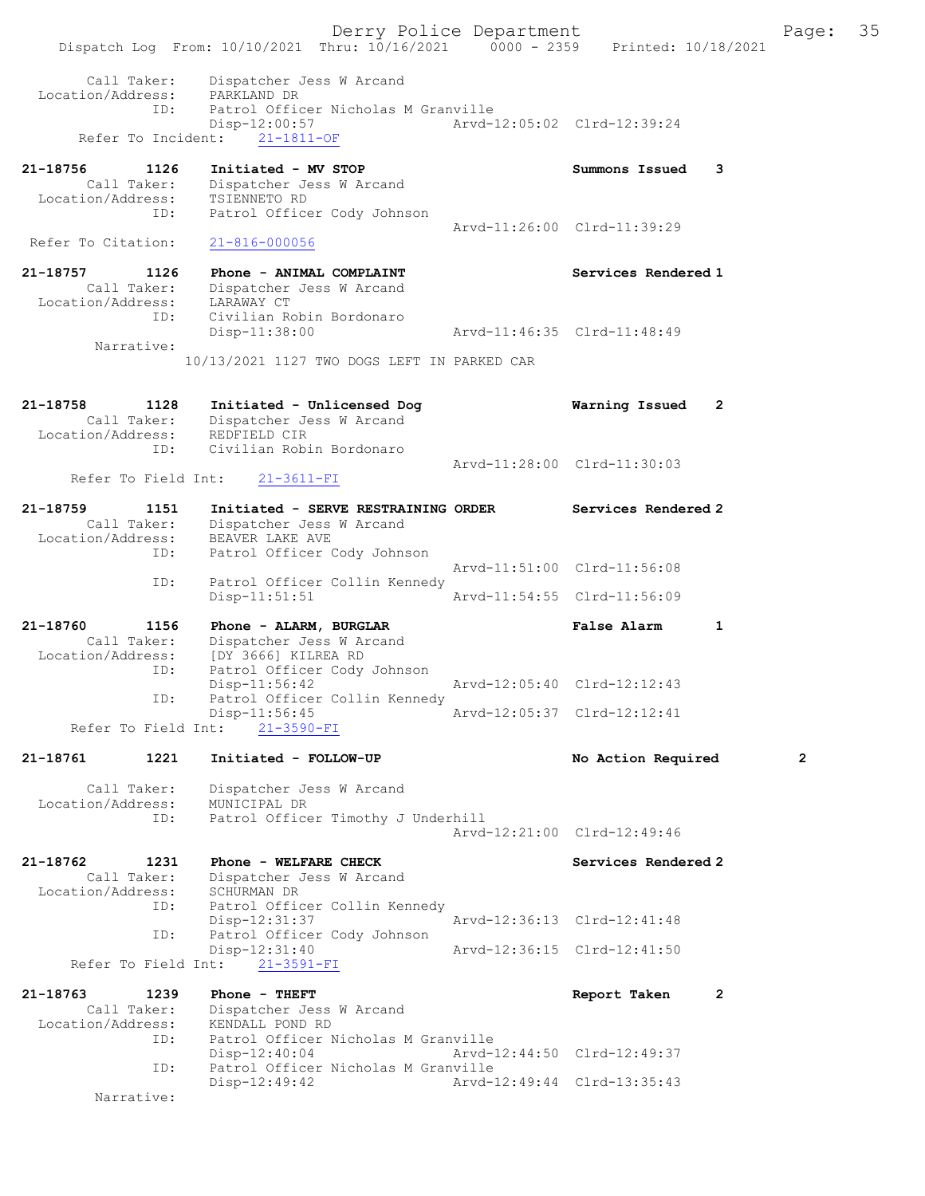```
        Call Taker:    Dispatcher Jess W Arcand
  Location/Address:    PARKLAND DR
                ID:    Patrol Officer Nicholas M Granville
                       Disp-12:00:57                Arvd-12:05:02  Clrd-12:39:24
      Refer To Incident:    21-1811-OF

21-18756       1126    Initiated - MV STOP                         Summons Issued    3
        Call Taker:    Dispatcher Jess W Arcand
  Location/Address:    TSIENNETO RD
                ID:    Patrol Officer Cody Johnson
                                                    Arvd-11:26:00  Clrd-11:39:29
   Refer To Citation:    21-816-000056

21-18757       1126    Phone - ANIMAL COMPLAINT                    Services Rendered 1
        Call Taker:    Dispatcher Jess W Arcand
  Location/Address:    LARAWAY CT
                ID:    Civilian Robin Bordonaro
                       Disp-11:38:00                Arvd-11:46:35  Clrd-11:48:49
         Narrative:
                     10/13/2021 1127 TWO DOGS LEFT IN PARKED CAR

21-18758       1128    Initiated - Unlicensed Dog                  Warning Issued    2
        Call Taker:    Dispatcher Jess W Arcand
  Location/Address:    REDFIELD CIR
                ID:    Civilian Robin Bordonaro
                                                    Arvd-11:28:00  Clrd-11:30:03
     Refer To Field Int:    21-3611-FI

21-18759       1151    Initiated - SERVE RESTRAINING ORDER         Services Rendered 2
        Call Taker:    Dispatcher Jess W Arcand
  Location/Address:    BEAVER LAKE AVE
                ID:    Patrol Officer Cody Johnson
                                                    Arvd-11:51:00  Clrd-11:56:08
                ID:    Patrol Officer Collin Kennedy
                       Disp-11:51:51                Arvd-11:54:55  Clrd-11:56:09

21-18760       1156    Phone - ALARM, BURGLAR                      False Alarm       1
        Call Taker:    Dispatcher Jess W Arcand
  Location/Address:    [DY 3666] KILREA RD
                ID:    Patrol Officer Cody Johnson
                       Disp-11:56:42                Arvd-12:05:40  Clrd-12:12:43
                ID:    Patrol Officer Collin Kennedy
                       Disp-11:56:45                Arvd-12:05:37  Clrd-12:12:41
     Refer To Field Int:    21-3590-FI

21-18761       1221    Initiated - FOLLOW-UP                       No Action Required        2

        Call Taker:    Dispatcher Jess W Arcand
  Location/Address:    MUNICIPAL DR
                ID:    Patrol Officer Timothy J Underhill
                                                    Arvd-12:21:00  Clrd-12:49:46

21-18762       1231    Phone - WELFARE CHECK                       Services Rendered 2
        Call Taker:    Dispatcher Jess W Arcand
  Location/Address:    SCHURMAN DR
                ID:    Patrol Officer Collin Kennedy
                       Disp-12:31:37                Arvd-12:36:13  Clrd-12:41:48
                ID:    Patrol Officer Cody Johnson
                       Disp-12:31:40                Arvd-12:36:15  Clrd-12:41:50
     Refer To Field Int:    21-3591-FI

21-18763       1239    Phone - THEFT                               Report Taken      2
        Call Taker:    Dispatcher Jess W Arcand
  Location/Address:    KENDALL POND RD
                ID:    Patrol Officer Nicholas M Granville
                       Disp-12:40:04                Arvd-12:44:50  Clrd-12:49:37
                ID:    Patrol Officer Nicholas M Granville
                       Disp-12:49:42                Arvd-12:49:44  Clrd-13:35:43
         Narrative:
```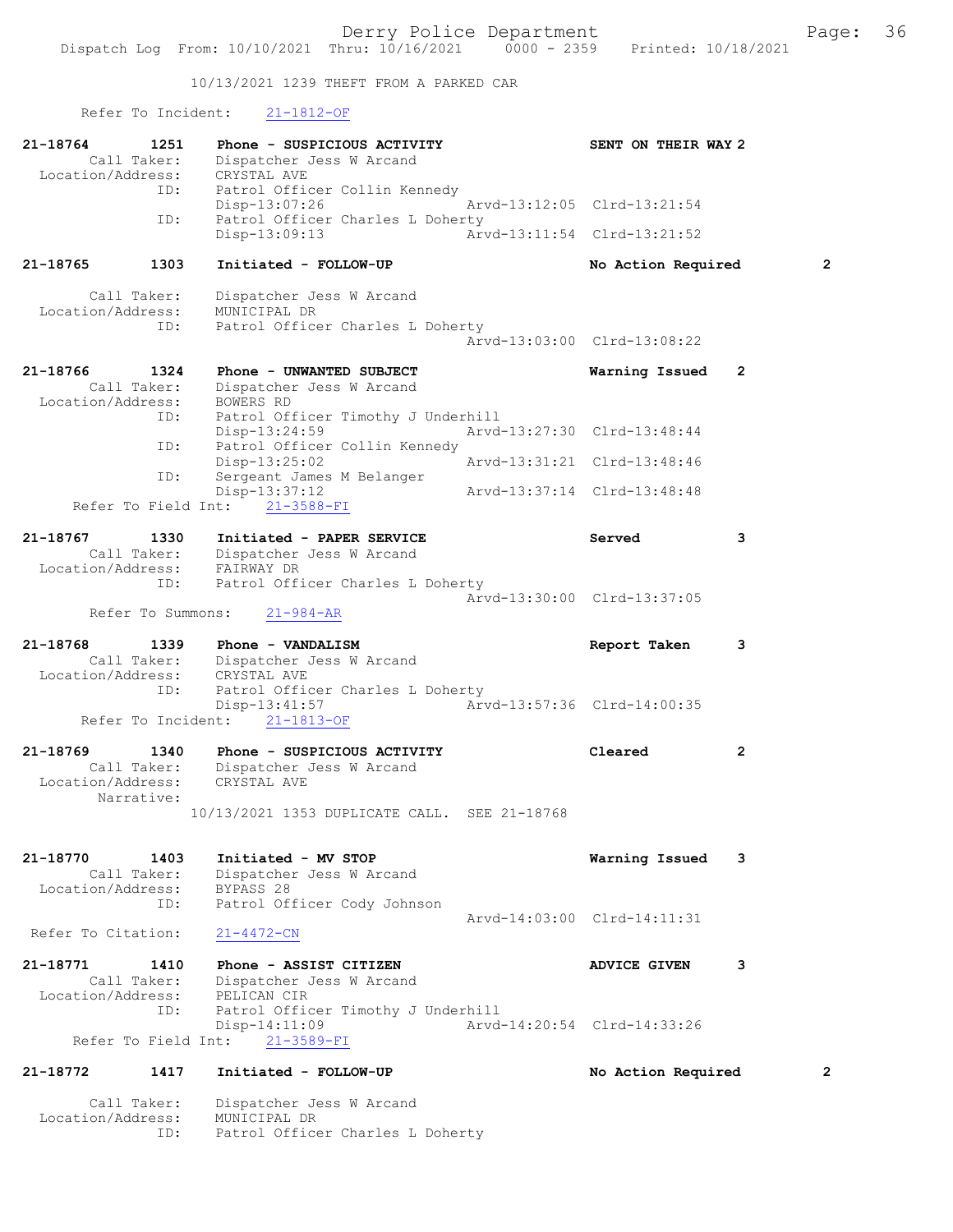10/13/2021 1239 THEFT FROM A PARKED CAR

Refer To Incident: 21-1812-OF

21-18764 1251 Phone - SUSPICIOUS ACTIVITY SENT ON THEIR WAY 2
Call Taker: Dispatcher Jess W Arcand
Location/Address: CRYSTAL AVE
ID: Patrol Officer Collin Kennedy
Disp-13:07:26 Arvd-13:12:05 Clrd-13:21:54
ID: Patrol Officer Charles L Doherty
Disp-13:09:13 Arvd-13:11:54 Clrd-13:21:52

21-18765 1303 Initiated - FOLLOW-UP No Action Required 2

Call Taker: Dispatcher Jess W Arcand
Location/Address: MUNICIPAL DR
ID: Patrol Officer Charles L Doherty
Arvd-13:03:00 Clrd-13:08:22

21-18766 1324 Phone - UNWANTED SUBJECT Warning Issued 2
Call Taker: Dispatcher Jess W Arcand
Location/Address: BOWERS RD
ID: Patrol Officer Timothy J Underhill
Disp-13:24:59 Arvd-13:27:30 Clrd-13:48:44
ID: Patrol Officer Collin Kennedy
Disp-13:25:02 Arvd-13:31:21 Clrd-13:48:46
ID: Sergeant James M Belanger
Disp-13:37:12 Arvd-13:37:14 Clrd-13:48:48
Refer To Field Int: 21-3588-FI

21-18767 1330 Initiated - PAPER SERVICE Served 3
Call Taker: Dispatcher Jess W Arcand
Location/Address: FAIRWAY DR
ID: Patrol Officer Charles L Doherty
Arvd-13:30:00 Clrd-13:37:05
Refer To Summons: 21-984-AR

21-18768 1339 Phone - VANDALISM Report Taken 3
Call Taker: Dispatcher Jess W Arcand
Location/Address: CRYSTAL AVE
ID: Patrol Officer Charles L Doherty
Disp-13:41:57 Arvd-13:57:36 Clrd-14:00:35
Refer To Incident: 21-1813-OF

21-18769 1340 Phone - SUSPICIOUS ACTIVITY Cleared 2
Call Taker: Dispatcher Jess W Arcand
Location/Address: CRYSTAL AVE
Narrative:
10/13/2021 1353 DUPLICATE CALL. SEE 21-18768

21-18770 1403 Initiated - MV STOP Warning Issued 3
Call Taker: Dispatcher Jess W Arcand
Location/Address: BYPASS 28
ID: Patrol Officer Cody Johnson
Arvd-14:03:00 Clrd-14:11:31
Refer To Citation: 21-4472-CN

21-18771 1410 Phone - ASSIST CITIZEN ADVICE GIVEN 3
Call Taker: Dispatcher Jess W Arcand
Location/Address: PELICAN CIR
ID: Patrol Officer Timothy J Underhill
Disp-14:11:09 Arvd-14:20:54 Clrd-14:33:26
Refer To Field Int: 21-3589-FI

21-18772 1417 Initiated - FOLLOW-UP No Action Required 2

Call Taker: Dispatcher Jess W Arcand
Location/Address: MUNICIPAL DR
ID: Patrol Officer Charles L Doherty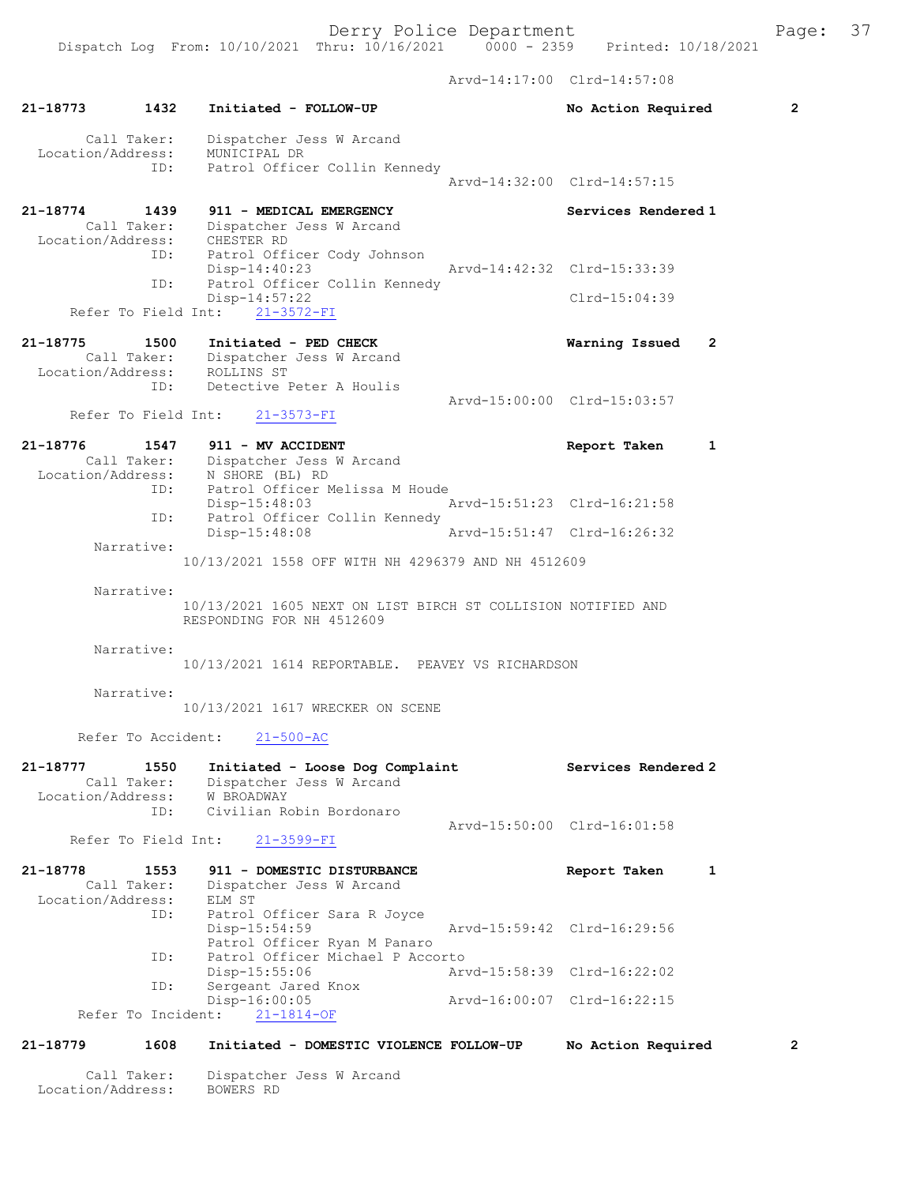Arvd-14:17:00 Clrd-14:57:08

**21-18773 1432 Initiated - FOLLOW-UP No Action Required 2**

Call Taker: Dispatcher Jess W Arcand
Location/Address: MUNICIPAL DR
ID: Patrol Officer Collin Kennedy
Arvd-14:32:00 Clrd-14:57:15

**21-18774 1439 911 - MEDICAL EMERGENCY Services Rendered 1**
Call Taker: Dispatcher Jess W Arcand
Location/Address: CHESTER RD
ID: Patrol Officer Cody Johnson
Disp-14:40:23 Arvd-14:42:32 Clrd-15:33:39
ID: Patrol Officer Collin Kennedy
Disp-14:57:22 Clrd-15:04:39
Refer To Field Int: 21-3572-FI

**21-18775 1500 Initiated - PED CHECK Warning Issued 2**
Call Taker: Dispatcher Jess W Arcand
Location/Address: ROLLINS ST
ID: Detective Peter A Houlis
Arvd-15:00:00 Clrd-15:03:57
Refer To Field Int: 21-3573-FI

**21-18776 1547 911 - MV ACCIDENT Report Taken 1**
Call Taker: Dispatcher Jess W Arcand
Location/Address: N SHORE (BL) RD
ID: Patrol Officer Melissa M Houde
Disp-15:48:03 Arvd-15:51:23 Clrd-16:21:58
ID: Patrol Officer Collin Kennedy
Disp-15:48:08 Arvd-15:51:47 Clrd-16:26:32
Narrative:
10/13/2021 1558 OFF WITH NH 4296379 AND NH 4512609

Narrative:
10/13/2021 1605 NEXT ON LIST BIRCH ST COLLISION NOTIFIED AND RESPONDING FOR NH 4512609

Narrative:
10/13/2021 1614 REPORTABLE. PEAVEY VS RICHARDSON

Narrative:
10/13/2021 1617 WRECKER ON SCENE

Refer To Accident: 21-500-AC

**21-18777 1550 Initiated - Loose Dog Complaint Services Rendered 2**
Call Taker: Dispatcher Jess W Arcand
Location/Address: W BROADWAY
ID: Civilian Robin Bordonaro
Arvd-15:50:00 Clrd-16:01:58
Refer To Field Int: 21-3599-FI

**21-18778 1553 911 - DOMESTIC DISTURBANCE Report Taken 1**
Call Taker: Dispatcher Jess W Arcand
Location/Address: ELM ST
ID: Patrol Officer Sara R Joyce
Disp-15:54:59 Arvd-15:59:42 Clrd-16:29:56
Patrol Officer Ryan M Panaro
ID: Patrol Officer Michael P Accorto
Disp-15:55:06 Arvd-15:58:39 Clrd-16:22:02
ID: Sergeant Jared Knox
Disp-16:00:05 Arvd-16:00:07 Clrd-16:22:15
Refer To Incident: 21-1814-OF

**21-18779 1608 Initiated - DOMESTIC VIOLENCE FOLLOW-UP No Action Required 2**

Call Taker: Dispatcher Jess W Arcand
Location/Address: BOWERS RD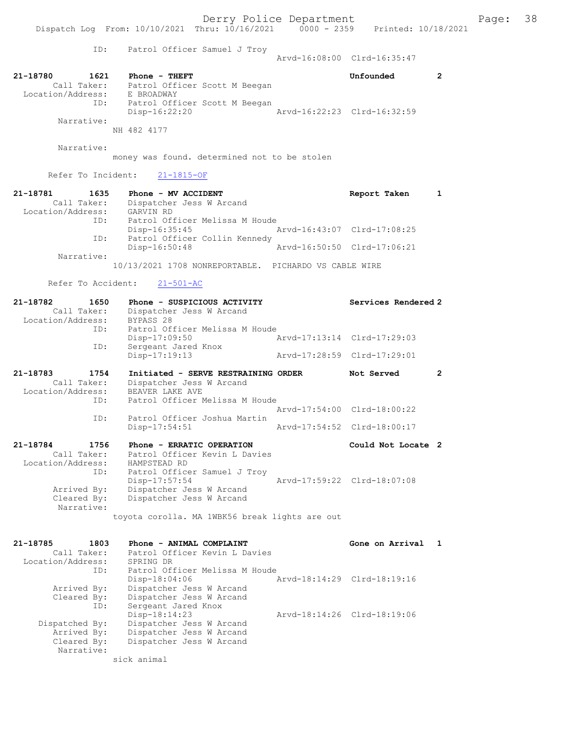ID: Patrol Officer Samuel J Troy
Arvd-16:08:00 Clrd-16:35:47

**21-18780 1621 Phone - THEFT Unfounded 2**
Call Taker: Patrol Officer Scott M Beegan
Location/Address: E BROADWAY
ID: Patrol Officer Scott M Beegan
Disp-16:22:20 Arvd-16:22:23 Clrd-16:32:59
Narrative:
NH 482 4177

Narrative:
money was found. determined not to be stolen

Refer To Incident: 21-1815-OF

**21-18781 1635 Phone - MV ACCIDENT Report Taken 1**
Call Taker: Dispatcher Jess W Arcand
Location/Address: GARVIN RD
ID: Patrol Officer Melissa M Houde
Disp-16:35:45 Arvd-16:43:07 Clrd-17:08:25
ID: Patrol Officer Collin Kennedy
Disp-16:50:48 Arvd-16:50:50 Clrd-17:06:21
Narrative:
10/13/2021 1708 NONREPORTABLE. PICHARDO VS CABLE WIRE

Refer To Accident: 21-501-AC

**21-18782 1650 Phone - SUSPICIOUS ACTIVITY Services Rendered 2**
Call Taker: Dispatcher Jess W Arcand
Location/Address: BYPASS 28
ID: Patrol Officer Melissa M Houde
Disp-17:09:50 Arvd-17:13:14 Clrd-17:29:03
ID: Sergeant Jared Knox
Disp-17:19:13 Arvd-17:28:59 Clrd-17:29:01

**21-18783 1754 Initiated - SERVE RESTRAINING ORDER Not Served 2**
Call Taker: Dispatcher Jess W Arcand
Location/Address: BEAVER LAKE AVE
ID: Patrol Officer Melissa M Houde
Arvd-17:54:00 Clrd-18:00:22
ID: Patrol Officer Joshua Martin
Disp-17:54:51 Arvd-17:54:52 Clrd-18:00:17

**21-18784 1756 Phone - ERRATIC OPERATION Could Not Locate 2**
Call Taker: Patrol Officer Kevin L Davies
Location/Address: HAMPSTEAD RD
ID: Patrol Officer Samuel J Troy
Disp-17:57:54 Arvd-17:59:22 Clrd-18:07:08
Arrived By: Dispatcher Jess W Arcand
Cleared By: Dispatcher Jess W Arcand
Narrative:
toyota corolla. MA 1WBK56 break lights are out

**21-18785 1803 Phone - ANIMAL COMPLAINT Gone on Arrival 1**
Call Taker: Patrol Officer Kevin L Davies
Location/Address: SPRING DR
ID: Patrol Officer Melissa M Houde
Disp-18:04:06 Arvd-18:14:29 Clrd-18:19:16
Arrived By: Dispatcher Jess W Arcand
Cleared By: Dispatcher Jess W Arcand
ID: Sergeant Jared Knox
Disp-18:14:23 Arvd-18:14:26 Clrd-18:19:06
Dispatched By: Dispatcher Jess W Arcand
Arrived By: Dispatcher Jess W Arcand
Cleared By: Dispatcher Jess W Arcand
Narrative:
sick animal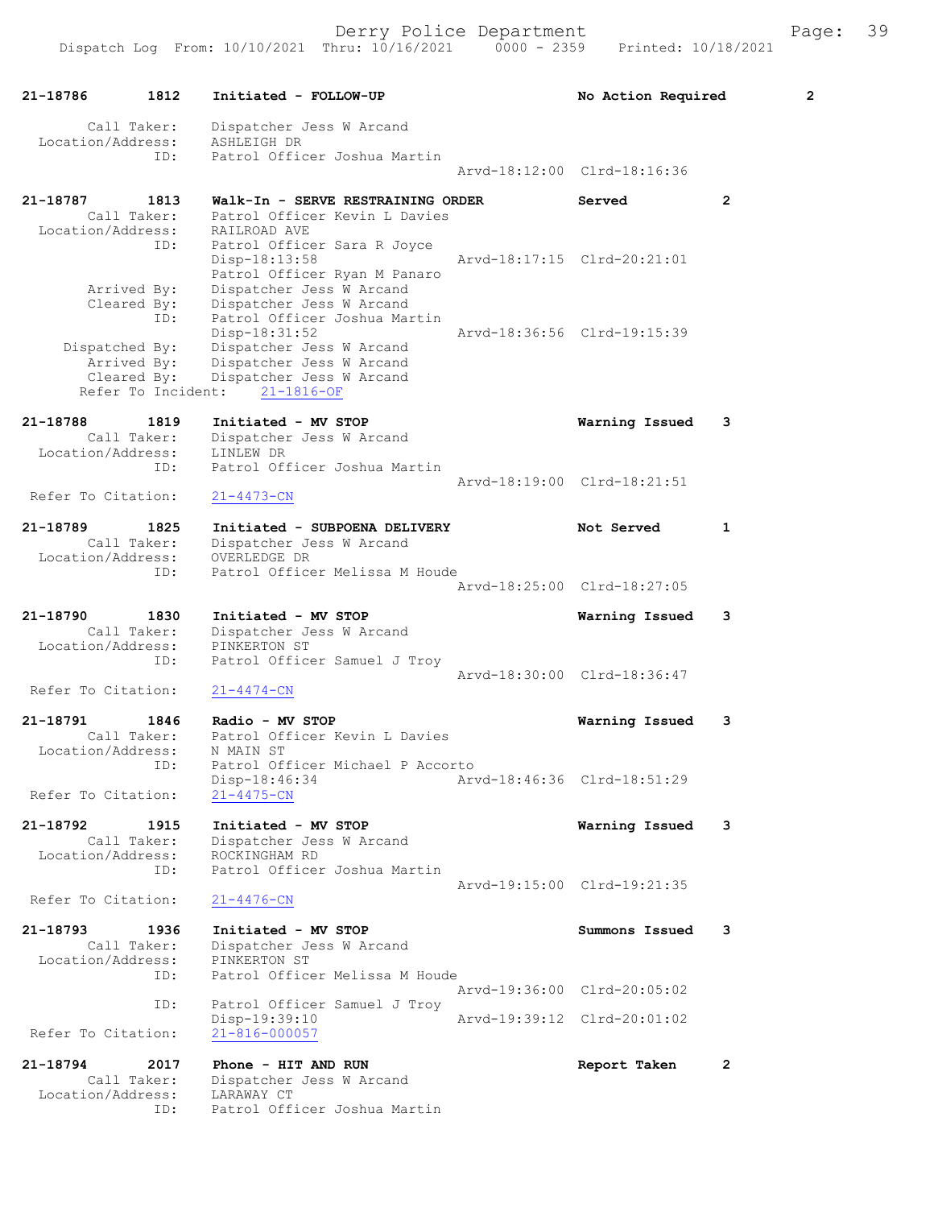```
21-18786        1812    Initiated - FOLLOW-UP                         No Action Required        2

        Call Taker:     Dispatcher Jess W Arcand
  Location/Address:     ASHLEIGH DR
                ID:     Patrol Officer Joshua Martin
                                                    Arvd-18:12:00  Clrd-18:16:36

21-18787        1813    Walk-In - SERVE RESTRAINING ORDER             Served           2
        Call Taker:     Patrol Officer Kevin L Davies
  Location/Address:     RAILROAD AVE
                ID:     Patrol Officer Sara R Joyce
                        Disp-18:13:58               Arvd-18:17:15  Clrd-20:21:01
                        Patrol Officer Ryan M Panaro
        Arrived By:     Dispatcher Jess W Arcand
        Cleared By:     Dispatcher Jess W Arcand
                ID:     Patrol Officer Joshua Martin
                        Disp-18:31:52               Arvd-18:36:56  Clrd-19:15:39
     Dispatched By:     Dispatcher Jess W Arcand
        Arrived By:     Dispatcher Jess W Arcand
        Cleared By:     Dispatcher Jess W Arcand
      Refer To Incident:    21-1816-OF

21-18788        1819    Initiated - MV STOP                           Warning Issued   3
        Call Taker:     Dispatcher Jess W Arcand
  Location/Address:     LINLEW DR
                ID:     Patrol Officer Joshua Martin
                                                    Arvd-18:19:00  Clrd-18:21:51
  Refer To Citation:    21-4473-CN

21-18789        1825    Initiated - SUBPOENA DELIVERY                 Not Served       1
        Call Taker:     Dispatcher Jess W Arcand
  Location/Address:     OVERLEDGE DR
                ID:     Patrol Officer Melissa M Houde
                                                    Arvd-18:25:00  Clrd-18:27:05

21-18790        1830    Initiated - MV STOP                           Warning Issued   3
        Call Taker:     Dispatcher Jess W Arcand
  Location/Address:     PINKERTON ST
                ID:     Patrol Officer Samuel J Troy
                                                    Arvd-18:30:00  Clrd-18:36:47
  Refer To Citation:    21-4474-CN

21-18791        1846    Radio - MV STOP                               Warning Issued   3
        Call Taker:     Patrol Officer Kevin L Davies
  Location/Address:     N MAIN ST
                ID:     Patrol Officer Michael P Accorto
                        Disp-18:46:34               Arvd-18:46:36  Clrd-18:51:29
  Refer To Citation:    21-4475-CN

21-18792        1915    Initiated - MV STOP                           Warning Issued   3
        Call Taker:     Dispatcher Jess W Arcand
  Location/Address:     ROCKINGHAM RD
                ID:     Patrol Officer Joshua Martin
                                                    Arvd-19:15:00  Clrd-19:21:35
  Refer To Citation:    21-4476-CN

21-18793        1936    Initiated - MV STOP                           Summons Issued   3
        Call Taker:     Dispatcher Jess W Arcand
  Location/Address:     PINKERTON ST
                ID:     Patrol Officer Melissa M Houde
                                                    Arvd-19:36:00  Clrd-20:05:02
                ID:     Patrol Officer Samuel J Troy
                        Disp-19:39:10               Arvd-19:39:12  Clrd-20:01:02
  Refer To Citation:    21-816-000057

21-18794        2017    Phone - HIT AND RUN                           Report Taken     2
        Call Taker:     Dispatcher Jess W Arcand
  Location/Address:     LARAWAY CT
                ID:     Patrol Officer Joshua Martin
```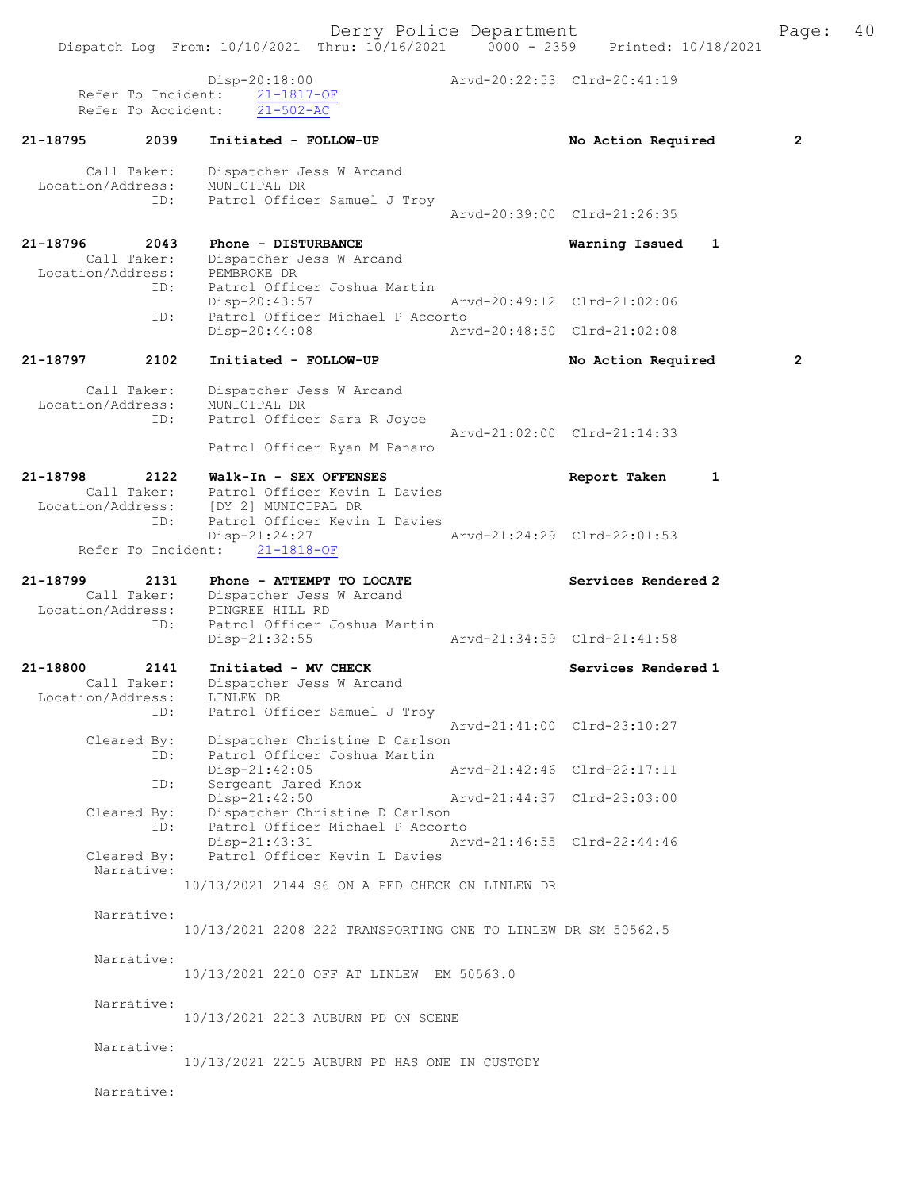Disp-20:18:00 Arvd-20:22:53 Clrd-20:41:19
Refer To Incident: 21-1817-OF
Refer To Accident: 21-502-AC

21-18795 2039 Initiated - FOLLOW-UP No Action Required 2

Call Taker: Dispatcher Jess W Arcand
Location/Address: MUNICIPAL DR
ID: Patrol Officer Samuel J Troy
Arvd-20:39:00 Clrd-21:26:35

21-18796 2043 Phone - DISTURBANCE Warning Issued 1
Call Taker: Dispatcher Jess W Arcand
Location/Address: PEMBROKE DR
ID: Patrol Officer Joshua Martin
Disp-20:43:57 Arvd-20:49:12 Clrd-21:02:06
ID: Patrol Officer Michael P Accorto
Disp-20:44:08 Arvd-20:48:50 Clrd-21:02:08

21-18797 2102 Initiated - FOLLOW-UP No Action Required 2

Call Taker: Dispatcher Jess W Arcand
Location/Address: MUNICIPAL DR
ID: Patrol Officer Sara R Joyce
Arvd-21:02:00 Clrd-21:14:33
Patrol Officer Ryan M Panaro

21-18798 2122 Walk-In - SEX OFFENSES Report Taken 1
Call Taker: Patrol Officer Kevin L Davies
Location/Address: [DY 2] MUNICIPAL DR
ID: Patrol Officer Kevin L Davies
Disp-21:24:27 Arvd-21:24:29 Clrd-22:01:53
Refer To Incident: 21-1818-OF

21-18799 2131 Phone - ATTEMPT TO LOCATE Services Rendered 2
Call Taker: Dispatcher Jess W Arcand
Location/Address: PINGREE HILL RD
ID: Patrol Officer Joshua Martin
Disp-21:32:55 Arvd-21:34:59 Clrd-21:41:58

21-18800 2141 Initiated - MV CHECK Services Rendered 1
Call Taker: Dispatcher Jess W Arcand
Location/Address: LINLEW DR
ID: Patrol Officer Samuel J Troy
Arvd-21:41:00 Clrd-23:10:27
Cleared By: Dispatcher Christine D Carlson
ID: Patrol Officer Joshua Martin
Disp-21:42:05 Arvd-21:42:46 Clrd-22:17:11
ID: Sergeant Jared Knox
Disp-21:42:50 Arvd-21:44:37 Clrd-23:03:00
Cleared By: Dispatcher Christine D Carlson
ID: Patrol Officer Michael P Accorto
Disp-21:43:31 Arvd-21:46:55 Clrd-22:44:46
Cleared By: Patrol Officer Kevin L Davies
Narrative:
10/13/2021 2144 S6 ON A PED CHECK ON LINLEW DR

Narrative:
10/13/2021 2208 222 TRANSPORTING ONE TO LINLEW DR SM 50562.5

Narrative:
10/13/2021 2210 OFF AT LINLEW EM 50563.0

Narrative:
10/13/2021 2213 AUBURN PD ON SCENE

Narrative:
10/13/2021 2215 AUBURN PD HAS ONE IN CUSTODY

Narrative: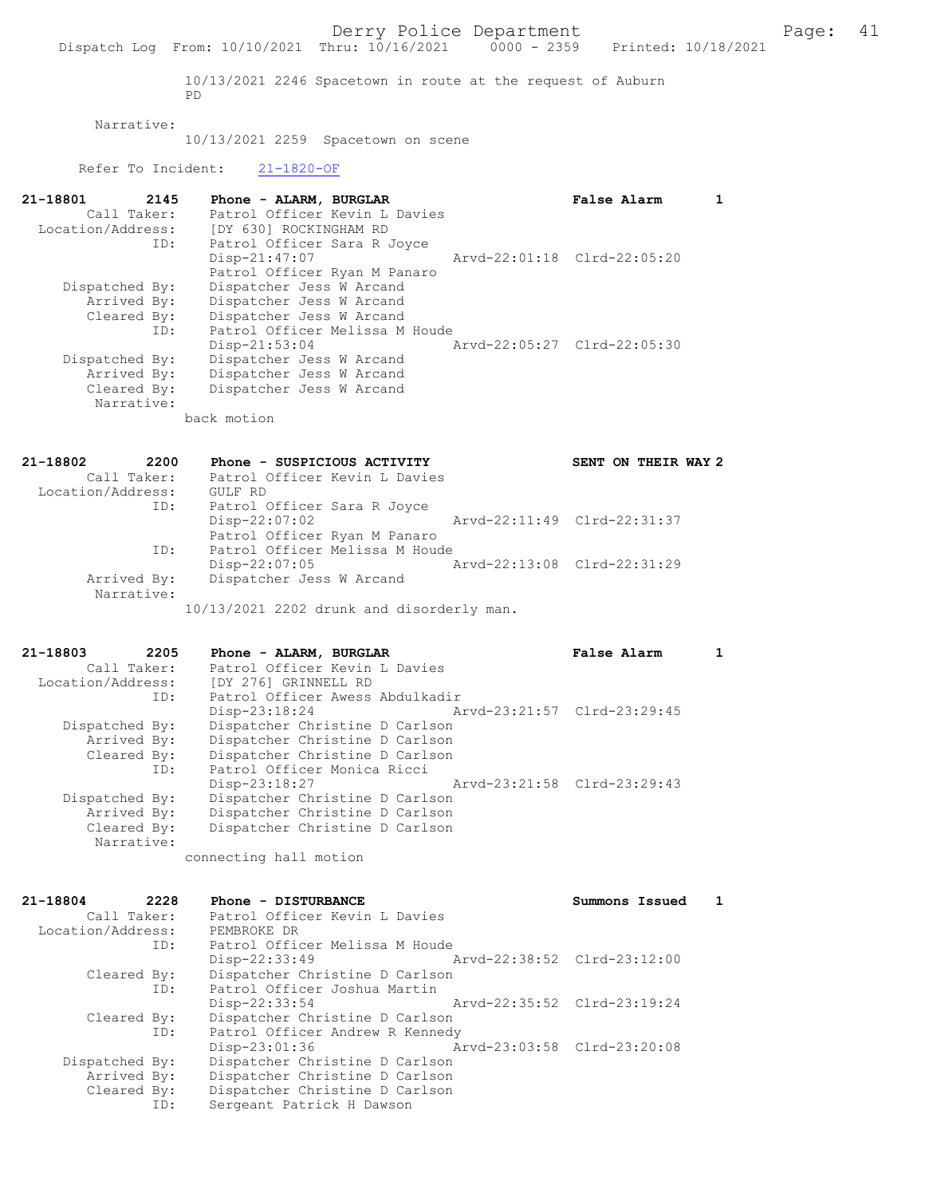10/13/2021 2246 Spacetown in route at the request of Auburn PD

Narrative:
10/13/2021 2259 Spacetown on scene

Refer To Incident: 21-1820-OF

```
21-18801        2145    Phone - ALARM, BURGLAR                    False Alarm      1
       Call Taker:      Patrol Officer Kevin L Davies
 Location/Address:      [DY 630] ROCKINGHAM RD
               ID:      Patrol Officer Sara R Joyce
                        Disp-21:47:07                  Arvd-22:01:18  Clrd-22:05:20
                        Patrol Officer Ryan M Panaro
    Dispatched By:      Dispatcher Jess W Arcand
       Arrived By:      Dispatcher Jess W Arcand
       Cleared By:      Dispatcher Jess W Arcand
               ID:      Patrol Officer Melissa M Houde
                        Disp-21:53:04                  Arvd-22:05:27  Clrd-22:05:30
    Dispatched By:      Dispatcher Jess W Arcand
       Arrived By:      Dispatcher Jess W Arcand
       Cleared By:      Dispatcher Jess W Arcand
        Narrative:
                 back motion

21-18802        2200    Phone - SUSPICIOUS ACTIVITY               SENT ON THEIR WAY 2
       Call Taker:      Patrol Officer Kevin L Davies
 Location/Address:      GULF RD
               ID:      Patrol Officer Sara R Joyce
                        Disp-22:07:02                  Arvd-22:11:49  Clrd-22:31:37
                        Patrol Officer Ryan M Panaro
               ID:      Patrol Officer Melissa M Houde
                        Disp-22:07:05                  Arvd-22:13:08  Clrd-22:31:29
       Arrived By:      Dispatcher Jess W Arcand
        Narrative:
                 10/13/2021 2202 drunk and disorderly man.

21-18803        2205    Phone - ALARM, BURGLAR                    False Alarm      1
       Call Taker:      Patrol Officer Kevin L Davies
 Location/Address:      [DY 276] GRINNELL RD
               ID:      Patrol Officer Awess Abdulkadir
                        Disp-23:18:24                  Arvd-23:21:57  Clrd-23:29:45
    Dispatched By:      Dispatcher Christine D Carlson
       Arrived By:      Dispatcher Christine D Carlson
       Cleared By:      Dispatcher Christine D Carlson
               ID:      Patrol Officer Monica Ricci
                        Disp-23:18:27                  Arvd-23:21:58  Clrd-23:29:43
    Dispatched By:      Dispatcher Christine D Carlson
       Arrived By:      Dispatcher Christine D Carlson
       Cleared By:      Dispatcher Christine D Carlson
        Narrative:
                 connecting hall motion

21-18804        2228    Phone - DISTURBANCE                       Summons Issued   1
       Call Taker:      Patrol Officer Kevin L Davies
 Location/Address:      PEMBROKE DR
               ID:      Patrol Officer Melissa M Houde
                        Disp-22:33:49                  Arvd-22:38:52  Clrd-23:12:00
       Cleared By:      Dispatcher Christine D Carlson
               ID:      Patrol Officer Joshua Martin
                        Disp-22:33:54                  Arvd-22:35:52  Clrd-23:19:24
       Cleared By:      Dispatcher Christine D Carlson
               ID:      Patrol Officer Andrew R Kennedy
                        Disp-23:01:36                  Arvd-23:03:58  Clrd-23:20:08
    Dispatched By:      Dispatcher Christine D Carlson
       Arrived By:      Dispatcher Christine D Carlson
       Cleared By:      Dispatcher Christine D Carlson
               ID:      Sergeant Patrick H Dawson
```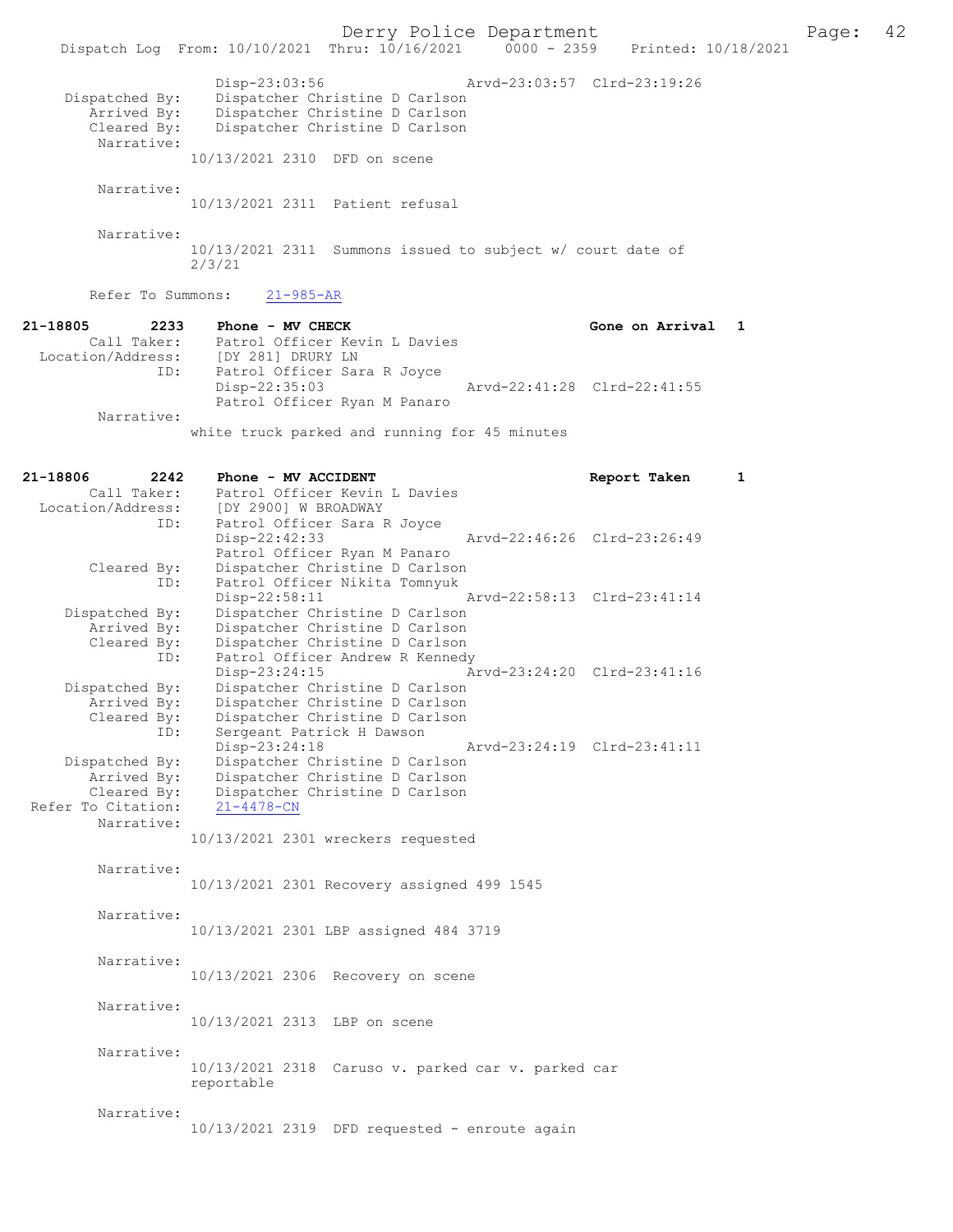```
                Disp-23:03:56                 Arvd-23:03:57  Clrd-23:19:26
    Dispatched By:  Dispatcher Christine D Carlson
       Arrived By:  Dispatcher Christine D Carlson
       Cleared By:  Dispatcher Christine D Carlson
        Narrative:
              10/13/2021 2310  DFD on scene

        Narrative:
              10/13/2021 2311  Patient refusal

        Narrative:
              10/13/2021 2311  Summons issued to subject w/ court date of
              2/3/21

       Refer To Summons:    21-985-AR

21-18805        2233   Phone - MV CHECK                          Gone on Arrival  1
        Call Taker:    Patrol Officer Kevin L Davies
  Location/Address:    [DY 281] DRURY LN
               ID:     Patrol Officer Sara R Joyce
                       Disp-22:35:03              Arvd-22:41:28  Clrd-22:41:55
                       Patrol Officer Ryan M Panaro
        Narrative:
              white truck parked and running for 45 minutes


21-18806        2242   Phone - MV ACCIDENT                       Report Taken     1
        Call Taker:    Patrol Officer Kevin L Davies
  Location/Address:    [DY 2900] W BROADWAY
               ID:     Patrol Officer Sara R Joyce
                       Disp-22:42:33              Arvd-22:46:26  Clrd-23:26:49
                       Patrol Officer Ryan M Panaro
       Cleared By:     Dispatcher Christine D Carlson
               ID:     Patrol Officer Nikita Tomnyuk
                       Disp-22:58:11              Arvd-22:58:13  Clrd-23:41:14
    Dispatched By:     Dispatcher Christine D Carlson
       Arrived By:     Dispatcher Christine D Carlson
       Cleared By:     Dispatcher Christine D Carlson
               ID:     Patrol Officer Andrew R Kennedy
                       Disp-23:24:15              Arvd-23:24:20  Clrd-23:41:16
    Dispatched By:     Dispatcher Christine D Carlson
       Arrived By:     Dispatcher Christine D Carlson
       Cleared By:     Dispatcher Christine D Carlson
               ID:     Sergeant Patrick H Dawson
                       Disp-23:24:18              Arvd-23:24:19  Clrd-23:41:11
    Dispatched By:     Dispatcher Christine D Carlson
       Arrived By:     Dispatcher Christine D Carlson
       Cleared By:     Dispatcher Christine D Carlson
 Refer To Citation:    21-4478-CN
        Narrative:
              10/13/2021 2301 wreckers requested

        Narrative:
              10/13/2021 2301 Recovery assigned 499 1545

        Narrative:
              10/13/2021 2301 LBP assigned 484 3719

        Narrative:
              10/13/2021 2306  Recovery on scene

        Narrative:
              10/13/2021 2313  LBP on scene

        Narrative:
              10/13/2021 2318  Caruso v. parked car v. parked car
              reportable

        Narrative:
              10/13/2021 2319  DFD requested - enroute again
```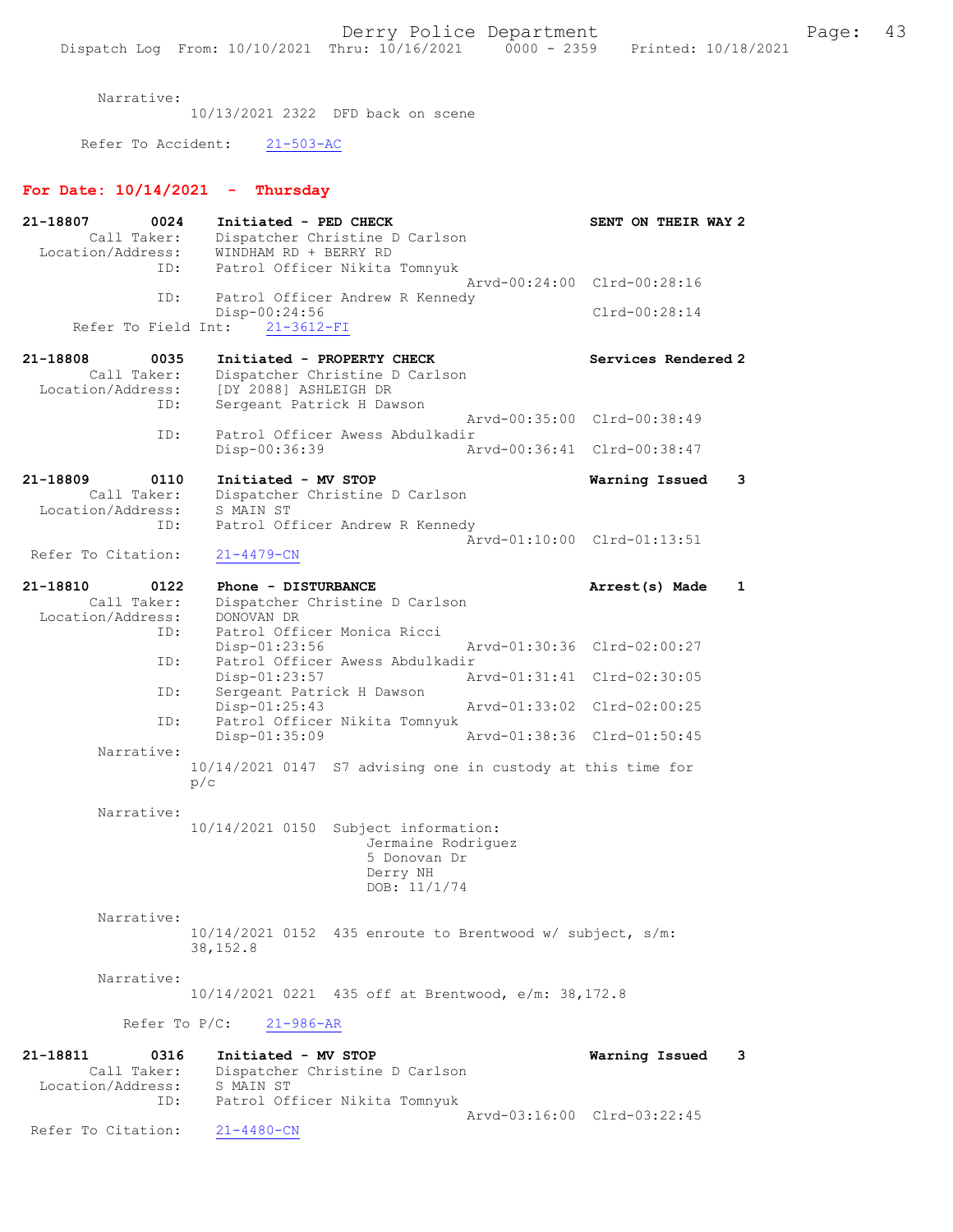Narrative:
10/13/2021 2322 DFD back on scene

Refer To Accident: 21-503-AC

## For Date: 10/14/2021 - Thursday

**21-18807 0024 Initiated - PED CHECK** — SENT ON THEIR WAY 2
Call Taker: Dispatcher Christine D Carlson
Location/Address: WINDHAM RD + BERRY RD
ID: Patrol Officer Nikita Tomnyuk
Arvd-00:24:00 Clrd-00:28:16
ID: Patrol Officer Andrew R Kennedy
Disp-00:24:56 Clrd-00:28:14
Refer To Field Int: 21-3612-FI

**21-18808 0035 Initiated - PROPERTY CHECK** — Services Rendered 2
Call Taker: Dispatcher Christine D Carlson
Location/Address: [DY 2088] ASHLEIGH DR
ID: Sergeant Patrick H Dawson
Arvd-00:35:00 Clrd-00:38:49
ID: Patrol Officer Awess Abdulkadir
Disp-00:36:39 Arvd-00:36:41 Clrd-00:38:47

**21-18809 0110 Initiated - MV STOP** — Warning Issued 3
Call Taker: Dispatcher Christine D Carlson
Location/Address: S MAIN ST
ID: Patrol Officer Andrew R Kennedy
Arvd-01:10:00 Clrd-01:13:51
Refer To Citation: 21-4479-CN

**21-18810 0122 Phone - DISTURBANCE** — Arrest(s) Made 1
Call Taker: Dispatcher Christine D Carlson
Location/Address: DONOVAN DR
ID: Patrol Officer Monica Ricci
Disp-01:23:56 Arvd-01:30:36 Clrd-02:00:27
ID: Patrol Officer Awess Abdulkadir
Disp-01:23:57 Arvd-01:31:41 Clrd-02:30:05
ID: Sergeant Patrick H Dawson
Disp-01:25:43 Arvd-01:33:02 Clrd-02:00:25
ID: Patrol Officer Nikita Tomnyuk
Disp-01:35:09 Arvd-01:38:36 Clrd-01:50:45

Narrative:
10/14/2021 0147 S7 advising one in custody at this time for p/c

Narrative:
10/14/2021 0150 Subject information:
Jermaine Rodriguez
5 Donovan Dr
Derry NH
DOB: 11/1/74

Narrative:
10/14/2021 0152 435 enroute to Brentwood w/ subject, s/m: 38,152.8

Narrative:
10/14/2021 0221 435 off at Brentwood, e/m: 38,172.8

Refer To P/C: 21-986-AR

**21-18811 0316 Initiated - MV STOP** — Warning Issued 3
Call Taker: Dispatcher Christine D Carlson
Location/Address: S MAIN ST
ID: Patrol Officer Nikita Tomnyuk
Arvd-03:16:00 Clrd-03:22:45
Refer To Citation: 21-4480-CN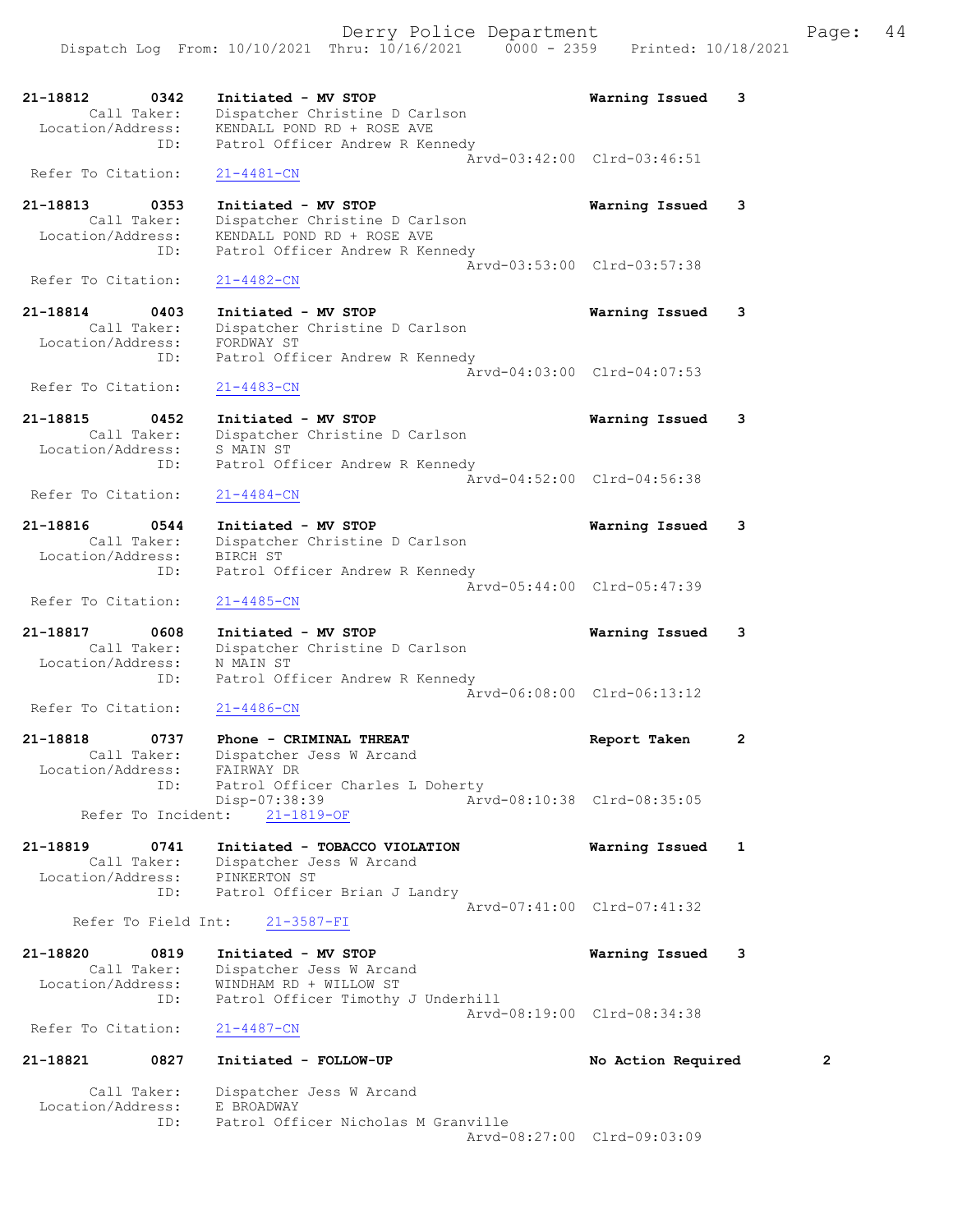```
21-18812        0342    Initiated - MV STOP                     Warning Issued    3
        Call Taker:     Dispatcher Christine D Carlson
  Location/Address:     KENDALL POND RD + ROSE AVE
                ID:     Patrol Officer Andrew R Kennedy
                                                Arvd-03:42:00  Clrd-03:46:51
 Refer To Citation:     21-4481-CN

21-18813        0353    Initiated - MV STOP                     Warning Issued    3
        Call Taker:     Dispatcher Christine D Carlson
  Location/Address:     KENDALL POND RD + ROSE AVE
                ID:     Patrol Officer Andrew R Kennedy
                                                Arvd-03:53:00  Clrd-03:57:38
 Refer To Citation:     21-4482-CN

21-18814        0403    Initiated - MV STOP                     Warning Issued    3
        Call Taker:     Dispatcher Christine D Carlson
  Location/Address:     FORDWAY ST
                ID:     Patrol Officer Andrew R Kennedy
                                                Arvd-04:03:00  Clrd-04:07:53
 Refer To Citation:     21-4483-CN

21-18815        0452    Initiated - MV STOP                     Warning Issued    3
        Call Taker:     Dispatcher Christine D Carlson
  Location/Address:     S MAIN ST
                ID:     Patrol Officer Andrew R Kennedy
                                                Arvd-04:52:00  Clrd-04:56:38
 Refer To Citation:     21-4484-CN

21-18816        0544    Initiated - MV STOP                     Warning Issued    3
        Call Taker:     Dispatcher Christine D Carlson
  Location/Address:     BIRCH ST
                ID:     Patrol Officer Andrew R Kennedy
                                                Arvd-05:44:00  Clrd-05:47:39
 Refer To Citation:     21-4485-CN

21-18817        0608    Initiated - MV STOP                     Warning Issued    3
        Call Taker:     Dispatcher Christine D Carlson
  Location/Address:     N MAIN ST
                ID:     Patrol Officer Andrew R Kennedy
                                                Arvd-06:08:00  Clrd-06:13:12
 Refer To Citation:     21-4486-CN

21-18818        0737    Phone - CRIMINAL THREAT                 Report Taken      2
        Call Taker:     Dispatcher Jess W Arcand
  Location/Address:     FAIRWAY DR
                ID:     Patrol Officer Charles L Doherty
                        Disp-07:38:39           Arvd-08:10:38  Clrd-08:35:05
      Refer To Incident:    21-1819-OF

21-18819        0741    Initiated - TOBACCO VIOLATION           Warning Issued    1
        Call Taker:     Dispatcher Jess W Arcand
  Location/Address:     PINKERTON ST
                ID:     Patrol Officer Brian J Landry
                                                Arvd-07:41:00  Clrd-07:41:32
     Refer To Field Int:    21-3587-FI

21-18820        0819    Initiated - MV STOP                     Warning Issued    3
        Call Taker:     Dispatcher Jess W Arcand
  Location/Address:     WINDHAM RD + WILLOW ST
                ID:     Patrol Officer Timothy J Underhill
                                                Arvd-08:19:00  Clrd-08:34:38
 Refer To Citation:     21-4487-CN

21-18821        0827    Initiated - FOLLOW-UP                   No Action Required        2

        Call Taker:     Dispatcher Jess W Arcand
  Location/Address:     E BROADWAY
                ID:     Patrol Officer Nicholas M Granville
                                                Arvd-08:27:00  Clrd-09:03:09
```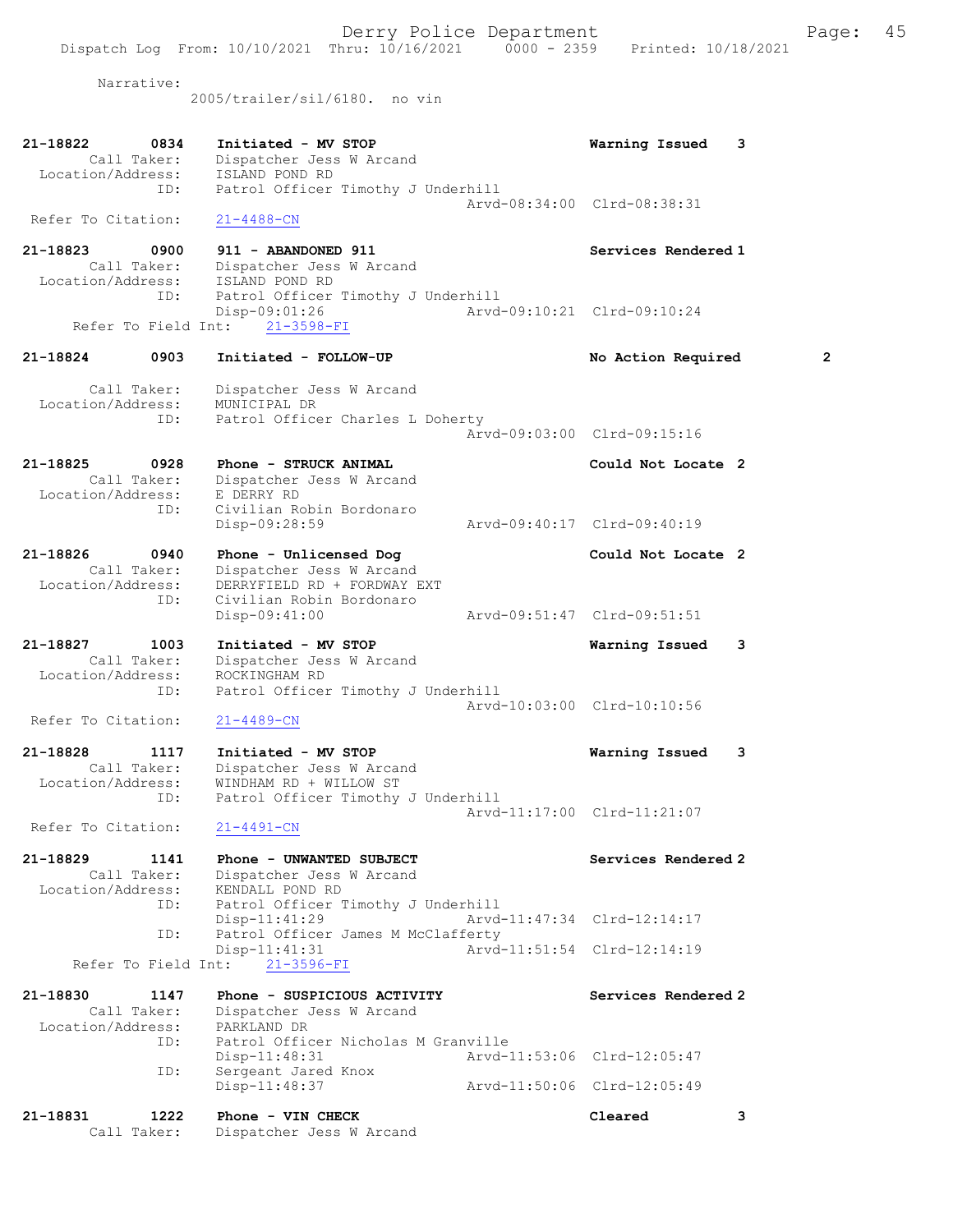Narrative:
2005/trailer/sil/6180. no vin

```
21-18822        0834    Initiated - MV STOP                           Warning Issued    3
        Call Taker:     Dispatcher Jess W Arcand
  Location/Address:     ISLAND POND RD
                ID:     Patrol Officer Timothy J Underhill
                                                   Arvd-08:34:00  Clrd-08:38:31
 Refer To Citation:     21-4488-CN

21-18823        0900    911 - ABANDONED 911                           Services Rendered 1
        Call Taker:     Dispatcher Jess W Arcand
  Location/Address:     ISLAND POND RD
                ID:     Patrol Officer Timothy J Underhill
                        Disp-09:01:26              Arvd-09:10:21  Clrd-09:10:24
      Refer To Field Int:    21-3598-FI

21-18824        0903    Initiated - FOLLOW-UP                         No Action Required        2

        Call Taker:     Dispatcher Jess W Arcand
  Location/Address:     MUNICIPAL DR
                ID:     Patrol Officer Charles L Doherty
                                                   Arvd-09:03:00  Clrd-09:15:16

21-18825        0928    Phone - STRUCK ANIMAL                         Could Not Locate  2
        Call Taker:     Dispatcher Jess W Arcand
  Location/Address:     E DERRY RD
                ID:     Civilian Robin Bordonaro
                        Disp-09:28:59              Arvd-09:40:17  Clrd-09:40:19

21-18826        0940    Phone - Unlicensed Dog                        Could Not Locate  2
        Call Taker:     Dispatcher Jess W Arcand
  Location/Address:     DERRYFIELD RD + FORDWAY EXT
                ID:     Civilian Robin Bordonaro
                        Disp-09:41:00              Arvd-09:51:47  Clrd-09:51:51

21-18827        1003    Initiated - MV STOP                           Warning Issued    3
        Call Taker:     Dispatcher Jess W Arcand
  Location/Address:     ROCKINGHAM RD
                ID:     Patrol Officer Timothy J Underhill
                                                   Arvd-10:03:00  Clrd-10:10:56
 Refer To Citation:     21-4489-CN

21-18828        1117    Initiated - MV STOP                           Warning Issued    3
        Call Taker:     Dispatcher Jess W Arcand
  Location/Address:     WINDHAM RD + WILLOW ST
                ID:     Patrol Officer Timothy J Underhill
                                                   Arvd-11:17:00  Clrd-11:21:07
 Refer To Citation:     21-4491-CN

21-18829        1141    Phone - UNWANTED SUBJECT                      Services Rendered 2
        Call Taker:     Dispatcher Jess W Arcand
  Location/Address:     KENDALL POND RD
                ID:     Patrol Officer Timothy J Underhill
                        Disp-11:41:29              Arvd-11:47:34  Clrd-12:14:17
                ID:     Patrol Officer James M McClafferty
                        Disp-11:41:31              Arvd-11:51:54  Clrd-12:14:19
      Refer To Field Int:    21-3596-FI

21-18830        1147    Phone - SUSPICIOUS ACTIVITY                   Services Rendered 2
        Call Taker:     Dispatcher Jess W Arcand
  Location/Address:     PARKLAND DR
                ID:     Patrol Officer Nicholas M Granville
                        Disp-11:48:31              Arvd-11:53:06  Clrd-12:05:47
                ID:     Sergeant Jared Knox
                        Disp-11:48:37              Arvd-11:50:06  Clrd-12:05:49

21-18831        1222    Phone - VIN CHECK                             Cleared           3
        Call Taker:     Dispatcher Jess W Arcand
```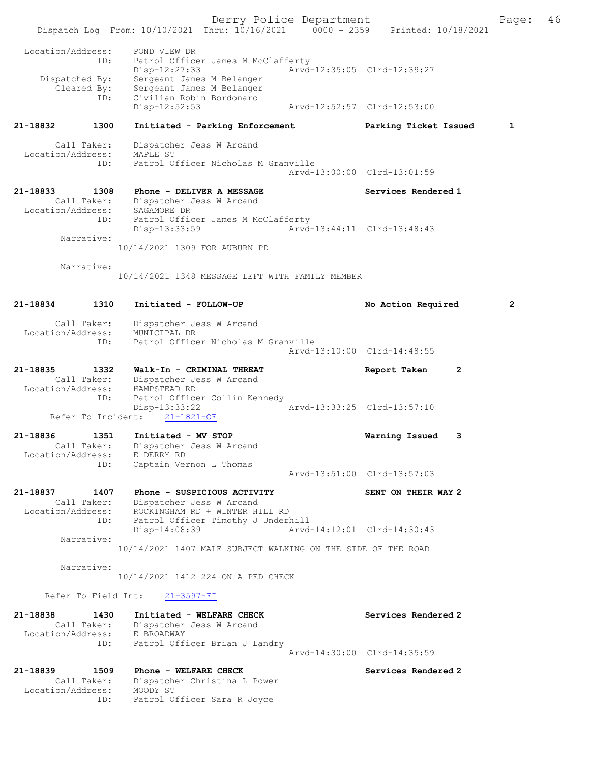Location/Address: POND VIEW DR
ID: Patrol Officer James M McClafferty
Disp-12:27:33 Arvd-12:35:05 Clrd-12:39:27
Dispatched By: Sergeant James M Belanger
Cleared By: Sergeant James M Belanger
ID: Civilian Robin Bordonaro
Disp-12:52:53 Arvd-12:52:57 Clrd-12:53:00

**21-18832 1300 Initiated - Parking Enforcement — Parking Ticket Issued 1**

Call Taker: Dispatcher Jess W Arcand
Location/Address: MAPLE ST
ID: Patrol Officer Nicholas M Granville
Arvd-13:00:00 Clrd-13:01:59

**21-18833 1308 Phone - DELIVER A MESSAGE — Services Rendered 1**

Call Taker: Dispatcher Jess W Arcand
Location/Address: SAGAMORE DR
ID: Patrol Officer James M McClafferty
Disp-13:33:59 Arvd-13:44:11 Clrd-13:48:43
Narrative:
10/14/2021 1309 FOR AUBURN PD

Narrative:
10/14/2021 1348 MESSAGE LEFT WITH FAMILY MEMBER

**21-18834 1310 Initiated - FOLLOW-UP — No Action Required 2**

Call Taker: Dispatcher Jess W Arcand
Location/Address: MUNICIPAL DR
ID: Patrol Officer Nicholas M Granville
Arvd-13:10:00 Clrd-14:48:55

**21-18835 1332 Walk-In - CRIMINAL THREAT — Report Taken 2**

Call Taker: Dispatcher Jess W Arcand
Location/Address: HAMPSTEAD RD
ID: Patrol Officer Collin Kennedy
Disp-13:33:22 Arvd-13:33:25 Clrd-13:57:10
Refer To Incident: 21-1821-OF

**21-18836 1351 Initiated - MV STOP — Warning Issued 3**

Call Taker: Dispatcher Jess W Arcand
Location/Address: E DERRY RD
ID: Captain Vernon L Thomas
Arvd-13:51:00 Clrd-13:57:03

**21-18837 1407 Phone - SUSPICIOUS ACTIVITY — SENT ON THEIR WAY 2**

Call Taker: Dispatcher Jess W Arcand
Location/Address: ROCKINGHAM RD + WINTER HILL RD
ID: Patrol Officer Timothy J Underhill
Disp-14:08:39 Arvd-14:12:01 Clrd-14:30:43
Narrative:
10/14/2021 1407 MALE SUBJECT WALKING ON THE SIDE OF THE ROAD

Narrative:
10/14/2021 1412 224 ON A PED CHECK

Refer To Field Int: 21-3597-FI

**21-18838 1430 Initiated - WELFARE CHECK — Services Rendered 2**

Call Taker: Dispatcher Jess W Arcand
Location/Address: E BROADWAY
ID: Patrol Officer Brian J Landry
Arvd-14:30:00 Clrd-14:35:59

**21-18839 1509 Phone - WELFARE CHECK — Services Rendered 2**

Call Taker: Dispatcher Christina L Power
Location/Address: MOODY ST
ID: Patrol Officer Sara R Joyce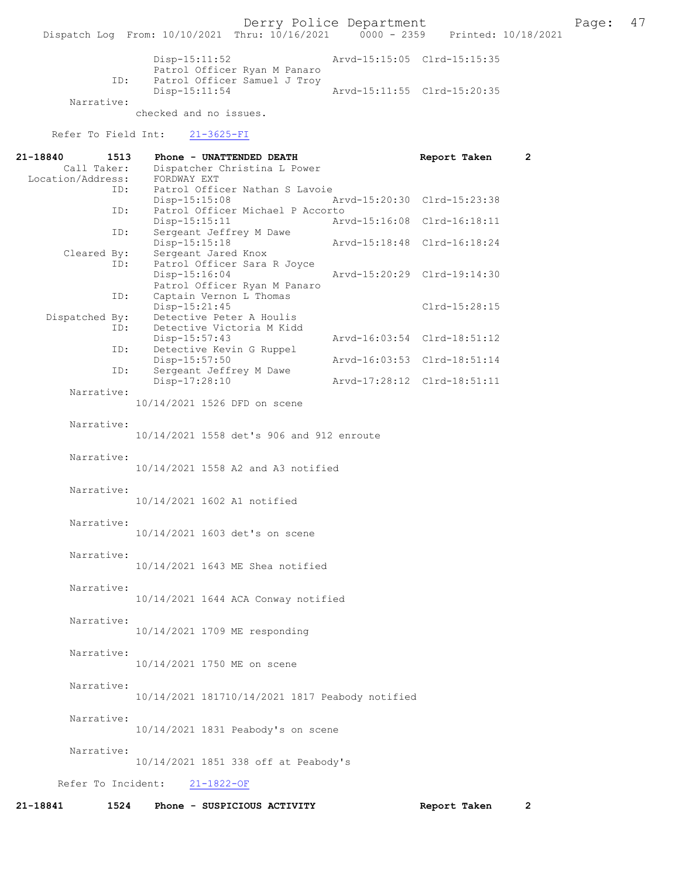```
                Disp-15:11:52                Arvd-15:15:05  Clrd-15:15:35
                Patrol Officer Ryan M Panaro
           ID:  Patrol Officer Samuel J Troy
                Disp-15:11:54                Arvd-15:11:55  Clrd-15:20:35
    Narrative:
                checked and no issues.

    Refer To Field Int:    21-3625-FI

21-18840       1513    Phone - UNATTENDED DEATH                  Report Taken      2
       Call Taker:     Dispatcher Christina L Power
  Location/Address:    FORDWAY EXT
              ID:      Patrol Officer Nathan S Lavoie
                       Disp-15:15:08              Arvd-15:20:30  Clrd-15:23:38
              ID:      Patrol Officer Michael P Accorto
                       Disp-15:15:11              Arvd-15:16:08  Clrd-16:18:11
              ID:      Sergeant Jeffrey M Dawe
                       Disp-15:15:18              Arvd-15:18:48  Clrd-16:18:24
       Cleared By:     Sergeant Jared Knox
              ID:      Patrol Officer Sara R Joyce
                       Disp-15:16:04              Arvd-15:20:29  Clrd-19:14:30
                       Patrol Officer Ryan M Panaro
              ID:      Captain Vernon L Thomas
                       Disp-15:21:45                             Clrd-15:28:15
   Dispatched By:      Detective Peter A Houlis
              ID:      Detective Victoria M Kidd
                       Disp-15:57:43              Arvd-16:03:54  Clrd-18:51:12
              ID:      Detective Kevin G Ruppel
                       Disp-15:57:50              Arvd-16:03:53  Clrd-18:51:14
              ID:      Sergeant Jeffrey M Dawe
                       Disp-17:28:10              Arvd-17:28:12  Clrd-18:51:11
       Narrative:
                10/14/2021 1526 DFD on scene

       Narrative:
                10/14/2021 1558 det's 906 and 912 enroute

       Narrative:
                10/14/2021 1558 A2 and A3 notified

       Narrative:
                10/14/2021 1602 A1 notified

       Narrative:
                10/14/2021 1603 det's on scene

       Narrative:
                10/14/2021 1643 ME Shea notified

       Narrative:
                10/14/2021 1644 ACA Conway notified

       Narrative:
                10/14/2021 1709 ME responding

       Narrative:
                10/14/2021 1750 ME on scene

       Narrative:
                10/14/2021 181710/14/2021 1817 Peabody notified

       Narrative:
                10/14/2021 1831 Peabody's on scene

       Narrative:
                10/14/2021 1851 338 off at Peabody's

    Refer To Incident:    21-1822-OF

21-18841       1524    Phone - SUSPICIOUS ACTIVITY               Report Taken      2
```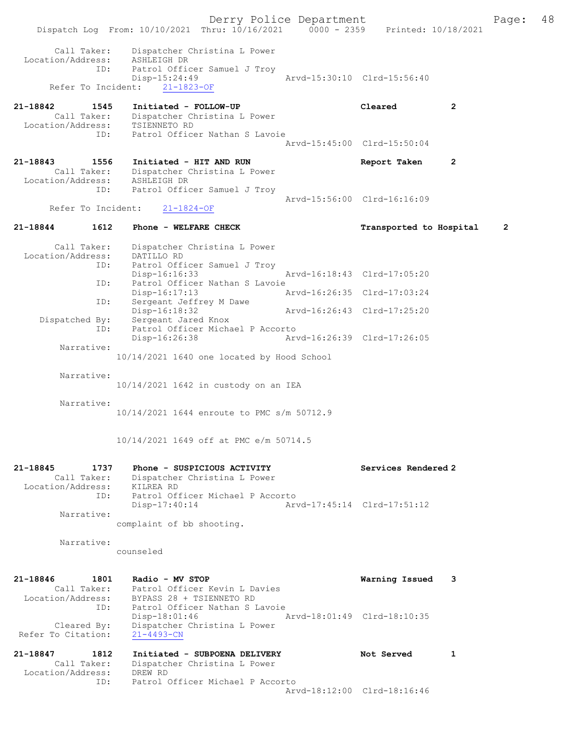```
        Call Taker:    Dispatcher Christina L Power
  Location/Address:    ASHLEIGH DR
                ID:    Patrol Officer Samuel J Troy
                       Disp-15:24:49                Arvd-15:30:10  Clrd-15:56:40
      Refer To Incident:    21-1823-OF

21-18842        1545    Initiated - FOLLOW-UP                          Cleared          2
        Call Taker:    Dispatcher Christina L Power
  Location/Address:    TSIENNETO RD
                ID:    Patrol Officer Nathan S Lavoie
                                                    Arvd-15:45:00  Clrd-15:50:04

21-18843        1556    Initiated - HIT AND RUN                        Report Taken     2
        Call Taker:    Dispatcher Christina L Power
  Location/Address:    ASHLEIGH DR
                ID:    Patrol Officer Samuel J Troy
                                                    Arvd-15:56:00  Clrd-16:16:09
      Refer To Incident:    21-1824-OF

21-18844        1612    Phone - WELFARE CHECK                          Transported to Hospital     2

        Call Taker:    Dispatcher Christina L Power
  Location/Address:    DATILLO RD
                ID:    Patrol Officer Samuel J Troy
                       Disp-16:16:33                Arvd-16:18:43  Clrd-17:05:20
                ID:    Patrol Officer Nathan S Lavoie
                       Disp-16:17:13                Arvd-16:26:35  Clrd-17:03:24
                ID:    Sergeant Jeffrey M Dawe
                       Disp-16:18:32                Arvd-16:26:43  Clrd-17:25:20
     Dispatched By:    Sergeant Jared Knox
                ID:    Patrol Officer Michael P Accorto
                       Disp-16:26:38                Arvd-16:26:39  Clrd-17:26:05
         Narrative:
                    10/14/2021 1640 one located by Hood School

         Narrative:
                    10/14/2021 1642 in custody on an IEA

         Narrative:
                    10/14/2021 1644 enroute to PMC s/m 50712.9


                    10/14/2021 1649 off at PMC e/m 50714.5


21-18845        1737    Phone - SUSPICIOUS ACTIVITY                    Services Rendered 2
        Call Taker:    Dispatcher Christina L Power
  Location/Address:    KILREA RD
                ID:    Patrol Officer Michael P Accorto
                       Disp-17:40:14                Arvd-17:45:14  Clrd-17:51:12
         Narrative:
                    complaint of bb shooting.

         Narrative:
                    counseled


21-18846        1801    Radio - MV STOP                                Warning Issued   3
        Call Taker:    Patrol Officer Kevin L Davies
  Location/Address:    BYPASS 28 + TSIENNETO RD
                ID:    Patrol Officer Nathan S Lavoie
                       Disp-18:01:46                Arvd-18:01:49  Clrd-18:10:35
        Cleared By:    Dispatcher Christina L Power
 Refer To Citation:    21-4493-CN

21-18847        1812    Initiated - SUBPOENA DELIVERY                  Not Served       1
        Call Taker:    Dispatcher Christina L Power
  Location/Address:    DREW RD
                ID:    Patrol Officer Michael P Accorto
                                                    Arvd-18:12:00  Clrd-18:16:46
```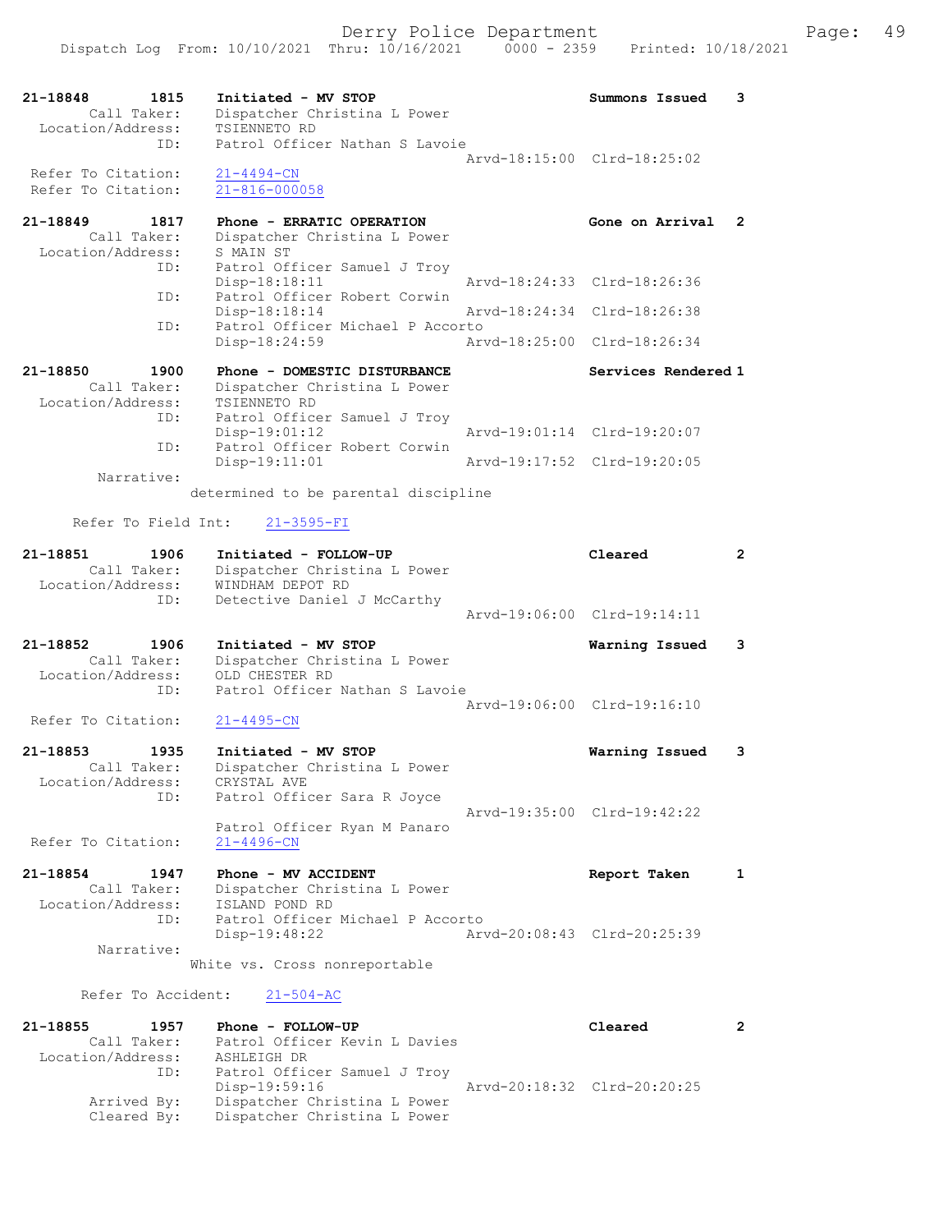```
21-18848        1815    Initiated - MV STOP                          Summons Issued    3
        Call Taker:     Dispatcher Christina L Power
  Location/Address:     TSIENNETO RD
                ID:     Patrol Officer Nathan S Lavoie
                                                  Arvd-18:15:00  Clrd-18:25:02
 Refer To Citation:     21-4494-CN
 Refer To Citation:     21-816-000058

21-18849        1817    Phone - ERRATIC OPERATION                    Gone on Arrival   2
        Call Taker:     Dispatcher Christina L Power
  Location/Address:     S MAIN ST
                ID:     Patrol Officer Samuel J Troy
                        Disp-18:18:11             Arvd-18:24:33  Clrd-18:26:36
                ID:     Patrol Officer Robert Corwin
                        Disp-18:18:14             Arvd-18:24:34  Clrd-18:26:38
                ID:     Patrol Officer Michael P Accorto
                        Disp-18:24:59             Arvd-18:25:00  Clrd-18:26:34

21-18850        1900    Phone - DOMESTIC DISTURBANCE                 Services Rendered 1
        Call Taker:     Dispatcher Christina L Power
  Location/Address:     TSIENNETO RD
                ID:     Patrol Officer Samuel J Troy
                        Disp-19:01:12             Arvd-19:01:14  Clrd-19:20:07
                ID:     Patrol Officer Robert Corwin
                        Disp-19:11:01             Arvd-19:17:52  Clrd-19:20:05
         Narrative:
                      determined to be parental discipline

      Refer To Field Int:     21-3595-FI

21-18851        1906    Initiated - FOLLOW-UP                        Cleared           2
        Call Taker:     Dispatcher Christina L Power
  Location/Address:     WINDHAM DEPOT RD
                ID:     Detective Daniel J McCarthy
                                                  Arvd-19:06:00  Clrd-19:14:11

21-18852        1906    Initiated - MV STOP                          Warning Issued    3
        Call Taker:     Dispatcher Christina L Power
  Location/Address:     OLD CHESTER RD
                ID:     Patrol Officer Nathan S Lavoie
                                                  Arvd-19:06:00  Clrd-19:16:10
 Refer To Citation:     21-4495-CN

21-18853        1935    Initiated - MV STOP                          Warning Issued    3
        Call Taker:     Dispatcher Christina L Power
  Location/Address:     CRYSTAL AVE
                ID:     Patrol Officer Sara R Joyce
                                                  Arvd-19:35:00  Clrd-19:42:22
                        Patrol Officer Ryan M Panaro
 Refer To Citation:     21-4496-CN

21-18854        1947    Phone - MV ACCIDENT                          Report Taken      1
        Call Taker:     Dispatcher Christina L Power
  Location/Address:     ISLAND POND RD
                ID:     Patrol Officer Michael P Accorto
                        Disp-19:48:22             Arvd-20:08:43  Clrd-20:25:39
         Narrative:
                      White vs. Cross nonreportable

       Refer To Accident:     21-504-AC

21-18855        1957    Phone - FOLLOW-UP                            Cleared           2
        Call Taker:     Patrol Officer Kevin L Davies
  Location/Address:     ASHLEIGH DR
                ID:     Patrol Officer Samuel J Troy
                        Disp-19:59:16             Arvd-20:18:32  Clrd-20:20:25
        Arrived By:     Dispatcher Christina L Power
        Cleared By:     Dispatcher Christina L Power
```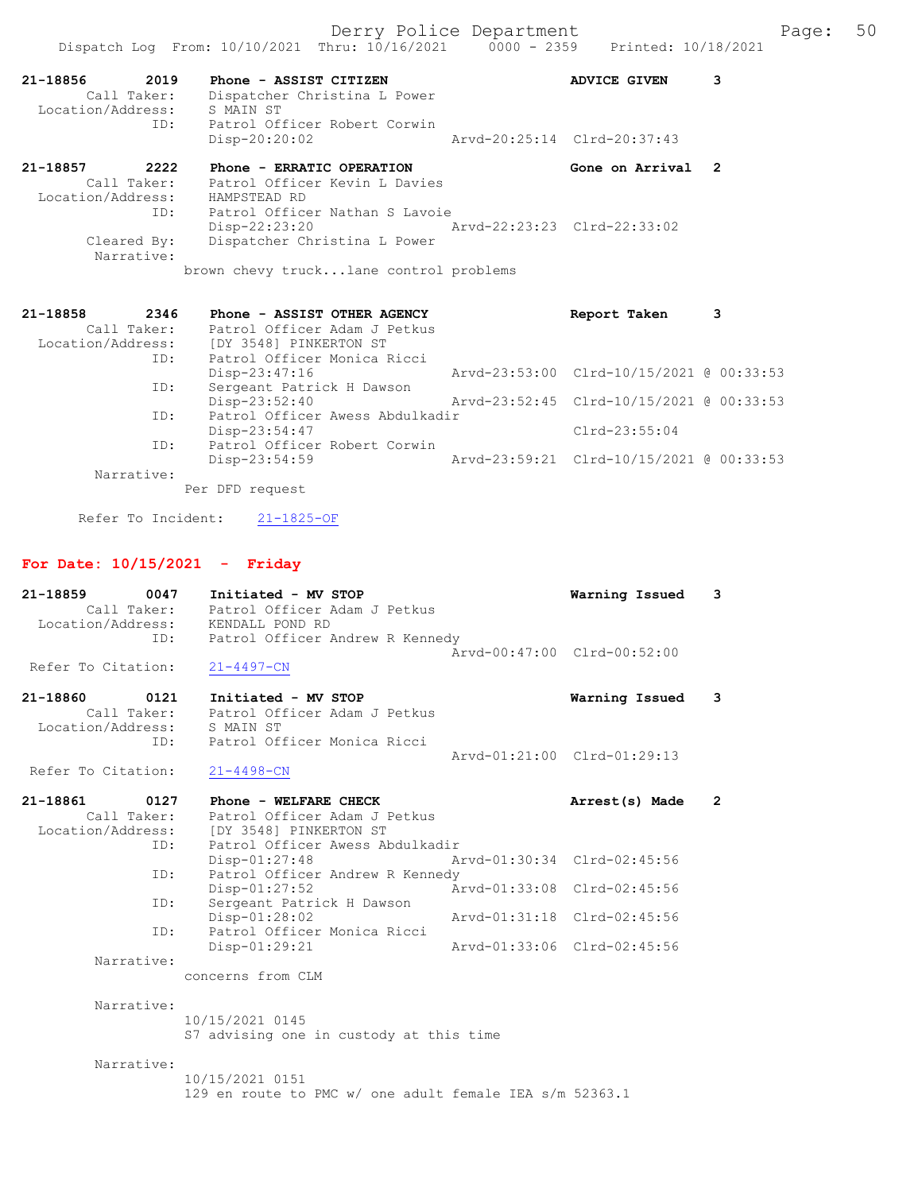```
21-18856        2019    Phone - ASSIST CITIZEN                        ADVICE GIVEN      3
         Call Taker:    Dispatcher Christina L Power
    Location/Address:   S MAIN ST
                 ID:    Patrol Officer Robert Corwin
                        Disp-20:20:02                  Arvd-20:25:14  Clrd-20:37:43

21-18857        2222    Phone - ERRATIC OPERATION                     Gone on Arrival  2
         Call Taker:    Patrol Officer Kevin L Davies
    Location/Address:   HAMPSTEAD RD
                 ID:    Patrol Officer Nathan S Lavoie
                        Disp-22:23:20                  Arvd-22:23:23  Clrd-22:33:02
         Cleared By:    Dispatcher Christina L Power
          Narrative:
                      brown chevy truck...lane control problems

21-18858        2346    Phone - ASSIST OTHER AGENCY                   Report Taken      3
         Call Taker:    Patrol Officer Adam J Petkus
    Location/Address:   [DY 3548] PINKERTON ST
                 ID:    Patrol Officer Monica Ricci
                        Disp-23:47:16                  Arvd-23:53:00  Clrd-10/15/2021 @ 00:33:53
                 ID:    Sergeant Patrick H Dawson
                        Disp-23:52:40                  Arvd-23:52:45  Clrd-10/15/2021 @ 00:33:53
                 ID:    Patrol Officer Awess Abdulkadir
                        Disp-23:54:47                                 Clrd-23:55:04
                 ID:    Patrol Officer Robert Corwin
                        Disp-23:54:59                  Arvd-23:59:21  Clrd-10/15/2021 @ 00:33:53
          Narrative:
                      Per DFD request

      Refer To Incident:    21-1825-OF
```

## For Date: 10/15/2021 - Friday

```
21-18859        0047    Initiated - MV STOP                           Warning Issued    3
         Call Taker:    Patrol Officer Adam J Petkus
    Location/Address:   KENDALL POND RD
                 ID:    Patrol Officer Andrew R Kennedy
                                                       Arvd-00:47:00  Clrd-00:52:00
  Refer To Citation:    21-4497-CN

21-18860        0121    Initiated - MV STOP                           Warning Issued    3
         Call Taker:    Patrol Officer Adam J Petkus
    Location/Address:   S MAIN ST
                 ID:    Patrol Officer Monica Ricci
                                                       Arvd-01:21:00  Clrd-01:29:13
  Refer To Citation:    21-4498-CN

21-18861        0127    Phone - WELFARE CHECK                         Arrest(s) Made    2
         Call Taker:    Patrol Officer Adam J Petkus
    Location/Address:   [DY 3548] PINKERTON ST
                 ID:    Patrol Officer Awess Abdulkadir
                        Disp-01:27:48                  Arvd-01:30:34  Clrd-02:45:56
                 ID:    Patrol Officer Andrew R Kennedy
                        Disp-01:27:52                  Arvd-01:33:08  Clrd-02:45:56
                 ID:    Sergeant Patrick H Dawson
                        Disp-01:28:02                  Arvd-01:31:18  Clrd-02:45:56
                 ID:    Patrol Officer Monica Ricci
                        Disp-01:29:21                  Arvd-01:33:06  Clrd-02:45:56
          Narrative:
                      concerns from CLM

          Narrative:
                      10/15/2021 0145
                      S7 advising one in custody at this time

          Narrative:
                      10/15/2021 0151
                      129 en route to PMC w/ one adult female IEA s/m 52363.1
```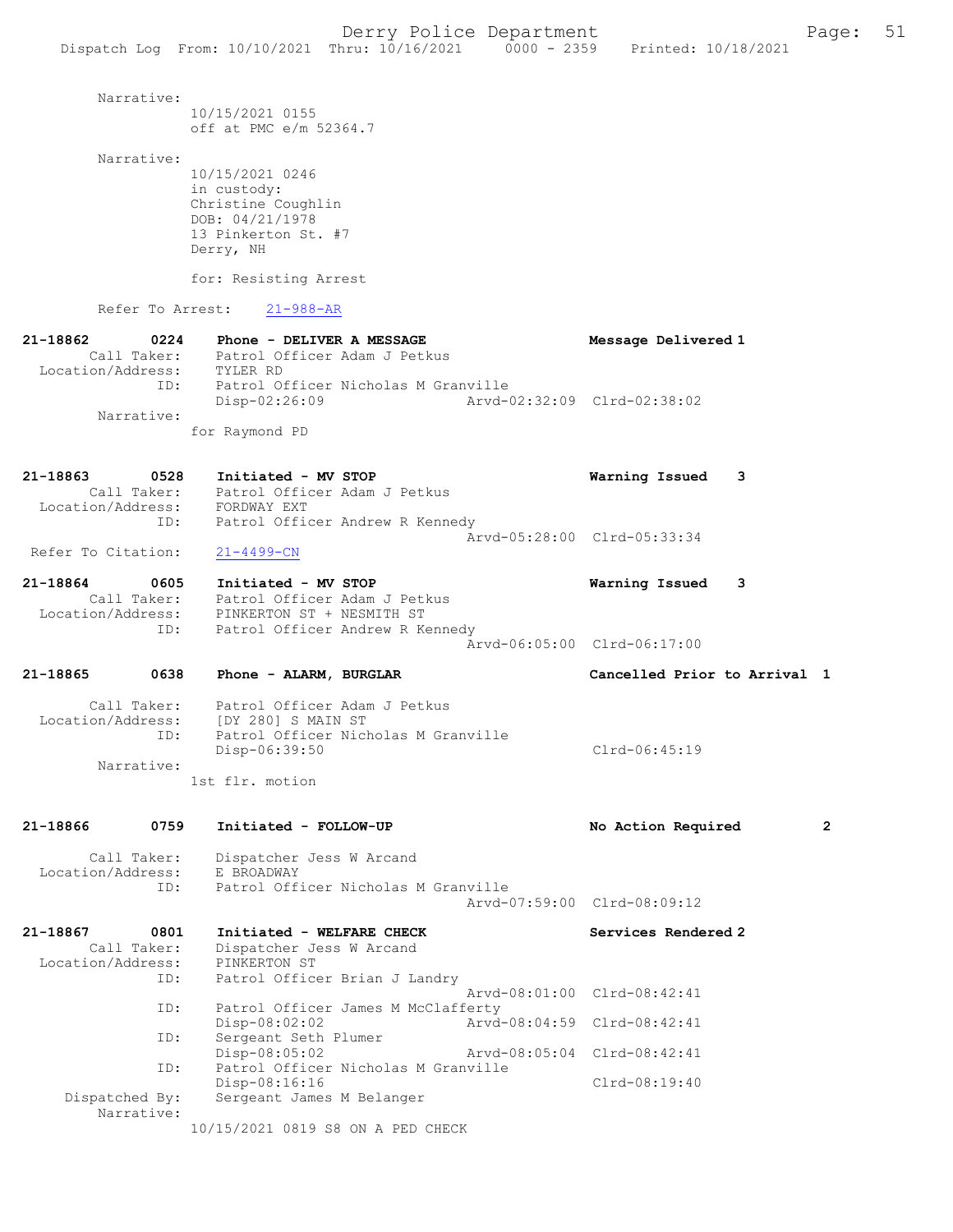Narrative:
10/15/2021 0155
off at PMC e/m 52364.7

Narrative:
10/15/2021 0246
in custody:
Christine Coughlin
DOB: 04/21/1978
13 Pinkerton St. #7
Derry, NH

for: Resisting Arrest

Refer To Arrest: 21-988-AR

**21-18862 0224 Phone - DELIVER A MESSAGE** — Message Delivered 1
Call Taker: Patrol Officer Adam J Petkus
Location/Address: TYLER RD
ID: Patrol Officer Nicholas M Granville
Disp-02:26:09 Arvd-02:32:09 Clrd-02:38:02
Narrative:
for Raymond PD

**21-18863 0528 Initiated - MV STOP** — Warning Issued 3
Call Taker: Patrol Officer Adam J Petkus
Location/Address: FORDWAY EXT
ID: Patrol Officer Andrew R Kennedy
Arvd-05:28:00 Clrd-05:33:34
Refer To Citation: 21-4499-CN

**21-18864 0605 Initiated - MV STOP** — Warning Issued 3
Call Taker: Patrol Officer Adam J Petkus
Location/Address: PINKERTON ST + NESMITH ST
ID: Patrol Officer Andrew R Kennedy
Arvd-06:05:00 Clrd-06:17:00

**21-18865 0638 Phone - ALARM, BURGLAR** — Cancelled Prior to Arrival 1
Call Taker: Patrol Officer Adam J Petkus
Location/Address: [DY 280] S MAIN ST
ID: Patrol Officer Nicholas M Granville
Disp-06:39:50 Clrd-06:45:19
Narrative:
1st flr. motion

**21-18866 0759 Initiated - FOLLOW-UP** — No Action Required 2
Call Taker: Dispatcher Jess W Arcand
Location/Address: E BROADWAY
ID: Patrol Officer Nicholas M Granville
Arvd-07:59:00 Clrd-08:09:12

**21-18867 0801 Initiated - WELFARE CHECK** — Services Rendered 2
Call Taker: Dispatcher Jess W Arcand
Location/Address: PINKERTON ST
ID: Patrol Officer Brian J Landry
Arvd-08:01:00 Clrd-08:42:41
ID: Patrol Officer James M McClafferty
Disp-08:02:02 Arvd-08:04:59 Clrd-08:42:41
ID: Sergeant Seth Plumer
Disp-08:05:02 Arvd-08:05:04 Clrd-08:42:41
ID: Patrol Officer Nicholas M Granville
Disp-08:16:16 Clrd-08:19:40
Dispatched By: Sergeant James M Belanger
Narrative:
10/15/2021 0819 S8 ON A PED CHECK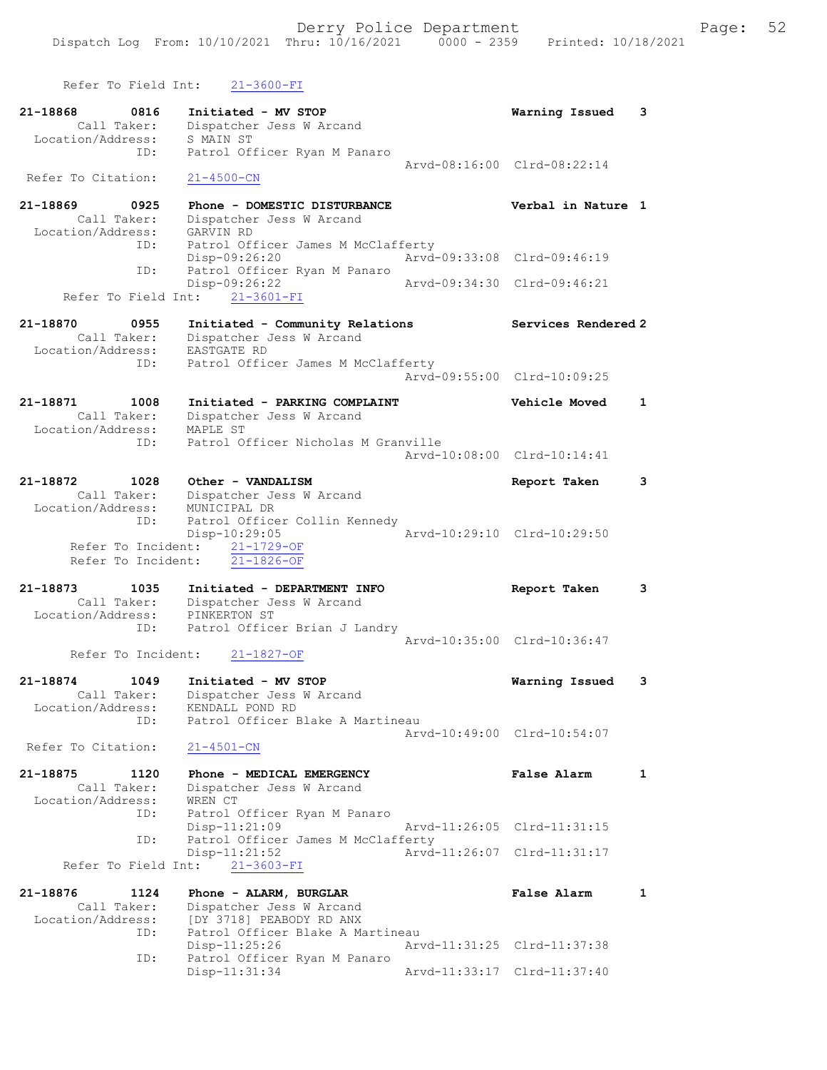Refer To Field Int: 21-3600-FI

```
21-18868        0816    Initiated - MV STOP                          Warning Issued    3
        Call Taker:     Dispatcher Jess W Arcand
  Location/Address:     S MAIN ST
               ID:      Patrol Officer Ryan M Panaro
                                                   Arvd-08:16:00  Clrd-08:22:14
 Refer To Citation:     21-4500-CN

21-18869        0925    Phone - DOMESTIC DISTURBANCE                 Verbal in Nature  1
        Call Taker:     Dispatcher Jess W Arcand
  Location/Address:     GARVIN RD
               ID:      Patrol Officer James M McClafferty
                        Disp-09:26:20              Arvd-09:33:08  Clrd-09:46:19
               ID:      Patrol Officer Ryan M Panaro
                        Disp-09:26:22              Arvd-09:34:30  Clrd-09:46:21
     Refer To Field Int:    21-3601-FI

21-18870        0955    Initiated - Community Relations              Services Rendered 2
        Call Taker:     Dispatcher Jess W Arcand
  Location/Address:     EASTGATE RD
               ID:      Patrol Officer James M McClafferty
                                                   Arvd-09:55:00  Clrd-10:09:25

21-18871        1008    Initiated - PARKING COMPLAINT                Vehicle Moved     1
        Call Taker:     Dispatcher Jess W Arcand
  Location/Address:     MAPLE ST
               ID:      Patrol Officer Nicholas M Granville
                                                   Arvd-10:08:00  Clrd-10:14:41

21-18872        1028    Other - VANDALISM                            Report Taken      3
        Call Taker:     Dispatcher Jess W Arcand
  Location/Address:     MUNICIPAL DR
               ID:      Patrol Officer Collin Kennedy
                        Disp-10:29:05              Arvd-10:29:10  Clrd-10:29:50
      Refer To Incident:    21-1729-OF
      Refer To Incident:    21-1826-OF

21-18873        1035    Initiated - DEPARTMENT INFO                  Report Taken      3
        Call Taker:     Dispatcher Jess W Arcand
  Location/Address:     PINKERTON ST
               ID:      Patrol Officer Brian J Landry
                                                   Arvd-10:35:00  Clrd-10:36:47
      Refer To Incident:    21-1827-OF

21-18874        1049    Initiated - MV STOP                          Warning Issued    3
        Call Taker:     Dispatcher Jess W Arcand
  Location/Address:     KENDALL POND RD
               ID:      Patrol Officer Blake A Martineau
                                                   Arvd-10:49:00  Clrd-10:54:07
 Refer To Citation:     21-4501-CN

21-18875        1120    Phone - MEDICAL EMERGENCY                    False Alarm       1
        Call Taker:     Dispatcher Jess W Arcand
  Location/Address:     WREN CT
               ID:      Patrol Officer Ryan M Panaro
                        Disp-11:21:09              Arvd-11:26:05  Clrd-11:31:15
               ID:      Patrol Officer James M McClafferty
                        Disp-11:21:52              Arvd-11:26:07  Clrd-11:31:17
     Refer To Field Int:    21-3603-FI

21-18876        1124    Phone - ALARM, BURGLAR                       False Alarm       1
        Call Taker:     Dispatcher Jess W Arcand
  Location/Address:     [DY 3718] PEABODY RD ANX
               ID:      Patrol Officer Blake A Martineau
                        Disp-11:25:26              Arvd-11:31:25  Clrd-11:37:38
               ID:      Patrol Officer Ryan M Panaro
                        Disp-11:31:34              Arvd-11:33:17  Clrd-11:37:40
```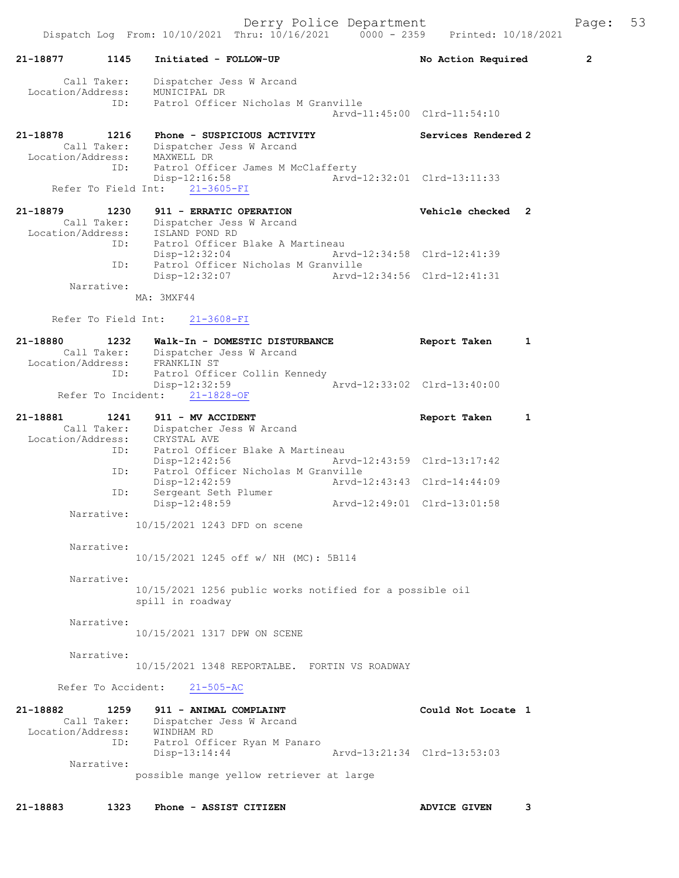21-18877 1145 Initiated - FOLLOW-UP No Action Required 2

Call Taker: Dispatcher Jess W Arcand
Location/Address: MUNICIPAL DR
ID: Patrol Officer Nicholas M Granville
Arvd-11:45:00 Clrd-11:54:10

21-18878 1216 Phone - SUSPICIOUS ACTIVITY Services Rendered 2
Call Taker: Dispatcher Jess W Arcand
Location/Address: MAXWELL DR
ID: Patrol Officer James M McClafferty
Disp-12:16:58 Arvd-12:32:01 Clrd-13:11:33
Refer To Field Int: 21-3605-FI

21-18879 1230 911 - ERRATIC OPERATION Vehicle checked 2
Call Taker: Dispatcher Jess W Arcand
Location/Address: ISLAND POND RD
ID: Patrol Officer Blake A Martineau
Disp-12:32:04 Arvd-12:34:58 Clrd-12:41:39
ID: Patrol Officer Nicholas M Granville
Disp-12:32:07 Arvd-12:34:56 Clrd-12:41:31
Narrative:
MA: 3MXF44

Refer To Field Int: 21-3608-FI

21-18880 1232 Walk-In - DOMESTIC DISTURBANCE Report Taken 1
Call Taker: Dispatcher Jess W Arcand
Location/Address: FRANKLIN ST
ID: Patrol Officer Collin Kennedy
Disp-12:32:59 Arvd-12:33:02 Clrd-13:40:00
Refer To Incident: 21-1828-OF

21-18881 1241 911 - MV ACCIDENT Report Taken 1
Call Taker: Dispatcher Jess W Arcand
Location/Address: CRYSTAL AVE
ID: Patrol Officer Blake A Martineau
Disp-12:42:56 Arvd-12:43:59 Clrd-13:17:42
ID: Patrol Officer Nicholas M Granville
Disp-12:42:59 Arvd-12:43:43 Clrd-14:44:09
ID: Sergeant Seth Plumer
Disp-12:48:59 Arvd-12:49:01 Clrd-13:01:58
Narrative:
10/15/2021 1243 DFD on scene

Narrative:
10/15/2021 1245 off w/ NH (MC): 5B114

Narrative:
10/15/2021 1256 public works notified for a possible oil spill in roadway

Narrative:
10/15/2021 1317 DPW ON SCENE

Narrative:
10/15/2021 1348 REPORTALBE. FORTIN VS ROADWAY

Refer To Accident: 21-505-AC

21-18882 1259 911 - ANIMAL COMPLAINT Could Not Locate 1
Call Taker: Dispatcher Jess W Arcand
Location/Address: WINDHAM RD
ID: Patrol Officer Ryan M Panaro
Disp-13:14:44 Arvd-13:21:34 Clrd-13:53:03
Narrative:
possible mange yellow retriever at large

21-18883 1323 Phone - ASSIST CITIZEN ADVICE GIVEN 3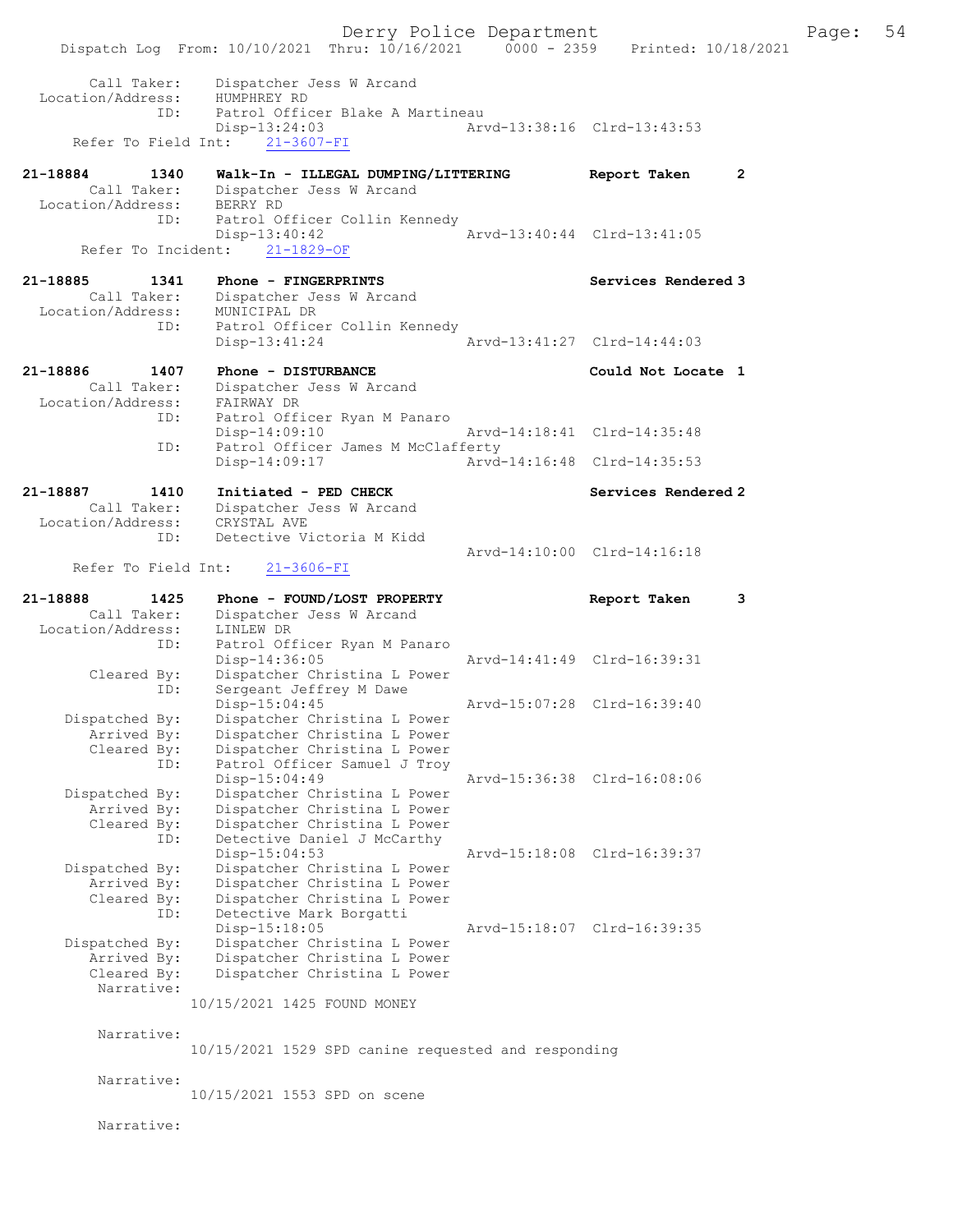```
        Call Taker:     Dispatcher Jess W Arcand
  Location/Address:     HUMPHREY RD
                ID:     Patrol Officer Blake A Martineau
                        Disp-13:24:03                  Arvd-13:38:16  Clrd-13:43:53
      Refer To Field Int:     21-3607-FI

21-18884        1340    Walk-In - ILLEGAL DUMPING/LITTERING          Report Taken      2
        Call Taker:     Dispatcher Jess W Arcand
  Location/Address:     BERRY RD
                ID:     Patrol Officer Collin Kennedy
                        Disp-13:40:42                  Arvd-13:40:44  Clrd-13:41:05
      Refer To Incident:     21-1829-OF

21-18885        1341    Phone - FINGERPRINTS                         Services Rendered 3
        Call Taker:     Dispatcher Jess W Arcand
  Location/Address:     MUNICIPAL DR
                ID:     Patrol Officer Collin Kennedy
                        Disp-13:41:24                  Arvd-13:41:27  Clrd-14:44:03

21-18886        1407    Phone - DISTURBANCE                          Could Not Locate  1
        Call Taker:     Dispatcher Jess W Arcand
  Location/Address:     FAIRWAY DR
                ID:     Patrol Officer Ryan M Panaro
                        Disp-14:09:10                  Arvd-14:18:41  Clrd-14:35:48
                ID:     Patrol Officer James M McClafferty
                        Disp-14:09:17                  Arvd-14:16:48  Clrd-14:35:53

21-18887        1410    Initiated - PED CHECK                        Services Rendered 2
        Call Taker:     Dispatcher Jess W Arcand
  Location/Address:     CRYSTAL AVE
                ID:     Detective Victoria M Kidd
                                                       Arvd-14:10:00  Clrd-14:16:18
      Refer To Field Int:     21-3606-FI

21-18888        1425    Phone - FOUND/LOST PROPERTY                  Report Taken      3
        Call Taker:     Dispatcher Jess W Arcand
  Location/Address:     LINLEW DR
                ID:     Patrol Officer Ryan M Panaro
                        Disp-14:36:05                  Arvd-14:41:49  Clrd-16:39:31
        Cleared By:     Dispatcher Christina L Power
                ID:     Sergeant Jeffrey M Dawe
                        Disp-15:04:45                  Arvd-15:07:28  Clrd-16:39:40
     Dispatched By:     Dispatcher Christina L Power
        Arrived By:     Dispatcher Christina L Power
        Cleared By:     Dispatcher Christina L Power
                ID:     Patrol Officer Samuel J Troy
                        Disp-15:04:49                  Arvd-15:36:38  Clrd-16:08:06
     Dispatched By:     Dispatcher Christina L Power
        Arrived By:     Dispatcher Christina L Power
        Cleared By:     Dispatcher Christina L Power
                ID:     Detective Daniel J McCarthy
                        Disp-15:04:53                  Arvd-15:18:08  Clrd-16:39:37
     Dispatched By:     Dispatcher Christina L Power
        Arrived By:     Dispatcher Christina L Power
        Cleared By:     Dispatcher Christina L Power
                ID:     Detective Mark Borgatti
                        Disp-15:18:05                  Arvd-15:18:07  Clrd-16:39:35
     Dispatched By:     Dispatcher Christina L Power
        Arrived By:     Dispatcher Christina L Power
        Cleared By:     Dispatcher Christina L Power
         Narrative:
                      10/15/2021 1425 FOUND MONEY

         Narrative:
                      10/15/2021 1529 SPD canine requested and responding

         Narrative:
                      10/15/2021 1553 SPD on scene

         Narrative:
```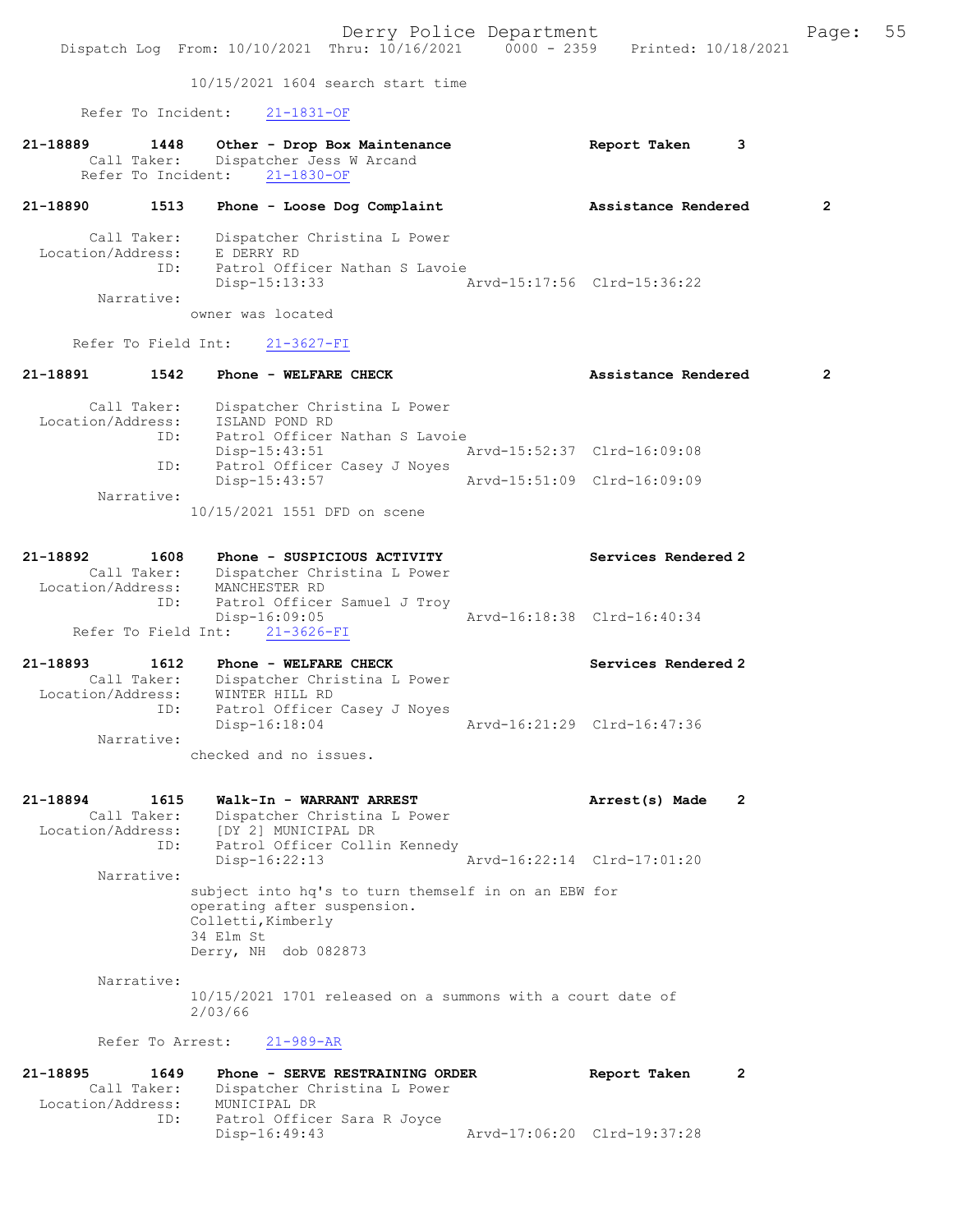10/15/2021 1604 search start time

Refer To Incident: 21-1831-OF

21-18889 1448 Other - Drop Box Maintenance Report Taken 3
Call Taker: Dispatcher Jess W Arcand
Refer To Incident: 21-1830-OF

21-18890 1513 Phone - Loose Dog Complaint Assistance Rendered 2

Call Taker: Dispatcher Christina L Power
Location/Address: E DERRY RD
ID: Patrol Officer Nathan S Lavoie
Disp-15:13:33 Arvd-15:17:56 Clrd-15:36:22
Narrative:
owner was located

Refer To Field Int: 21-3627-FI

21-18891 1542 Phone - WELFARE CHECK Assistance Rendered 2

Call Taker: Dispatcher Christina L Power
Location/Address: ISLAND POND RD
ID: Patrol Officer Nathan S Lavoie
Disp-15:43:51 Arvd-15:52:37 Clrd-16:09:08
ID: Patrol Officer Casey J Noyes
Disp-15:43:57 Arvd-15:51:09 Clrd-16:09:09
Narrative:
10/15/2021 1551 DFD on scene

21-18892 1608 Phone - SUSPICIOUS ACTIVITY Services Rendered 2
Call Taker: Dispatcher Christina L Power
Location/Address: MANCHESTER RD
ID: Patrol Officer Samuel J Troy
Disp-16:09:05 Arvd-16:18:38 Clrd-16:40:34
Refer To Field Int: 21-3626-FI

21-18893 1612 Phone - WELFARE CHECK Services Rendered 2
Call Taker: Dispatcher Christina L Power
Location/Address: WINTER HILL RD
ID: Patrol Officer Casey J Noyes
Disp-16:18:04 Arvd-16:21:29 Clrd-16:47:36
Narrative:
checked and no issues.

21-18894 1615 Walk-In - WARRANT ARREST Arrest(s) Made 2
Call Taker: Dispatcher Christina L Power
Location/Address: [DY 2] MUNICIPAL DR
ID: Patrol Officer Collin Kennedy
Disp-16:22:13 Arvd-16:22:14 Clrd-17:01:20
Narrative:
subject into hq's to turn themself in on an EBW for operating after suspension.
Colletti,Kimberly
34 Elm St
Derry, NH dob 082873

Narrative:
10/15/2021 1701 released on a summons with a court date of 2/03/66

Refer To Arrest: 21-989-AR

21-18895 1649 Phone - SERVE RESTRAINING ORDER Report Taken 2
Call Taker: Dispatcher Christina L Power
Location/Address: MUNICIPAL DR
ID: Patrol Officer Sara R Joyce
Disp-16:49:43 Arvd-17:06:20 Clrd-19:37:28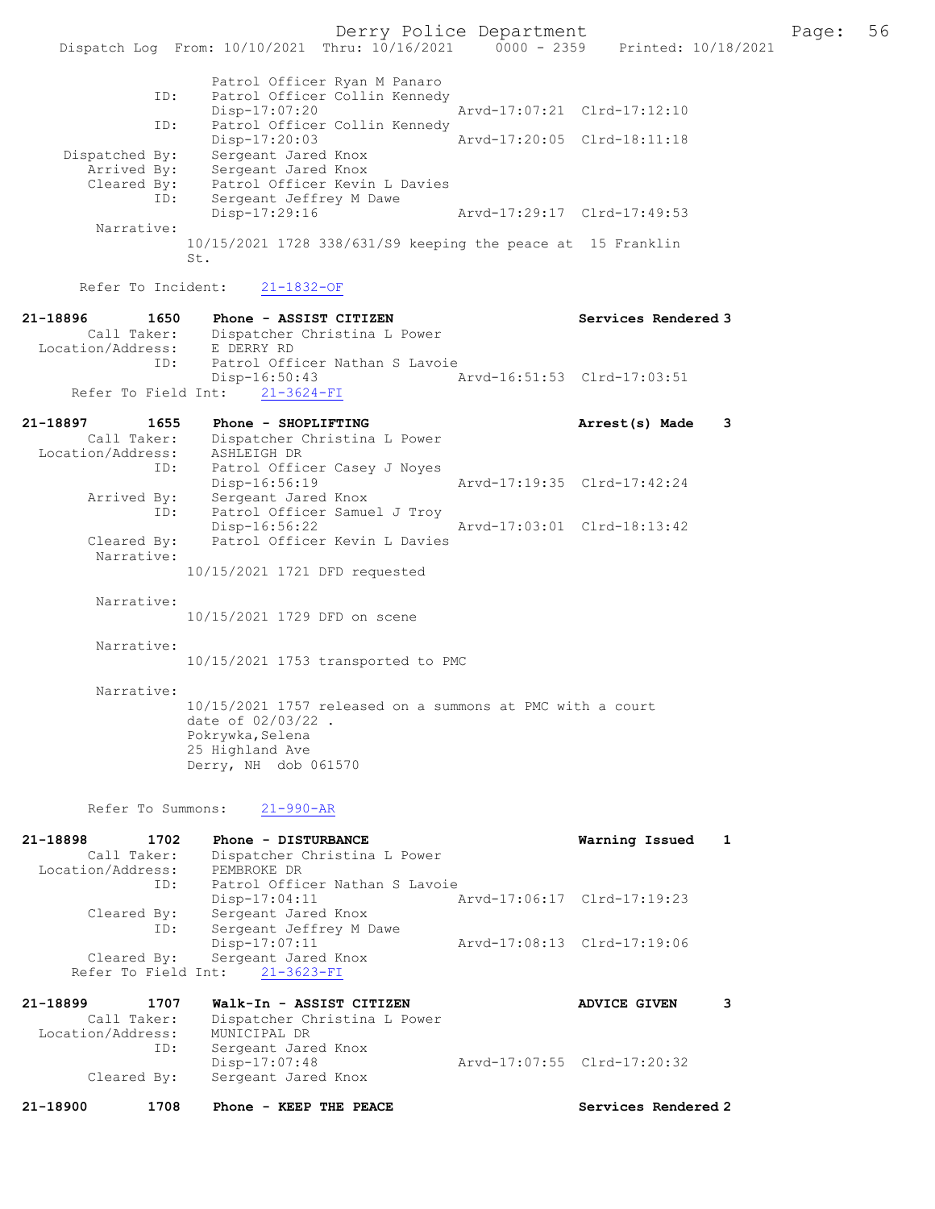```
                Patrol Officer Ryan M Panaro
           ID:  Patrol Officer Collin Kennedy
                Disp-17:07:20                   Arvd-17:07:21  Clrd-17:12:10
           ID:  Patrol Officer Collin Kennedy
                Disp-17:20:03                   Arvd-17:20:05  Clrd-18:11:18
Dispatched By:  Sergeant Jared Knox
   Arrived By:  Sergeant Jared Knox
   Cleared By:  Patrol Officer Kevin L Davies
           ID:  Sergeant Jeffrey M Dawe
                Disp-17:29:16                   Arvd-17:29:17  Clrd-17:49:53
    Narrative:
              10/15/2021 1728 338/631/S9 keeping the peace at  15 Franklin
              St.

  Refer To Incident:    21-1832-OF

21-18896        1650    Phone - ASSIST CITIZEN                    Services Rendered 3
      Call Taker:   Dispatcher Christina L Power
Location/Address:   E DERRY RD
              ID:   Patrol Officer Nathan S Lavoie
                    Disp-16:50:43               Arvd-16:51:53  Clrd-17:03:51
  Refer To Field Int:    21-3624-FI

21-18897        1655    Phone - SHOPLIFTING                       Arrest(s) Made    3
      Call Taker:   Dispatcher Christina L Power
Location/Address:   ASHLEIGH DR
              ID:   Patrol Officer Casey J Noyes
                    Disp-16:56:19               Arvd-17:19:35  Clrd-17:42:24
      Arrived By:   Sergeant Jared Knox
              ID:   Patrol Officer Samuel J Troy
                    Disp-16:56:22               Arvd-17:03:01  Clrd-18:13:42
      Cleared By:   Patrol Officer Kevin L Davies
       Narrative:
              10/15/2021 1721 DFD requested

       Narrative:
              10/15/2021 1729 DFD on scene

       Narrative:
              10/15/2021 1753 transported to PMC

       Narrative:
              10/15/2021 1757 released on a summons at PMC with a court
              date of 02/03/22 .
              Pokrywka,Selena
              25 Highland Ave
              Derry, NH  dob 061570

  Refer To Summons:    21-990-AR

21-18898        1702    Phone - DISTURBANCE                       Warning Issued    1
      Call Taker:   Dispatcher Christina L Power
Location/Address:   PEMBROKE DR
              ID:   Patrol Officer Nathan S Lavoie
                    Disp-17:04:11               Arvd-17:06:17  Clrd-17:19:23
      Cleared By:   Sergeant Jared Knox
              ID:   Sergeant Jeffrey M Dawe
                    Disp-17:07:11               Arvd-17:08:13  Clrd-17:19:06
      Cleared By:   Sergeant Jared Knox
  Refer To Field Int:    21-3623-FI

21-18899        1707    Walk-In - ASSIST CITIZEN                  ADVICE GIVEN      3
      Call Taker:   Dispatcher Christina L Power
Location/Address:   MUNICIPAL DR
              ID:   Sergeant Jared Knox
                    Disp-17:07:48               Arvd-17:07:55  Clrd-17:20:32
      Cleared By:   Sergeant Jared Knox

21-18900        1708    Phone - KEEP THE PEACE                    Services Rendered 2
```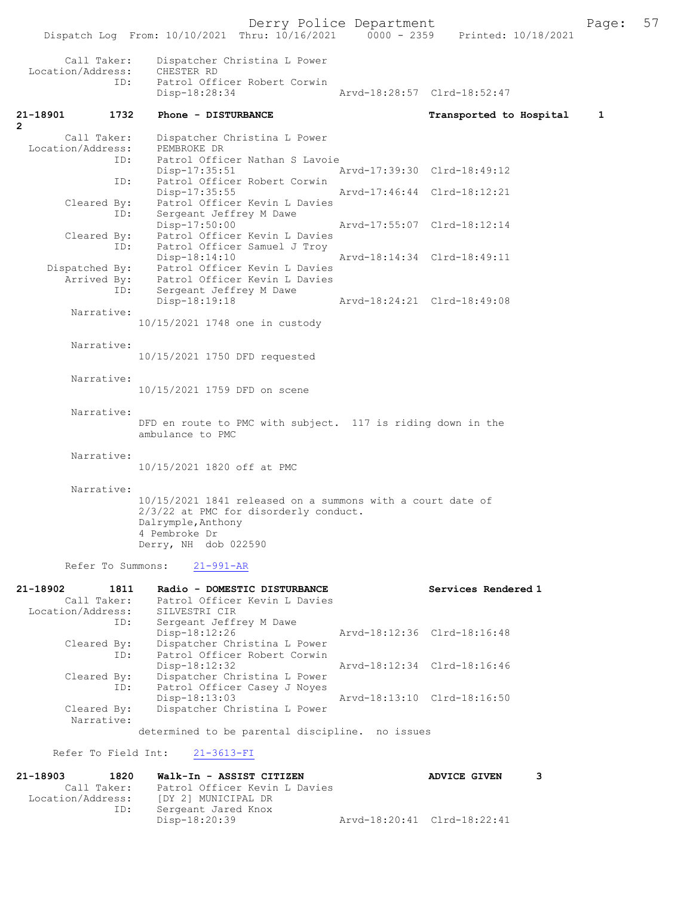Call Taker: Dispatcher Christina L Power
Location/Address: CHESTER RD
ID: Patrol Officer Robert Corwin
Disp-18:28:34 Arvd-18:28:57 Clrd-18:52:47

**21-18901 1732 Phone - DISTURBANCE Transported to Hospital 1 2**

Call Taker: Dispatcher Christina L Power
Location/Address: PEMBROKE DR
ID: Patrol Officer Nathan S Lavoie
Disp-17:35:51 Arvd-17:39:30 Clrd-18:49:12
ID: Patrol Officer Robert Corwin
Disp-17:35:55 Arvd-17:46:44 Clrd-18:12:21
Cleared By: Patrol Officer Kevin L Davies
ID: Sergeant Jeffrey M Dawe
Disp-17:50:00 Arvd-17:55:07 Clrd-18:12:14
Cleared By: Patrol Officer Kevin L Davies
ID: Patrol Officer Samuel J Troy
Disp-18:14:10 Arvd-18:14:34 Clrd-18:49:11
Dispatched By: Patrol Officer Kevin L Davies
Arrived By: Patrol Officer Kevin L Davies
ID: Sergeant Jeffrey M Dawe
Disp-18:19:18 Arvd-18:24:21 Clrd-18:49:08

Narrative:
10/15/2021 1748 one in custody

Narrative:
10/15/2021 1750 DFD requested

Narrative:
10/15/2021 1759 DFD on scene

Narrative:
DFD en route to PMC with subject. 117 is riding down in the ambulance to PMC

Narrative:
10/15/2021 1820 off at PMC

Narrative:
10/15/2021 1841 released on a summons with a court date of 2/3/22 at PMC for disorderly conduct.
Dalrymple,Anthony
4 Pembroke Dr
Derry, NH dob 022590

Refer To Summons: 21-991-AR

**21-18902 1811 Radio - DOMESTIC DISTURBANCE Services Rendered 1**

Call Taker: Patrol Officer Kevin L Davies
Location/Address: SILVESTRI CIR
ID: Sergeant Jeffrey M Dawe
Disp-18:12:26 Arvd-18:12:36 Clrd-18:16:48
Cleared By: Dispatcher Christina L Power
ID: Patrol Officer Robert Corwin
Disp-18:12:32 Arvd-18:12:34 Clrd-18:16:46
Cleared By: Dispatcher Christina L Power
ID: Patrol Officer Casey J Noyes
Disp-18:13:03 Arvd-18:13:10 Clrd-18:16:50
Cleared By: Dispatcher Christina L Power
Narrative:
determined to be parental discipline. no issues

Refer To Field Int: 21-3613-FI

**21-18903 1820 Walk-In - ASSIST CITIZEN ADVICE GIVEN 3**

Call Taker: Patrol Officer Kevin L Davies
Location/Address: [DY 2] MUNICIPAL DR
ID: Sergeant Jared Knox
Disp-18:20:39 Arvd-18:20:41 Clrd-18:22:41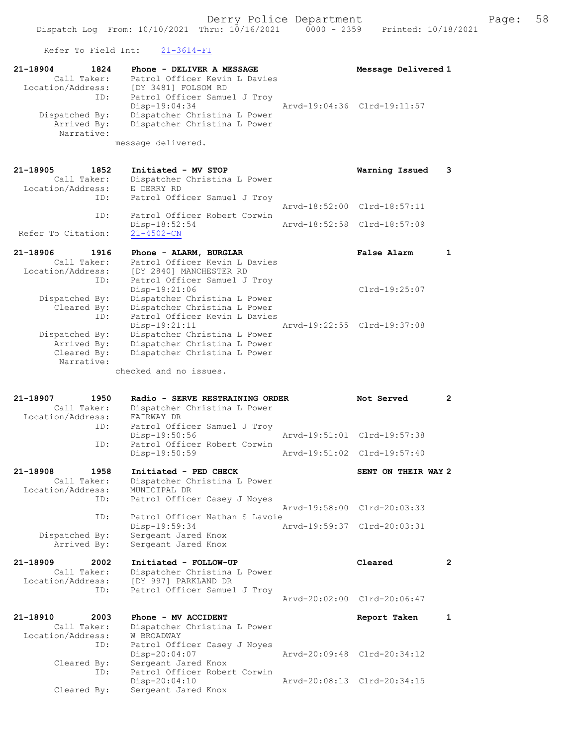Refer To Field Int: 21-3614-FI

```
21-18904        1824    Phone - DELIVER A MESSAGE                   Message Delivered 1
        Call Taker:     Patrol Officer Kevin L Davies
  Location/Address:     [DY 3481] FOLSOM RD
                ID:     Patrol Officer Samuel J Troy
                        Disp-19:04:34                  Arvd-19:04:36  Clrd-19:11:57
     Dispatched By:     Dispatcher Christina L Power
        Arrived By:     Dispatcher Christina L Power
         Narrative:
                      message delivered.

21-18905        1852    Initiated - MV STOP                         Warning Issued    3
        Call Taker:     Dispatcher Christina L Power
  Location/Address:     E DERRY RD
                ID:     Patrol Officer Samuel J Troy
                                                       Arvd-18:52:00  Clrd-18:57:11
                ID:     Patrol Officer Robert Corwin
                        Disp-18:52:54                  Arvd-18:52:58  Clrd-18:57:09
Refer To Citation:      21-4502-CN

21-18906        1916    Phone - ALARM, BURGLAR                      False Alarm       1
        Call Taker:     Patrol Officer Kevin L Davies
  Location/Address:     [DY 2840] MANCHESTER RD
                ID:     Patrol Officer Samuel J Troy
                        Disp-19:21:06                                 Clrd-19:25:07
     Dispatched By:     Dispatcher Christina L Power
        Cleared By:     Dispatcher Christina L Power
                ID:     Patrol Officer Kevin L Davies
                        Disp-19:21:11                  Arvd-19:22:55  Clrd-19:37:08
     Dispatched By:     Dispatcher Christina L Power
        Arrived By:     Dispatcher Christina L Power
        Cleared By:     Dispatcher Christina L Power
         Narrative:
                      checked and no issues.

21-18907        1950    Radio - SERVE RESTRAINING ORDER             Not Served        2
        Call Taker:     Dispatcher Christina L Power
  Location/Address:     FAIRWAY DR
                ID:     Patrol Officer Samuel J Troy
                        Disp-19:50:56                  Arvd-19:51:01  Clrd-19:57:38
                ID:     Patrol Officer Robert Corwin
                        Disp-19:50:59                  Arvd-19:51:02  Clrd-19:57:40

21-18908        1958    Initiated - PED CHECK                       SENT ON THEIR WAY 2
        Call Taker:     Dispatcher Christina L Power
  Location/Address:     MUNICIPAL DR
                ID:     Patrol Officer Casey J Noyes
                                                       Arvd-19:58:00  Clrd-20:03:33
                ID:     Patrol Officer Nathan S Lavoie
                        Disp-19:59:34                  Arvd-19:59:37  Clrd-20:03:31
     Dispatched By:     Sergeant Jared Knox
        Arrived By:     Sergeant Jared Knox

21-18909        2002    Initiated - FOLLOW-UP                       Cleared           2
        Call Taker:     Dispatcher Christina L Power
  Location/Address:     [DY 997] PARKLAND DR
                ID:     Patrol Officer Samuel J Troy
                                                       Arvd-20:02:00  Clrd-20:06:47

21-18910        2003    Phone - MV ACCIDENT                         Report Taken      1
        Call Taker:     Dispatcher Christina L Power
  Location/Address:     W BROADWAY
                ID:     Patrol Officer Casey J Noyes
                        Disp-20:04:07                  Arvd-20:09:48  Clrd-20:34:12
        Cleared By:     Sergeant Jared Knox
                ID:     Patrol Officer Robert Corwin
                        Disp-20:04:10                  Arvd-20:08:13  Clrd-20:34:15
        Cleared By:     Sergeant Jared Knox
```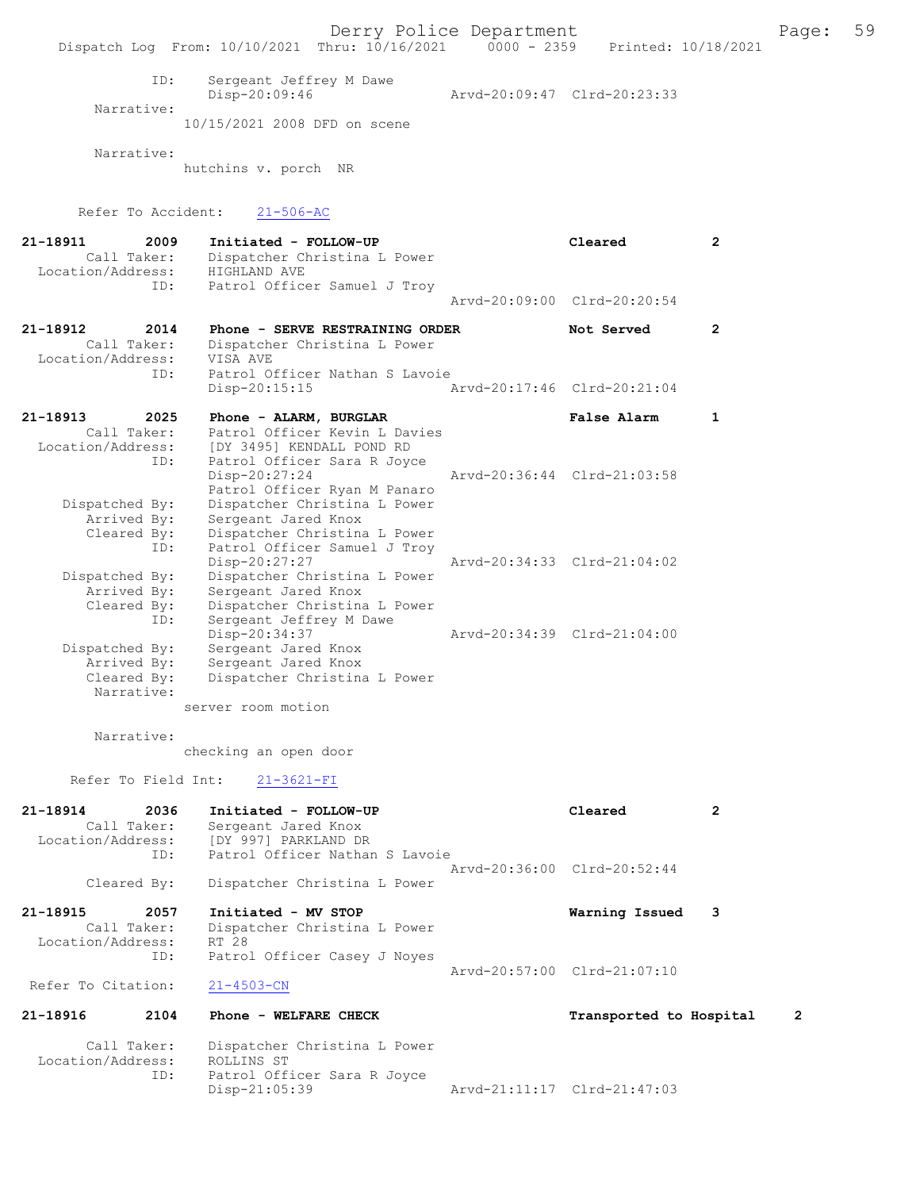```
            ID:      Sergeant Jeffrey M Dawe
                     Disp-20:09:46                Arvd-20:09:47  Clrd-20:23:33
        Narrative:
                   10/15/2021 2008 DFD on scene

        Narrative:
                   hutchins v. porch  NR

      Refer To Accident:    21-506-AC

21-18911        2009     Initiated - FOLLOW-UP                      Cleared          2
         Call Taker:     Dispatcher Christina L Power
   Location/Address:     HIGHLAND AVE
                ID:      Patrol Officer Samuel J Troy
                                                  Arvd-20:09:00  Clrd-20:20:54

21-18912        2014     Phone - SERVE RESTRAINING ORDER            Not Served       2
         Call Taker:     Dispatcher Christina L Power
   Location/Address:     VISA AVE
                ID:      Patrol Officer Nathan S Lavoie
                         Disp-20:15:15            Arvd-20:17:46  Clrd-20:21:04

21-18913        2025     Phone - ALARM, BURGLAR                     False Alarm      1
         Call Taker:     Patrol Officer Kevin L Davies
   Location/Address:     [DY 3495] KENDALL POND RD
                ID:      Patrol Officer Sara R Joyce
                         Disp-20:27:24            Arvd-20:36:44  Clrd-21:03:58
                         Patrol Officer Ryan M Panaro
      Dispatched By:     Dispatcher Christina L Power
         Arrived By:     Sergeant Jared Knox
         Cleared By:     Dispatcher Christina L Power
                ID:      Patrol Officer Samuel J Troy
                         Disp-20:27:27            Arvd-20:34:33  Clrd-21:04:02
      Dispatched By:     Dispatcher Christina L Power
         Arrived By:     Sergeant Jared Knox
         Cleared By:     Dispatcher Christina L Power
                ID:      Sergeant Jeffrey M Dawe
                         Disp-20:34:37            Arvd-20:34:39  Clrd-21:04:00
      Dispatched By:     Sergeant Jared Knox
         Arrived By:     Sergeant Jared Knox
         Cleared By:     Dispatcher Christina L Power
          Narrative:
                   server room motion

          Narrative:
                   checking an open door

      Refer To Field Int:    21-3621-FI

21-18914        2036     Initiated - FOLLOW-UP                      Cleared          2
         Call Taker:     Sergeant Jared Knox
   Location/Address:     [DY 997] PARKLAND DR
                ID:      Patrol Officer Nathan S Lavoie
                                                  Arvd-20:36:00  Clrd-20:52:44
         Cleared By:     Dispatcher Christina L Power

21-18915        2057     Initiated - MV STOP                        Warning Issued   3
         Call Taker:     Dispatcher Christina L Power
   Location/Address:     RT 28
                ID:      Patrol Officer Casey J Noyes
                                                  Arvd-20:57:00  Clrd-21:07:10
  Refer To Citation:     21-4503-CN

21-18916        2104     Phone - WELFARE CHECK                      Transported to Hospital     2

         Call Taker:     Dispatcher Christina L Power
   Location/Address:     ROLLINS ST
                ID:      Patrol Officer Sara R Joyce
                         Disp-21:05:39            Arvd-21:11:17  Clrd-21:47:03
```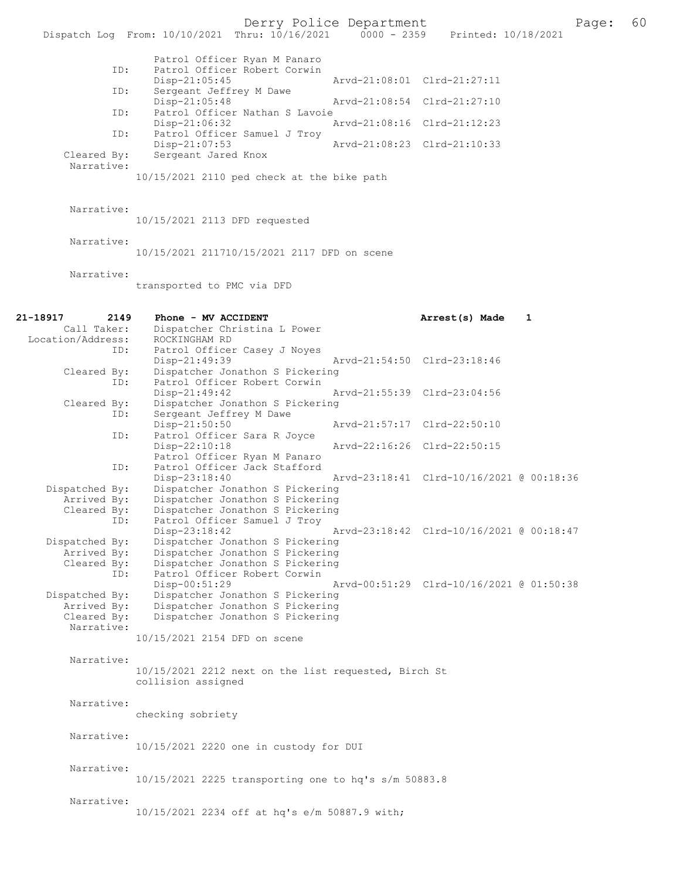```
                Patrol Officer Ryan M Panaro
          ID:   Patrol Officer Robert Corwin
                Disp-21:05:45                 Arvd-21:08:01  Clrd-21:27:11
          ID:   Sergeant Jeffrey M Dawe
                Disp-21:05:48                 Arvd-21:08:54  Clrd-21:27:10
          ID:   Patrol Officer Nathan S Lavoie
                Disp-21:06:32                 Arvd-21:08:16  Clrd-21:12:23
          ID:   Patrol Officer Samuel J Troy
                Disp-21:07:53                 Arvd-21:08:23  Clrd-21:10:33
 Cleared By:    Sergeant Jared Knox
  Narrative:
                10/15/2021 2110 ped check at the bike path

  Narrative:
                10/15/2021 2113 DFD requested

  Narrative:
                10/15/2021 211710/15/2021 2117 DFD on scene

  Narrative:
                transported to PMC via DFD


21-18917      2149   Phone - MV ACCIDENT                          Arrest(s) Made    1
     Call Taker:    Dispatcher Christina L Power
 Location/Address:  ROCKINGHAM RD
             ID:    Patrol Officer Casey J Noyes
                    Disp-21:49:39                 Arvd-21:54:50  Clrd-23:18:46
    Cleared By:     Dispatcher Jonathon S Pickering
             ID:    Patrol Officer Robert Corwin
                    Disp-21:49:42                 Arvd-21:55:39  Clrd-23:04:56
    Cleared By:     Dispatcher Jonathon S Pickering
             ID:    Sergeant Jeffrey M Dawe
                    Disp-21:50:50                 Arvd-21:57:17  Clrd-22:50:10
             ID:    Patrol Officer Sara R Joyce
                    Disp-22:10:18                 Arvd-22:16:26  Clrd-22:50:15
                    Patrol Officer Ryan M Panaro
             ID:    Patrol Officer Jack Stafford
                    Disp-23:18:40                 Arvd-23:18:41  Clrd-10/16/2021 @ 00:18:36
  Dispatched By:    Dispatcher Jonathon S Pickering
     Arrived By:    Dispatcher Jonathon S Pickering
     Cleared By:    Dispatcher Jonathon S Pickering
             ID:    Patrol Officer Samuel J Troy
                    Disp-23:18:42                 Arvd-23:18:42  Clrd-10/16/2021 @ 00:18:47
  Dispatched By:    Dispatcher Jonathon S Pickering
     Arrived By:    Dispatcher Jonathon S Pickering
     Cleared By:    Dispatcher Jonathon S Pickering
             ID:    Patrol Officer Robert Corwin
                    Disp-00:51:29                 Arvd-00:51:29  Clrd-10/16/2021 @ 01:50:38
  Dispatched By:    Dispatcher Jonathon S Pickering
     Arrived By:    Dispatcher Jonathon S Pickering
     Cleared By:    Dispatcher Jonathon S Pickering
      Narrative:
                    10/15/2021 2154 DFD on scene

      Narrative:
                    10/15/2021 2212 next on the list requested, Birch St
                    collision assigned

      Narrative:
                    checking sobriety

      Narrative:
                    10/15/2021 2220 one in custody for DUI

      Narrative:
                    10/15/2021 2225 transporting one to hq's s/m 50883.8

      Narrative:
                    10/15/2021 2234 off at hq's e/m 50887.9 with;
```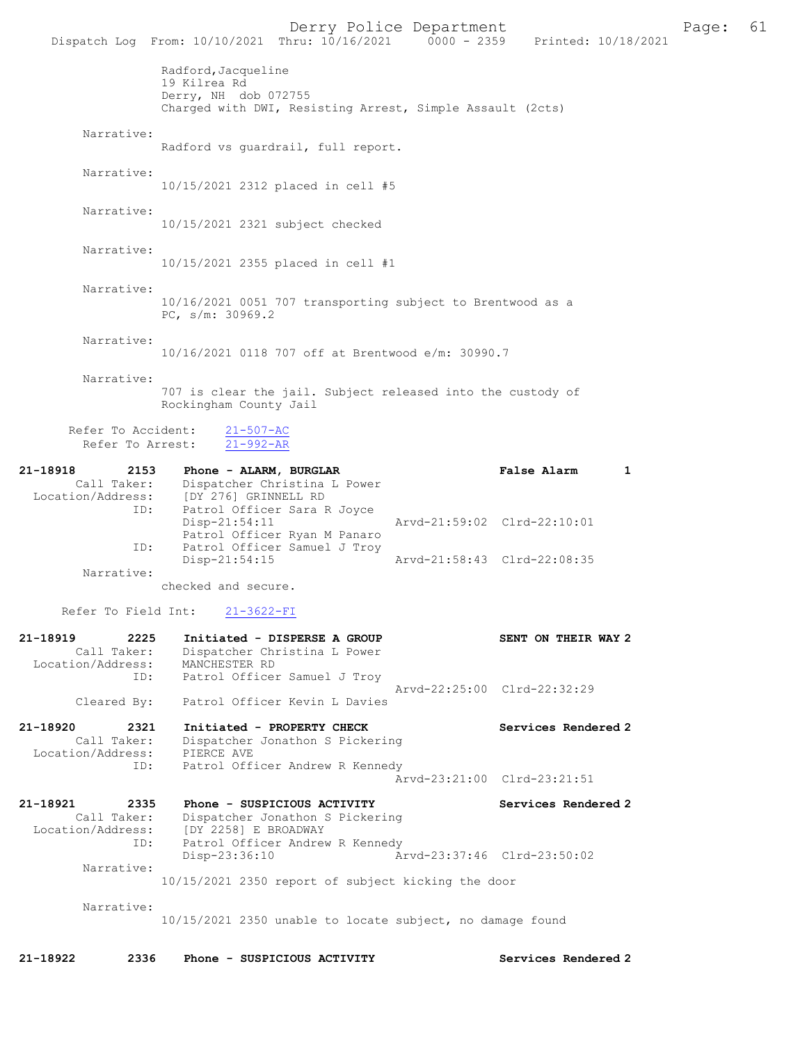Radford,Jacqueline
19 Kilrea Rd
Derry, NH dob 072755
Charged with DWI, Resisting Arrest, Simple Assault (2cts)

Narrative:
Radford vs guardrail, full report.

Narrative:
10/15/2021 2312 placed in cell #5

Narrative:
10/15/2021 2321 subject checked

Narrative:
10/15/2021 2355 placed in cell #1

Narrative:
10/16/2021 0051 707 transporting subject to Brentwood as a PC, s/m: 30969.2

Narrative:
10/16/2021 0118 707 off at Brentwood e/m: 30990.7

Narrative:
707 is clear the jail. Subject released into the custody of Rockingham County Jail

Refer To Accident: 21-507-AC
Refer To Arrest: 21-992-AR

**21-18918 2153 Phone - ALARM, BURGLAR — False Alarm 1**
Call Taker: Dispatcher Christina L Power
Location/Address: [DY 276] GRINNELL RD
ID: Patrol Officer Sara R Joyce
Disp-21:54:11 Arvd-21:59:02 Clrd-22:10:01
Patrol Officer Ryan M Panaro
ID: Patrol Officer Samuel J Troy
Disp-21:54:15 Arvd-21:58:43 Clrd-22:08:35
Narrative:
checked and secure.

Refer To Field Int: 21-3622-FI

**21-18919 2225 Initiated - DISPERSE A GROUP — SENT ON THEIR WAY 2**
Call Taker: Dispatcher Christina L Power
Location/Address: MANCHESTER RD
ID: Patrol Officer Samuel J Troy
Arvd-22:25:00 Clrd-22:32:29
Cleared By: Patrol Officer Kevin L Davies

**21-18920 2321 Initiated - PROPERTY CHECK — Services Rendered 2**
Call Taker: Dispatcher Jonathon S Pickering
Location/Address: PIERCE AVE
ID: Patrol Officer Andrew R Kennedy
Arvd-23:21:00 Clrd-23:21:51

**21-18921 2335 Phone - SUSPICIOUS ACTIVITY — Services Rendered 2**
Call Taker: Dispatcher Jonathon S Pickering
Location/Address: [DY 2258] E BROADWAY
ID: Patrol Officer Andrew R Kennedy
Disp-23:36:10 Arvd-23:37:46 Clrd-23:50:02
Narrative:
10/15/2021 2350 report of subject kicking the door

Narrative:
10/15/2021 2350 unable to locate subject, no damage found

**21-18922 2336 Phone - SUSPICIOUS ACTIVITY — Services Rendered 2**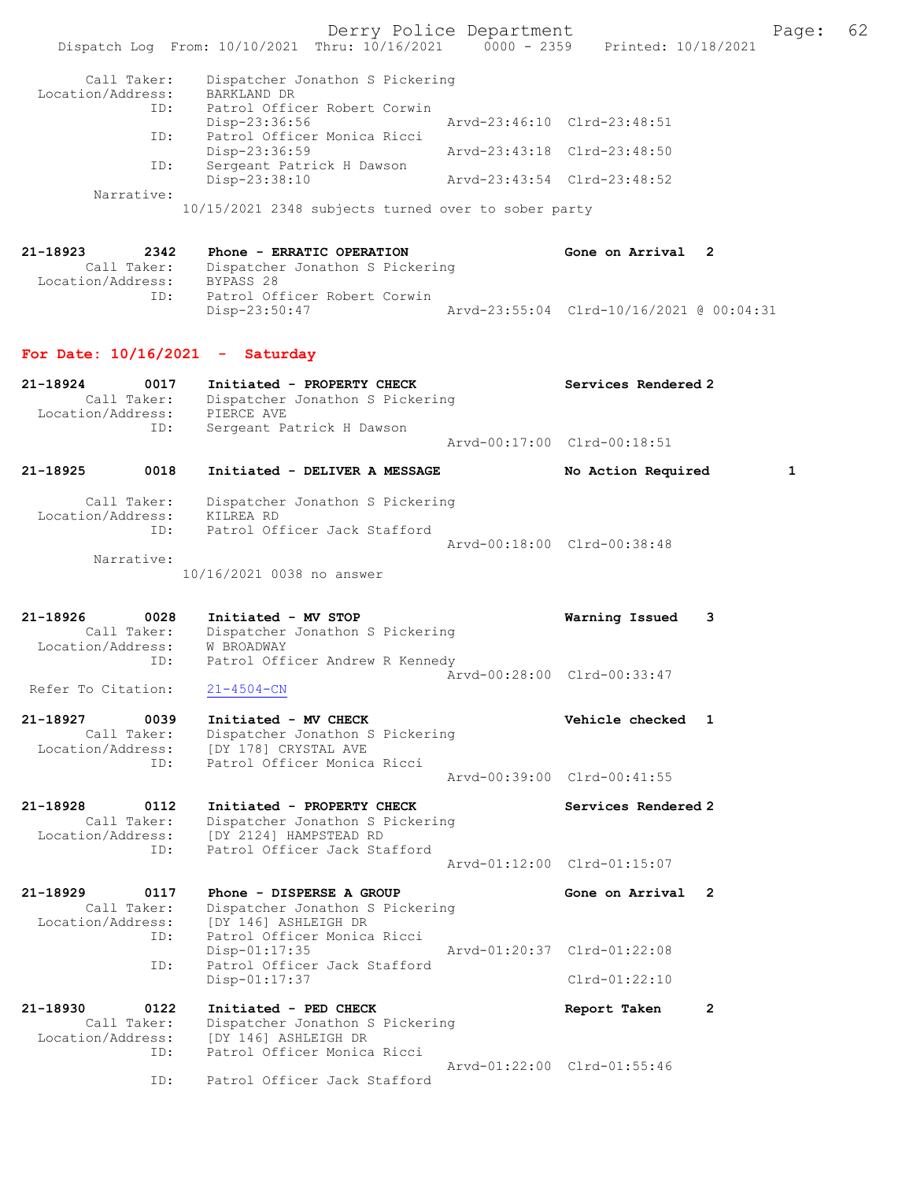```
       Call Taker:    Dispatcher Jonathon S Pickering
  Location/Address:   BARKLAND DR
               ID:    Patrol Officer Robert Corwin
                      Disp-23:36:56              Arvd-23:46:10  Clrd-23:48:51
               ID:    Patrol Officer Monica Ricci
                      Disp-23:36:59              Arvd-23:43:18  Clrd-23:48:50
               ID:    Sergeant Patrick H Dawson
                      Disp-23:38:10              Arvd-23:43:54  Clrd-23:48:52
        Narrative:
                  10/15/2021 2348 subjects turned over to sober party

21-18923      2342    Phone - ERRATIC OPERATION                  Gone on Arrival  2
       Call Taker:    Dispatcher Jonathon S Pickering
  Location/Address:   BYPASS 28
               ID:    Patrol Officer Robert Corwin
                      Disp-23:50:47              Arvd-23:55:04  Clrd-10/16/2021 @ 00:04:31
```

**For Date: 10/16/2021 - Saturday**

```
21-18924      0017    Initiated - PROPERTY CHECK                 Services Rendered 2
       Call Taker:    Dispatcher Jonathon S Pickering
  Location/Address:   PIERCE AVE
               ID:    Sergeant Patrick H Dawson
                                                 Arvd-00:17:00  Clrd-00:18:51

21-18925      0018    Initiated - DELIVER A MESSAGE              No Action Required        1

       Call Taker:    Dispatcher Jonathon S Pickering
  Location/Address:   KILREA RD
               ID:    Patrol Officer Jack Stafford
                                                 Arvd-00:18:00  Clrd-00:38:48
        Narrative:
                  10/16/2021 0038 no answer

21-18926      0028    Initiated - MV STOP                        Warning Issued   3
       Call Taker:    Dispatcher Jonathon S Pickering
  Location/Address:   W BROADWAY
               ID:    Patrol Officer Andrew R Kennedy
                                                 Arvd-00:28:00  Clrd-00:33:47
 Refer To Citation:   21-4504-CN

21-18927      0039    Initiated - MV CHECK                       Vehicle checked  1
       Call Taker:    Dispatcher Jonathon S Pickering
  Location/Address:   [DY 178] CRYSTAL AVE
               ID:    Patrol Officer Monica Ricci
                                                 Arvd-00:39:00  Clrd-00:41:55

21-18928      0112    Initiated - PROPERTY CHECK                 Services Rendered 2
       Call Taker:    Dispatcher Jonathon S Pickering
  Location/Address:   [DY 2124] HAMPSTEAD RD
               ID:    Patrol Officer Jack Stafford
                                                 Arvd-01:12:00  Clrd-01:15:07

21-18929      0117    Phone - DISPERSE A GROUP                   Gone on Arrival  2
       Call Taker:    Dispatcher Jonathon S Pickering
  Location/Address:   [DY 146] ASHLEIGH DR
               ID:    Patrol Officer Monica Ricci
                      Disp-01:17:35              Arvd-01:20:37  Clrd-01:22:08
               ID:    Patrol Officer Jack Stafford
                      Disp-01:17:37                             Clrd-01:22:10

21-18930      0122    Initiated - PED CHECK                      Report Taken     2
       Call Taker:    Dispatcher Jonathon S Pickering
  Location/Address:   [DY 146] ASHLEIGH DR
               ID:    Patrol Officer Monica Ricci
                                                 Arvd-01:22:00  Clrd-01:55:46
               ID:    Patrol Officer Jack Stafford
```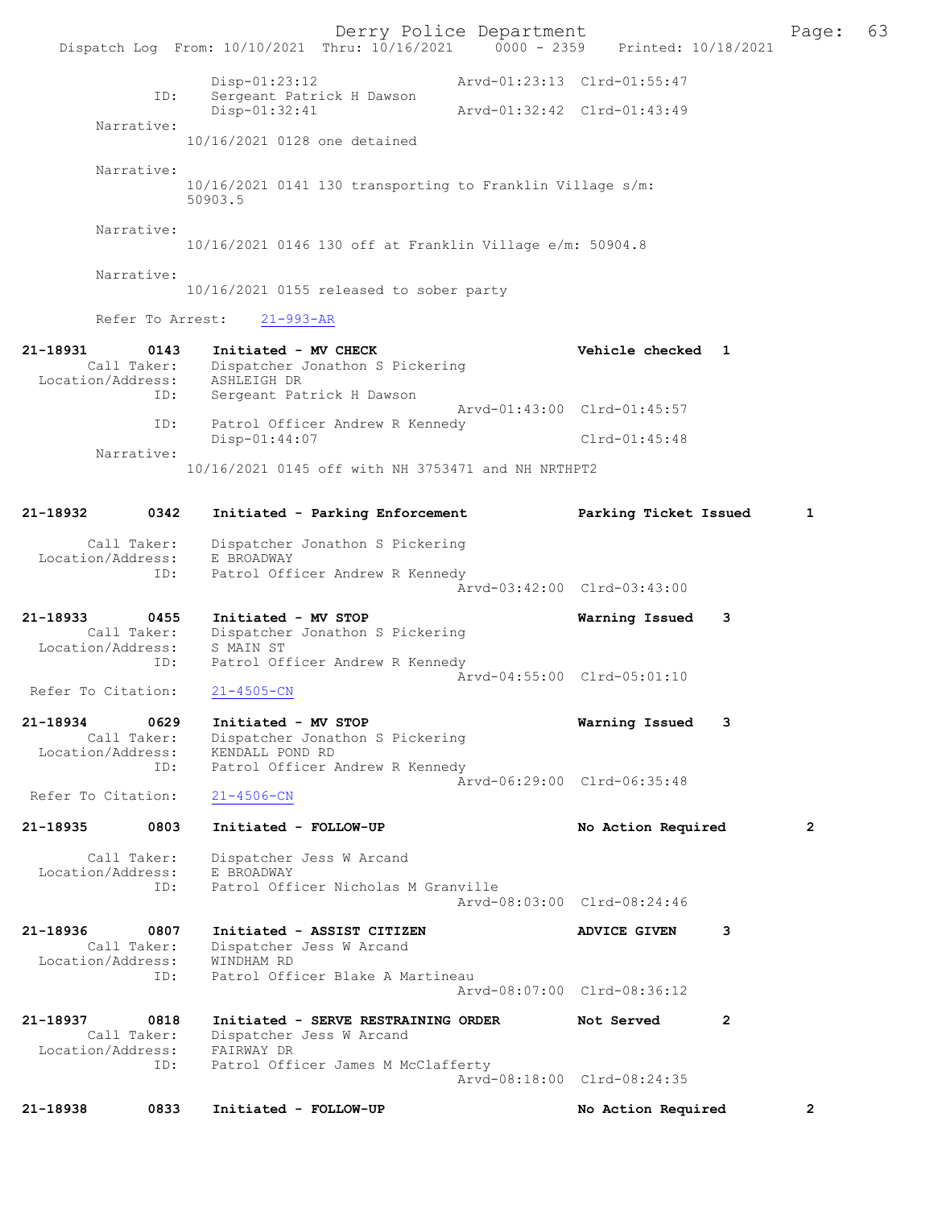```
            Disp-01:23:12                 Arvd-01:23:13  Clrd-01:55:47
        ID: Sergeant Patrick H Dawson
            Disp-01:32:41                 Arvd-01:32:42  Clrd-01:43:49
 Narrative:
            10/16/2021 0128 one detained

 Narrative:
            10/16/2021 0141 130 transporting to Franklin Village s/m:
            50903.5

 Narrative:
            10/16/2021 0146 130 off at Franklin Village e/m: 50904.8

 Narrative:
            10/16/2021 0155 released to sober party

 Refer To Arrest:   21-993-AR

21-18931      0143   Initiated - MV CHECK                    Vehicle checked  1
      Call Taker:    Dispatcher Jonathon S Pickering
  Location/Address:  ASHLEIGH DR
               ID:   Sergeant Patrick H Dawson
                                          Arvd-01:43:00  Clrd-01:45:57
               ID:   Patrol Officer Andrew R Kennedy
                     Disp-01:44:07                       Clrd-01:45:48
        Narrative:
                     10/16/2021 0145 off with NH 3753471 and NH NRTHPT2

21-18932      0342   Initiated - Parking Enforcement         Parking Ticket Issued     1

      Call Taker:    Dispatcher Jonathon S Pickering
  Location/Address:  E BROADWAY
               ID:   Patrol Officer Andrew R Kennedy
                                          Arvd-03:42:00  Clrd-03:43:00

21-18933      0455   Initiated - MV STOP                     Warning Issued   3
      Call Taker:    Dispatcher Jonathon S Pickering
  Location/Address:  S MAIN ST
               ID:   Patrol Officer Andrew R Kennedy
                                          Arvd-04:55:00  Clrd-05:01:10
 Refer To Citation:  21-4505-CN

21-18934      0629   Initiated - MV STOP                     Warning Issued   3
      Call Taker:    Dispatcher Jonathon S Pickering
  Location/Address:  KENDALL POND RD
               ID:   Patrol Officer Andrew R Kennedy
                                          Arvd-06:29:00  Clrd-06:35:48
 Refer To Citation:  21-4506-CN

21-18935      0803   Initiated - FOLLOW-UP                   No Action Required        2

      Call Taker:    Dispatcher Jess W Arcand
  Location/Address:  E BROADWAY
               ID:   Patrol Officer Nicholas M Granville
                                          Arvd-08:03:00  Clrd-08:24:46

21-18936      0807   Initiated - ASSIST CITIZEN              ADVICE GIVEN     3
      Call Taker:    Dispatcher Jess W Arcand
  Location/Address:  WINDHAM RD
               ID:   Patrol Officer Blake A Martineau
                                          Arvd-08:07:00  Clrd-08:36:12

21-18937      0818   Initiated - SERVE RESTRAINING ORDER     Not Served       2
      Call Taker:    Dispatcher Jess W Arcand
  Location/Address:  FAIRWAY DR
               ID:   Patrol Officer James M McClafferty
                                          Arvd-08:18:00  Clrd-08:24:35

21-18938      0833   Initiated - FOLLOW-UP                   No Action Required        2
```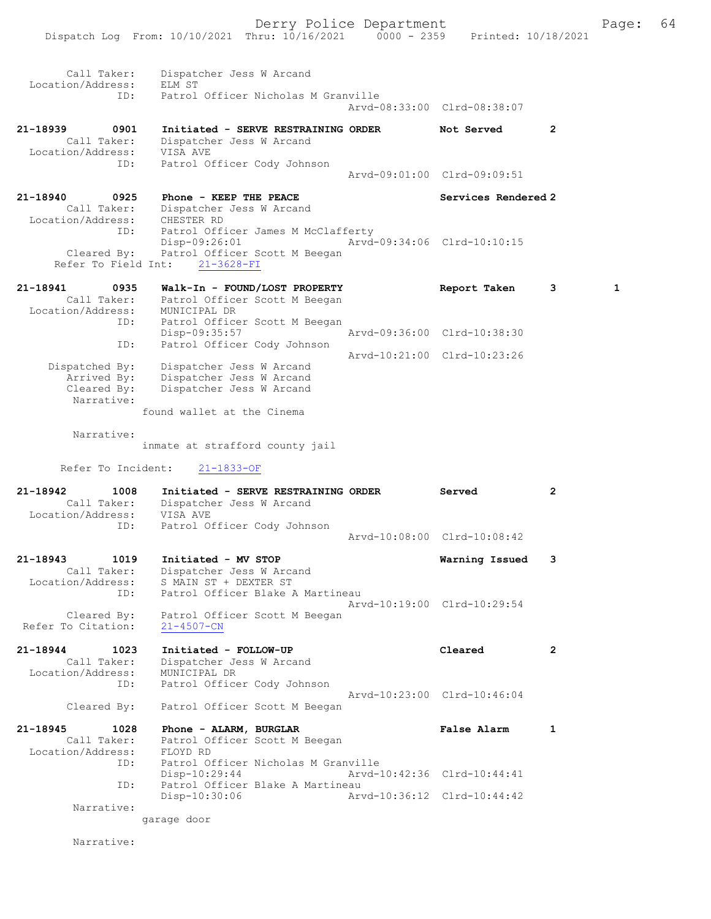Call Taker: Dispatcher Jess W Arcand
Location/Address: ELM ST
ID: Patrol Officer Nicholas M Granville
Arvd-08:33:00 Clrd-08:38:07

21-18939 0901 Initiated - SERVE RESTRAINING ORDER Not Served 2
Call Taker: Dispatcher Jess W Arcand
Location/Address: VISA AVE
ID: Patrol Officer Cody Johnson
Arvd-09:01:00 Clrd-09:09:51

21-18940 0925 Phone - KEEP THE PEACE Services Rendered 2
Call Taker: Dispatcher Jess W Arcand
Location/Address: CHESTER RD
ID: Patrol Officer James M McClafferty
Disp-09:26:01 Arvd-09:34:06 Clrd-10:10:15
Cleared By: Patrol Officer Scott M Beegan
Refer To Field Int: 21-3628-FI

21-18941 0935 Walk-In - FOUND/LOST PROPERTY Report Taken 3 1
Call Taker: Patrol Officer Scott M Beegan
Location/Address: MUNICIPAL DR
ID: Patrol Officer Scott M Beegan
Disp-09:35:57 Arvd-09:36:00 Clrd-10:38:30
ID: Patrol Officer Cody Johnson
Arvd-10:21:00 Clrd-10:23:26
Dispatched By: Dispatcher Jess W Arcand
Arrived By: Dispatcher Jess W Arcand
Cleared By: Dispatcher Jess W Arcand
Narrative:
found wallet at the Cinema

Narrative:
inmate at strafford county jail

Refer To Incident: 21-1833-OF

21-18942 1008 Initiated - SERVE RESTRAINING ORDER Served 2
Call Taker: Dispatcher Jess W Arcand
Location/Address: VISA AVE
ID: Patrol Officer Cody Johnson
Arvd-10:08:00 Clrd-10:08:42

21-18943 1019 Initiated - MV STOP Warning Issued 3
Call Taker: Dispatcher Jess W Arcand
Location/Address: S MAIN ST + DEXTER ST
ID: Patrol Officer Blake A Martineau
Arvd-10:19:00 Clrd-10:29:54
Cleared By: Patrol Officer Scott M Beegan
Refer To Citation: 21-4507-CN

21-18944 1023 Initiated - FOLLOW-UP Cleared 2
Call Taker: Dispatcher Jess W Arcand
Location/Address: MUNICIPAL DR
ID: Patrol Officer Cody Johnson
Arvd-10:23:00 Clrd-10:46:04
Cleared By: Patrol Officer Scott M Beegan

21-18945 1028 Phone - ALARM, BURGLAR False Alarm 1
Call Taker: Patrol Officer Scott M Beegan
Location/Address: FLOYD RD
ID: Patrol Officer Nicholas M Granville
Disp-10:29:44 Arvd-10:42:36 Clrd-10:44:41
ID: Patrol Officer Blake A Martineau
Disp-10:30:06 Arvd-10:36:12 Clrd-10:44:42
Narrative:
garage door

Narrative: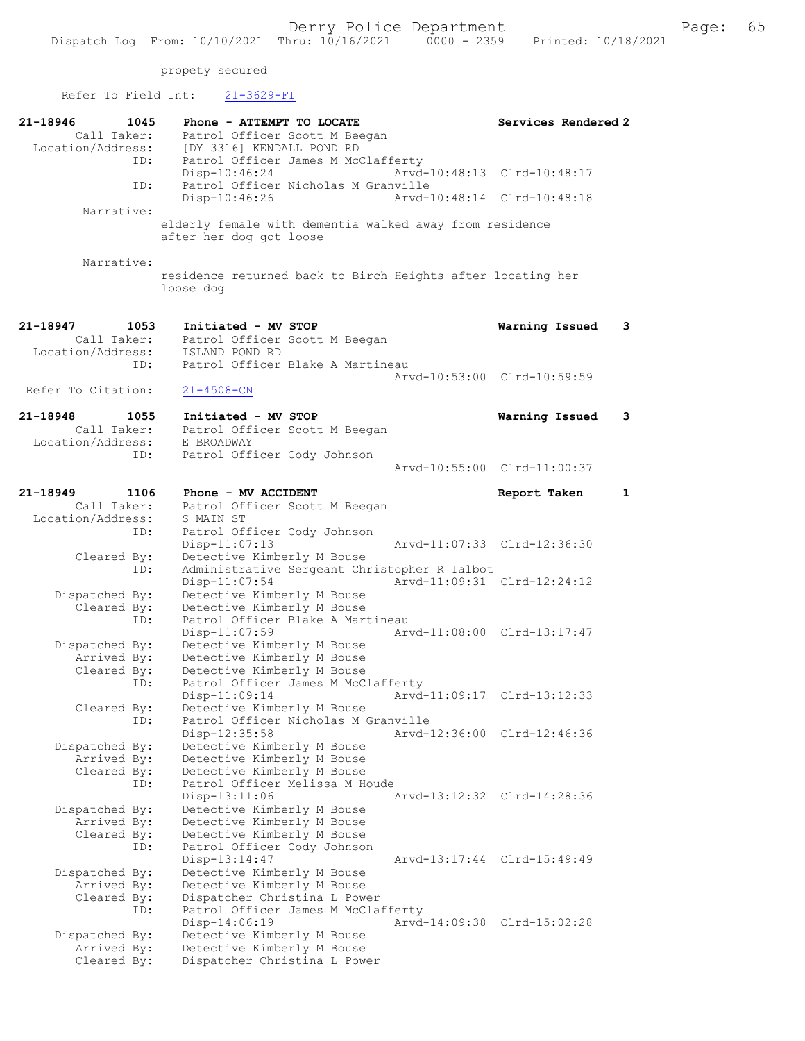propety secured

Refer To Field Int: 21-3629-FI

```
21-18946        1045    Phone - ATTEMPT TO LOCATE                  Services Rendered 2
        Call Taker:     Patrol Officer Scott M Beegan
  Location/Address:     [DY 3316] KENDALL POND RD
                ID:     Patrol Officer James M McClafferty
                        Disp-10:46:24                 Arvd-10:48:13  Clrd-10:48:17
                ID:     Patrol Officer Nicholas M Granville
                        Disp-10:46:26                 Arvd-10:48:14  Clrd-10:48:18
         Narrative:
                      elderly female with dementia walked away from residence
                      after her dog got loose

         Narrative:
                      residence returned back to Birch Heights after locating her
                      loose dog

21-18947        1053    Initiated - MV STOP                        Warning Issued    3
        Call Taker:     Patrol Officer Scott M Beegan
  Location/Address:     ISLAND POND RD
                ID:     Patrol Officer Blake A Martineau
                                                      Arvd-10:53:00  Clrd-10:59:59
 Refer To Citation:     21-4508-CN

21-18948        1055    Initiated - MV STOP                        Warning Issued    3
        Call Taker:     Patrol Officer Scott M Beegan
  Location/Address:     E BROADWAY
                ID:     Patrol Officer Cody Johnson
                                                      Arvd-10:55:00  Clrd-11:00:37

21-18949        1106    Phone - MV ACCIDENT                        Report Taken      1
        Call Taker:     Patrol Officer Scott M Beegan
  Location/Address:     S MAIN ST
                ID:     Patrol Officer Cody Johnson
                        Disp-11:07:13                 Arvd-11:07:33  Clrd-12:36:30
        Cleared By:     Detective Kimberly M Bouse
                ID:     Administrative Sergeant Christopher R Talbot
                        Disp-11:07:54                 Arvd-11:09:31  Clrd-12:24:12
     Dispatched By:     Detective Kimberly M Bouse
        Cleared By:     Detective Kimberly M Bouse
                ID:     Patrol Officer Blake A Martineau
                        Disp-11:07:59                 Arvd-11:08:00  Clrd-13:17:47
     Dispatched By:     Detective Kimberly M Bouse
        Arrived By:     Detective Kimberly M Bouse
        Cleared By:     Detective Kimberly M Bouse
                ID:     Patrol Officer James M McClafferty
                        Disp-11:09:14                 Arvd-11:09:17  Clrd-13:12:33
        Cleared By:     Detective Kimberly M Bouse
                ID:     Patrol Officer Nicholas M Granville
                        Disp-12:35:58                 Arvd-12:36:00  Clrd-12:46:36
     Dispatched By:     Detective Kimberly M Bouse
        Arrived By:     Detective Kimberly M Bouse
        Cleared By:     Detective Kimberly M Bouse
                ID:     Patrol Officer Melissa M Houde
                        Disp-13:11:06                 Arvd-13:12:32  Clrd-14:28:36
     Dispatched By:     Detective Kimberly M Bouse
        Arrived By:     Detective Kimberly M Bouse
        Cleared By:     Detective Kimberly M Bouse
                ID:     Patrol Officer Cody Johnson
                        Disp-13:14:47                 Arvd-13:17:44  Clrd-15:49:49
     Dispatched By:     Detective Kimberly M Bouse
        Arrived By:     Detective Kimberly M Bouse
        Cleared By:     Dispatcher Christina L Power
                ID:     Patrol Officer James M McClafferty
                        Disp-14:06:19                 Arvd-14:09:38  Clrd-15:02:28
     Dispatched By:     Detective Kimberly M Bouse
        Arrived By:     Detective Kimberly M Bouse
        Cleared By:     Dispatcher Christina L Power
```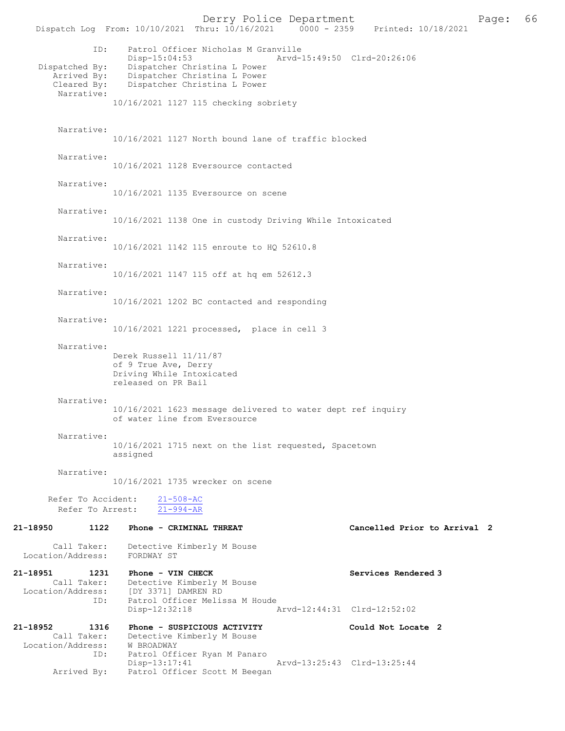ID: Patrol Officer Nicholas M Granville
Disp-15:04:53 Arvd-15:49:50 Clrd-20:26:06
Dispatched By: Dispatcher Christina L Power
Arrived By: Dispatcher Christina L Power
Cleared By: Dispatcher Christina L Power
Narrative:
10/16/2021 1127 115 checking sobriety

Narrative:
10/16/2021 1127 North bound lane of traffic blocked

Narrative:
10/16/2021 1128 Eversource contacted

Narrative:
10/16/2021 1135 Eversource on scene

Narrative:
10/16/2021 1138 One in custody Driving While Intoxicated

Narrative:
10/16/2021 1142 115 enroute to HQ 52610.8

Narrative:
10/16/2021 1147 115 off at hq em 52612.3

Narrative:
10/16/2021 1202 BC contacted and responding

Narrative:
10/16/2021 1221 processed, place in cell 3

Narrative:
Derek Russell 11/11/87
of 9 True Ave, Derry
Driving While Intoxicated
released on PR Bail

Narrative:
10/16/2021 1623 message delivered to water dept ref inquiry of water line from Eversource

Narrative:
10/16/2021 1715 next on the list requested, Spacetown assigned

Narrative:
10/16/2021 1735 wrecker on scene

Refer To Accident: 21-508-AC
Refer To Arrest: 21-994-AR

**21-18950 1122 Phone - CRIMINAL THREAT — Cancelled Prior to Arrival 2**

Call Taker: Detective Kimberly M Bouse
Location/Address: FORDWAY ST

**21-18951 1231 Phone - VIN CHECK — Services Rendered 3**

Call Taker: Detective Kimberly M Bouse
Location/Address: [DY 3371] DAMREN RD
ID: Patrol Officer Melissa M Houde
Disp-12:32:18 Arvd-12:44:31 Clrd-12:52:02

**21-18952 1316 Phone - SUSPICIOUS ACTIVITY — Could Not Locate 2**

Call Taker: Detective Kimberly M Bouse
Location/Address: W BROADWAY
ID: Patrol Officer Ryan M Panaro
Disp-13:17:41 Arvd-13:25:43 Clrd-13:25:44
Arrived By: Patrol Officer Scott M Beegan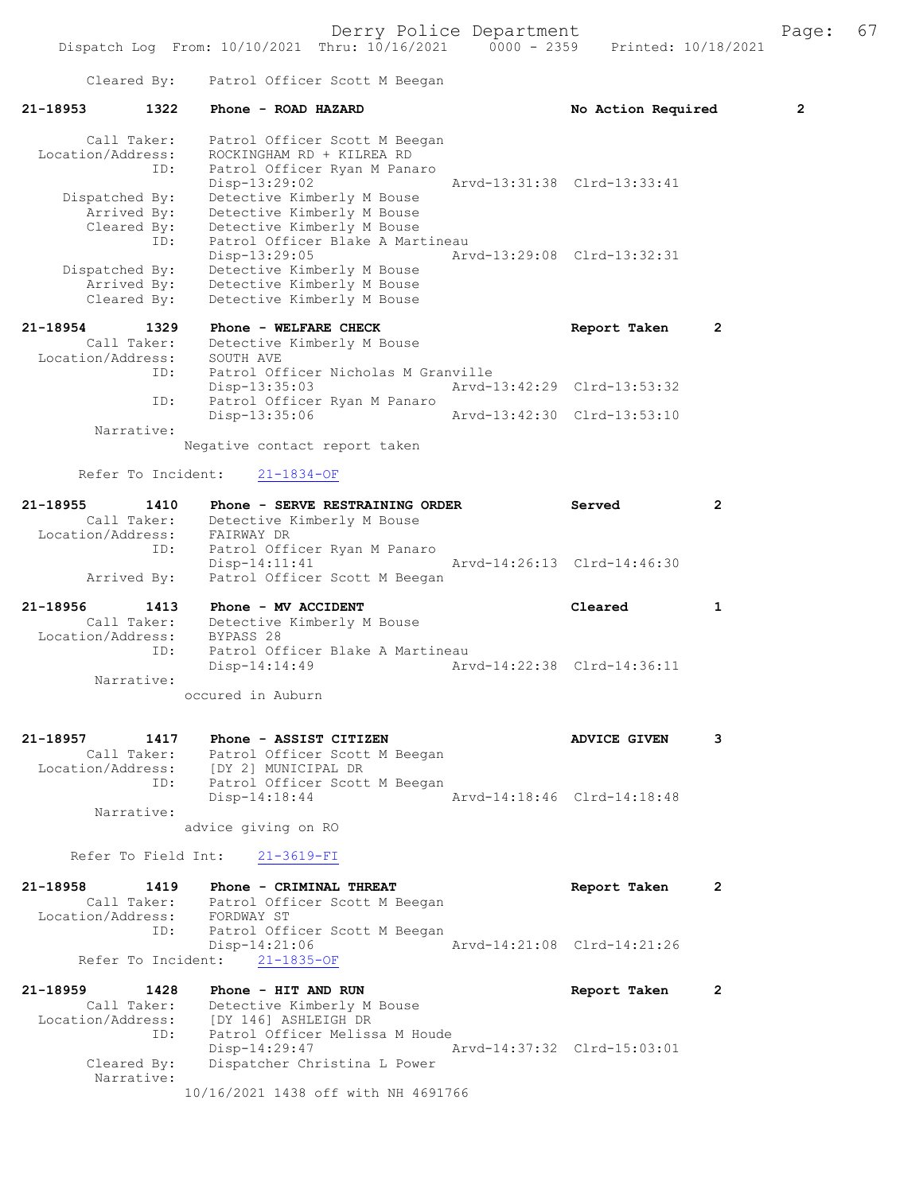Cleared By: Patrol Officer Scott M Beegan

**21-18953 1322 Phone - ROAD HAZARD** No Action Required 2

Call Taker: Patrol Officer Scott M Beegan
Location/Address: ROCKINGHAM RD + KILREA RD
ID: Patrol Officer Ryan M Panaro
Disp-13:29:02 Arvd-13:31:38 Clrd-13:33:41
Dispatched By: Detective Kimberly M Bouse
Arrived By: Detective Kimberly M Bouse
Cleared By: Detective Kimberly M Bouse
ID: Patrol Officer Blake A Martineau
Disp-13:29:05 Arvd-13:29:08 Clrd-13:32:31
Dispatched By: Detective Kimberly M Bouse
Arrived By: Detective Kimberly M Bouse
Cleared By: Detective Kimberly M Bouse

**21-18954 1329 Phone - WELFARE CHECK** Report Taken 2

Call Taker: Detective Kimberly M Bouse
Location/Address: SOUTH AVE
ID: Patrol Officer Nicholas M Granville
Disp-13:35:03 Arvd-13:42:29 Clrd-13:53:32
ID: Patrol Officer Ryan M Panaro
Disp-13:35:06 Arvd-13:42:30 Clrd-13:53:10
Narrative:
Negative contact report taken

Refer To Incident: 21-1834-OF

**21-18955 1410 Phone - SERVE RESTRAINING ORDER** Served 2

Call Taker: Detective Kimberly M Bouse
Location/Address: FAIRWAY DR
ID: Patrol Officer Ryan M Panaro
Disp-14:11:41 Arvd-14:26:13 Clrd-14:46:30
Arrived By: Patrol Officer Scott M Beegan

**21-18956 1413 Phone - MV ACCIDENT** Cleared 1

Call Taker: Detective Kimberly M Bouse
Location/Address: BYPASS 28
ID: Patrol Officer Blake A Martineau
Disp-14:14:49 Arvd-14:22:38 Clrd-14:36:11
Narrative:
occured in Auburn

**21-18957 1417 Phone - ASSIST CITIZEN** ADVICE GIVEN 3

Call Taker: Patrol Officer Scott M Beegan
Location/Address: [DY 2] MUNICIPAL DR
ID: Patrol Officer Scott M Beegan
Disp-14:18:44 Arvd-14:18:46 Clrd-14:18:48
Narrative:
advice giving on RO

Refer To Field Int: 21-3619-FI

**21-18958 1419 Phone - CRIMINAL THREAT** Report Taken 2

Call Taker: Patrol Officer Scott M Beegan
Location/Address: FORDWAY ST
ID: Patrol Officer Scott M Beegan
Disp-14:21:06 Arvd-14:21:08 Clrd-14:21:26
Refer To Incident: 21-1835-OF

**21-18959 1428 Phone - HIT AND RUN** Report Taken 2

Call Taker: Detective Kimberly M Bouse
Location/Address: [DY 146] ASHLEIGH DR
ID: Patrol Officer Melissa M Houde
Disp-14:29:47 Arvd-14:37:32 Clrd-15:03:01
Cleared By: Dispatcher Christina L Power
Narrative:
10/16/2021 1438 off with NH 4691766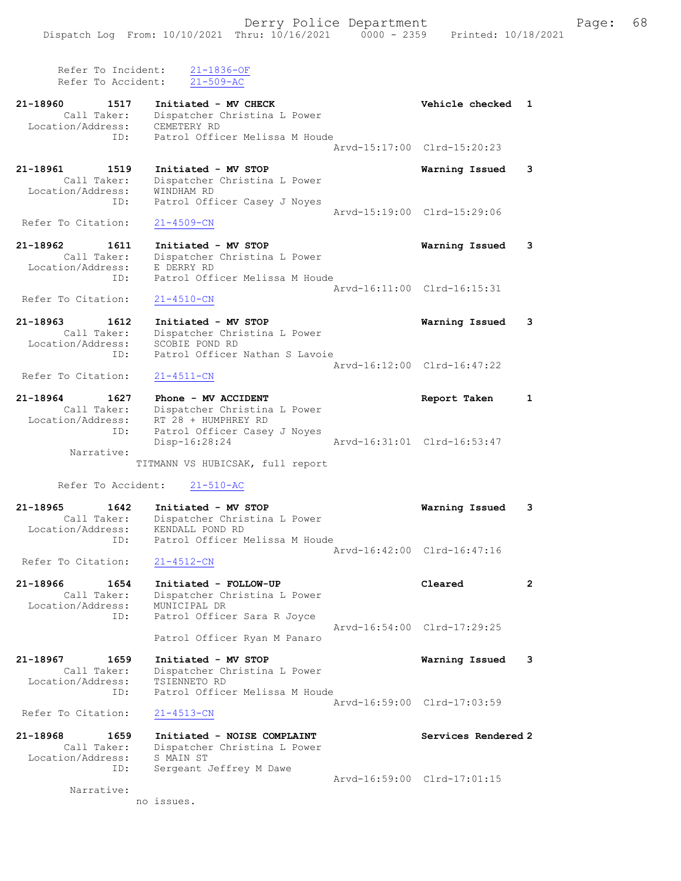Refer To Incident: 21-1836-OF
Refer To Accident: 21-509-AC

21-18960 1517 Initiated - MV CHECK Vehicle checked 1
Call Taker: Dispatcher Christina L Power
Location/Address: CEMETERY RD
ID: Patrol Officer Melissa M Houde
Arvd-15:17:00 Clrd-15:20:23

21-18961 1519 Initiated - MV STOP Warning Issued 3
Call Taker: Dispatcher Christina L Power
Location/Address: WINDHAM RD
ID: Patrol Officer Casey J Noyes
Arvd-15:19:00 Clrd-15:29:06
Refer To Citation: 21-4509-CN

21-18962 1611 Initiated - MV STOP Warning Issued 3
Call Taker: Dispatcher Christina L Power
Location/Address: E DERRY RD
ID: Patrol Officer Melissa M Houde
Arvd-16:11:00 Clrd-16:15:31
Refer To Citation: 21-4510-CN

21-18963 1612 Initiated - MV STOP Warning Issued 3
Call Taker: Dispatcher Christina L Power
Location/Address: SCOBIE POND RD
ID: Patrol Officer Nathan S Lavoie
Arvd-16:12:00 Clrd-16:47:22
Refer To Citation: 21-4511-CN

21-18964 1627 Phone - MV ACCIDENT Report Taken 1
Call Taker: Dispatcher Christina L Power
Location/Address: RT 28 + HUMPHREY RD
ID: Patrol Officer Casey J Noyes
Disp-16:28:24 Arvd-16:31:01 Clrd-16:53:47
Narrative:
TITMANN VS HUBICSAK, full report

Refer To Accident: 21-510-AC

21-18965 1642 Initiated - MV STOP Warning Issued 3
Call Taker: Dispatcher Christina L Power
Location/Address: KENDALL POND RD
ID: Patrol Officer Melissa M Houde
Arvd-16:42:00 Clrd-16:47:16
Refer To Citation: 21-4512-CN

21-18966 1654 Initiated - FOLLOW-UP Cleared 2
Call Taker: Dispatcher Christina L Power
Location/Address: MUNICIPAL DR
ID: Patrol Officer Sara R Joyce
Arvd-16:54:00 Clrd-17:29:25
Patrol Officer Ryan M Panaro

21-18967 1659 Initiated - MV STOP Warning Issued 3
Call Taker: Dispatcher Christina L Power
Location/Address: TSIENNETO RD
ID: Patrol Officer Melissa M Houde
Arvd-16:59:00 Clrd-17:03:59
Refer To Citation: 21-4513-CN

21-18968 1659 Initiated - NOISE COMPLAINT Services Rendered 2
Call Taker: Dispatcher Christina L Power
Location/Address: S MAIN ST
ID: Sergeant Jeffrey M Dawe
Arvd-16:59:00 Clrd-17:01:15
Narrative:
no issues.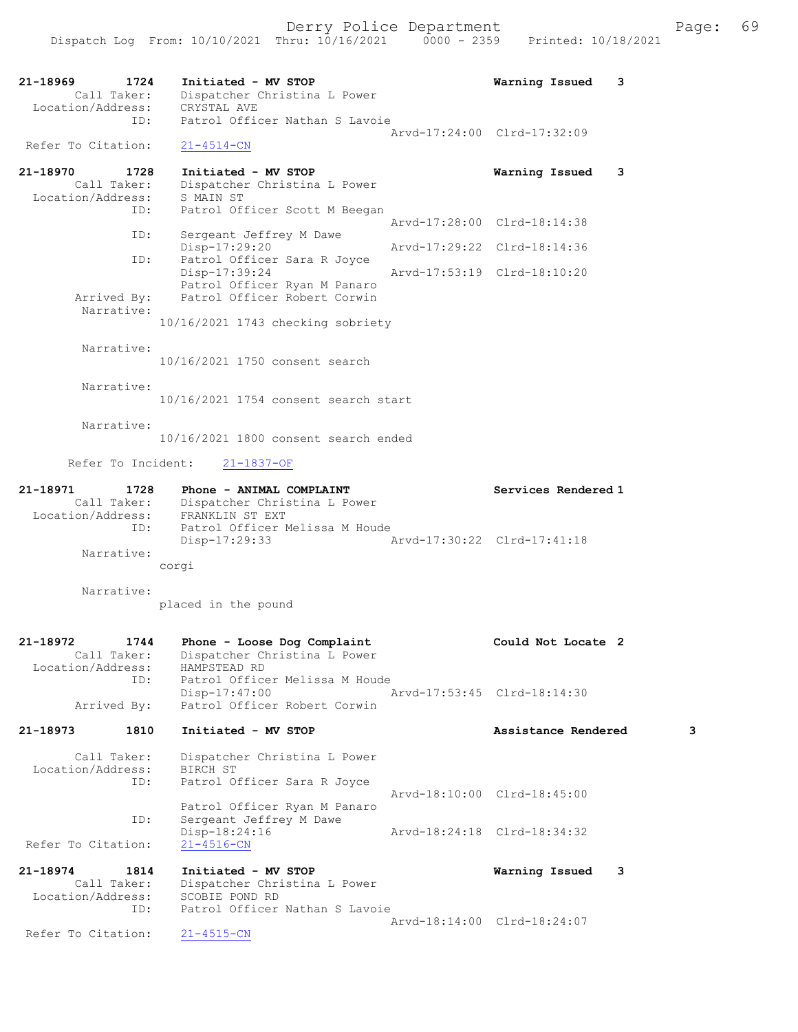```
21-18969        1724    Initiated - MV STOP                         Warning Issued    3
        Call Taker:     Dispatcher Christina L Power
  Location/Address:     CRYSTAL AVE
               ID:      Patrol Officer Nathan S Lavoie
                                                   Arvd-17:24:00  Clrd-17:32:09
  Refer To Citation:    21-4514-CN

21-18970        1728    Initiated - MV STOP                         Warning Issued    3
        Call Taker:     Dispatcher Christina L Power
  Location/Address:     S MAIN ST
               ID:      Patrol Officer Scott M Beegan
                                                   Arvd-17:28:00  Clrd-18:14:38
               ID:      Sergeant Jeffrey M Dawe
                        Disp-17:29:20              Arvd-17:29:22  Clrd-18:14:36
               ID:      Patrol Officer Sara R Joyce
                        Disp-17:39:24              Arvd-17:53:19  Clrd-18:10:20
                        Patrol Officer Ryan M Panaro
        Arrived By:     Patrol Officer Robert Corwin
         Narrative:
                    10/16/2021 1743 checking sobriety

         Narrative:
                    10/16/2021 1750 consent search

         Narrative:
                    10/16/2021 1754 consent search start

         Narrative:
                    10/16/2021 1800 consent search ended

      Refer To Incident:    21-1837-OF

21-18971        1728    Phone - ANIMAL COMPLAINT                    Services Rendered 1
        Call Taker:     Dispatcher Christina L Power
  Location/Address:     FRANKLIN ST EXT
               ID:      Patrol Officer Melissa M Houde
                        Disp-17:29:33              Arvd-17:30:22  Clrd-17:41:18
         Narrative:
                    corgi

         Narrative:
                    placed in the pound

21-18972        1744    Phone - Loose Dog Complaint                 Could Not Locate  2
        Call Taker:     Dispatcher Christina L Power
  Location/Address:     HAMPSTEAD RD
               ID:      Patrol Officer Melissa M Houde
                        Disp-17:47:00              Arvd-17:53:45  Clrd-18:14:30
        Arrived By:     Patrol Officer Robert Corwin

21-18973        1810    Initiated - MV STOP                         Assistance Rendered        3

        Call Taker:     Dispatcher Christina L Power
  Location/Address:     BIRCH ST
               ID:      Patrol Officer Sara R Joyce
                                                   Arvd-18:10:00  Clrd-18:45:00
                        Patrol Officer Ryan M Panaro
               ID:      Sergeant Jeffrey M Dawe
                        Disp-18:24:16              Arvd-18:24:18  Clrd-18:34:32
  Refer To Citation:    21-4516-CN

21-18974        1814    Initiated - MV STOP                         Warning Issued    3
        Call Taker:     Dispatcher Christina L Power
  Location/Address:     SCOBIE POND RD
               ID:      Patrol Officer Nathan S Lavoie
                                                   Arvd-18:14:00  Clrd-18:24:07
  Refer To Citation:    21-4515-CN
```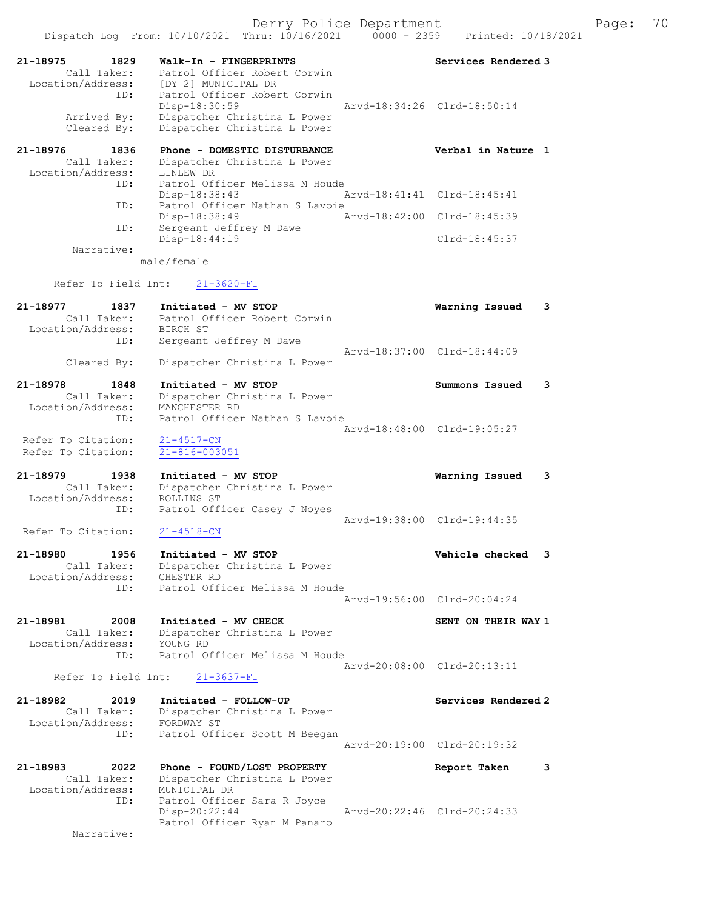21-18975 1829 Walk-In - FINGERPRINTS Services Rendered 3
Call Taker: Patrol Officer Robert Corwin
Location/Address: [DY 2] MUNICIPAL DR
ID: Patrol Officer Robert Corwin
Disp-18:30:59 Arvd-18:34:26 Clrd-18:50:14
Arrived By: Dispatcher Christina L Power
Cleared By: Dispatcher Christina L Power

21-18976 1836 Phone - DOMESTIC DISTURBANCE Verbal in Nature 1
Call Taker: Dispatcher Christina L Power
Location/Address: LINLEW DR
ID: Patrol Officer Melissa M Houde
Disp-18:38:43 Arvd-18:41:41 Clrd-18:45:41
ID: Patrol Officer Nathan S Lavoie
Disp-18:38:49 Arvd-18:42:00 Clrd-18:45:39
ID: Sergeant Jeffrey M Dawe
Disp-18:44:19 Clrd-18:45:37
Narrative:
male/female

Refer To Field Int: 21-3620-FI

21-18977 1837 Initiated - MV STOP Warning Issued 3
Call Taker: Patrol Officer Robert Corwin
Location/Address: BIRCH ST
ID: Sergeant Jeffrey M Dawe
Arvd-18:37:00 Clrd-18:44:09
Cleared By: Dispatcher Christina L Power

21-18978 1848 Initiated - MV STOP Summons Issued 3
Call Taker: Dispatcher Christina L Power
Location/Address: MANCHESTER RD
ID: Patrol Officer Nathan S Lavoie
Arvd-18:48:00 Clrd-19:05:27
Refer To Citation: 21-4517-CN
Refer To Citation: 21-816-003051

21-18979 1938 Initiated - MV STOP Warning Issued 3
Call Taker: Dispatcher Christina L Power
Location/Address: ROLLINS ST
ID: Patrol Officer Casey J Noyes
Arvd-19:38:00 Clrd-19:44:35
Refer To Citation: 21-4518-CN

21-18980 1956 Initiated - MV STOP Vehicle checked 3
Call Taker: Dispatcher Christina L Power
Location/Address: CHESTER RD
ID: Patrol Officer Melissa M Houde
Arvd-19:56:00 Clrd-20:04:24

21-18981 2008 Initiated - MV CHECK SENT ON THEIR WAY 1
Call Taker: Dispatcher Christina L Power
Location/Address: YOUNG RD
ID: Patrol Officer Melissa M Houde
Arvd-20:08:00 Clrd-20:13:11
Refer To Field Int: 21-3637-FI

21-18982 2019 Initiated - FOLLOW-UP Services Rendered 2
Call Taker: Dispatcher Christina L Power
Location/Address: FORDWAY ST
ID: Patrol Officer Scott M Beegan
Arvd-20:19:00 Clrd-20:19:32

21-18983 2022 Phone - FOUND/LOST PROPERTY Report Taken 3
Call Taker: Dispatcher Christina L Power
Location/Address: MUNICIPAL DR
ID: Patrol Officer Sara R Joyce
Disp-20:22:44 Arvd-20:22:46 Clrd-20:24:33
Patrol Officer Ryan M Panaro
Narrative: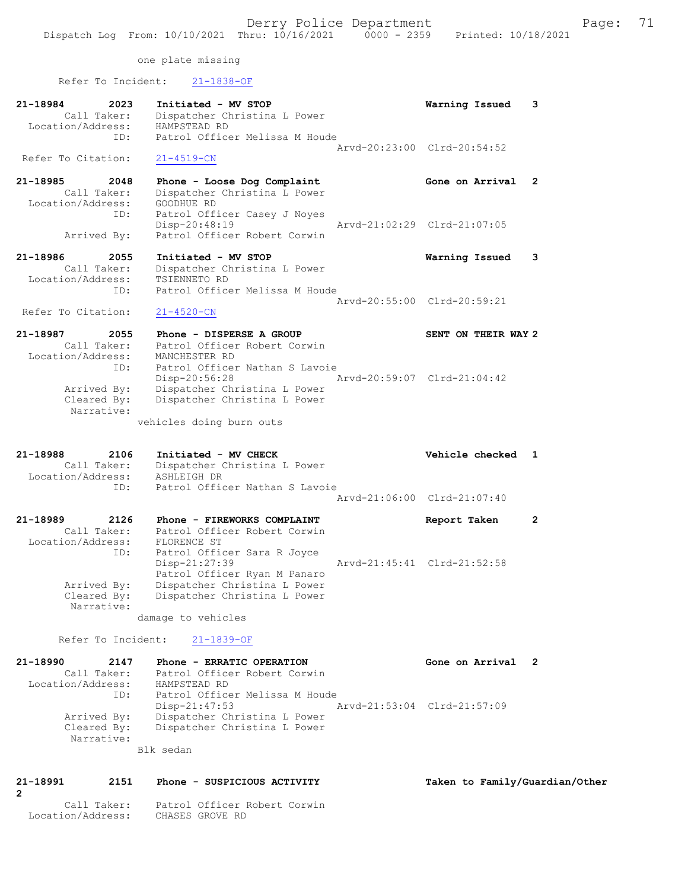one plate missing

Refer To Incident: 21-1838-OF

21-18984 2023 Initiated - MV STOP Warning Issued 3
Call Taker: Dispatcher Christina L Power
Location/Address: HAMPSTEAD RD
ID: Patrol Officer Melissa M Houde
Arvd-20:23:00 Clrd-20:54:52
Refer To Citation: 21-4519-CN

21-18985 2048 Phone - Loose Dog Complaint Gone on Arrival 2
Call Taker: Dispatcher Christina L Power
Location/Address: GOODHUE RD
ID: Patrol Officer Casey J Noyes
Disp-20:48:19 Arvd-21:02:29 Clrd-21:07:05
Arrived By: Patrol Officer Robert Corwin

21-18986 2055 Initiated - MV STOP Warning Issued 3
Call Taker: Dispatcher Christina L Power
Location/Address: TSIENNETO RD
ID: Patrol Officer Melissa M Houde
Arvd-20:55:00 Clrd-20:59:21
Refer To Citation: 21-4520-CN

21-18987 2055 Phone - DISPERSE A GROUP SENT ON THEIR WAY 2
Call Taker: Patrol Officer Robert Corwin
Location/Address: MANCHESTER RD
ID: Patrol Officer Nathan S Lavoie
Disp-20:56:28 Arvd-20:59:07 Clrd-21:04:42
Arrived By: Dispatcher Christina L Power
Cleared By: Dispatcher Christina L Power
Narrative:
vehicles doing burn outs

21-18988 2106 Initiated - MV CHECK Vehicle checked 1
Call Taker: Dispatcher Christina L Power
Location/Address: ASHLEIGH DR
ID: Patrol Officer Nathan S Lavoie
Arvd-21:06:00 Clrd-21:07:40

21-18989 2126 Phone - FIREWORKS COMPLAINT Report Taken 2
Call Taker: Patrol Officer Robert Corwin
Location/Address: FLORENCE ST
ID: Patrol Officer Sara R Joyce
Disp-21:27:39 Arvd-21:45:41 Clrd-21:52:58
Patrol Officer Ryan M Panaro
Arrived By: Dispatcher Christina L Power
Cleared By: Dispatcher Christina L Power
Narrative:
damage to vehicles

Refer To Incident: 21-1839-OF

21-18990 2147 Phone - ERRATIC OPERATION Gone on Arrival 2
Call Taker: Patrol Officer Robert Corwin
Location/Address: HAMPSTEAD RD
ID: Patrol Officer Melissa M Houde
Disp-21:47:53 Arvd-21:53:04 Clrd-21:57:09
Arrived By: Dispatcher Christina L Power
Cleared By: Dispatcher Christina L Power
Narrative:
Blk sedan

21-18991 2151 Phone - SUSPICIOUS ACTIVITY Taken to Family/Guardian/Other 2
Call Taker: Patrol Officer Robert Corwin
Location/Address: CHASES GROVE RD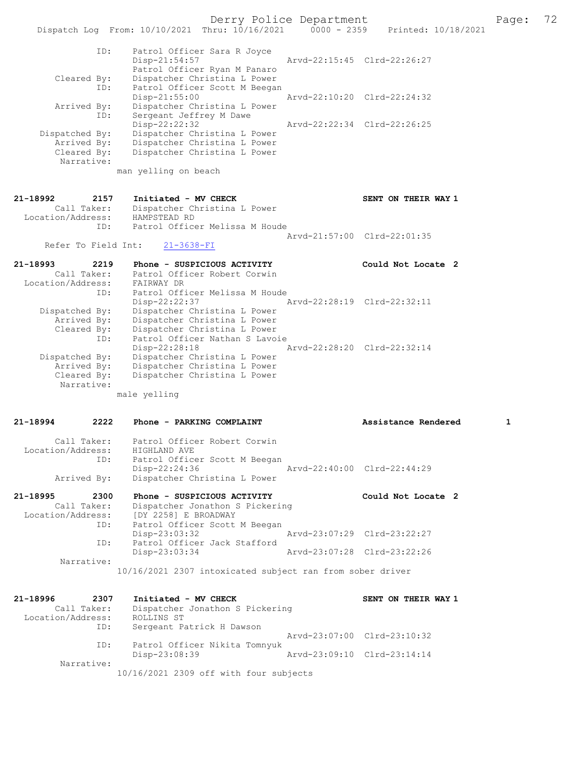```
            ID:    Patrol Officer Sara R Joyce
                   Disp-21:54:57               Arvd-22:15:45  Clrd-22:26:27
                   Patrol Officer Ryan M Panaro
     Cleared By:   Dispatcher Christina L Power
            ID:    Patrol Officer Scott M Beegan
                   Disp-21:55:00               Arvd-22:10:20  Clrd-22:24:32
     Arrived By:   Dispatcher Christina L Power
            ID:    Sergeant Jeffrey M Dawe
                   Disp-22:22:32               Arvd-22:22:34  Clrd-22:26:25
  Dispatched By:   Dispatcher Christina L Power
     Arrived By:   Dispatcher Christina L Power
     Cleared By:   Dispatcher Christina L Power
      Narrative:
                 man yelling on beach

21-18992      2157    Initiated - MV CHECK                  SENT ON THEIR WAY 1
     Call Taker:   Dispatcher Christina L Power
Location/Address:  HAMPSTEAD RD
            ID:    Patrol Officer Melissa M Houde
                                               Arvd-21:57:00  Clrd-22:01:35
   Refer To Field Int:    21-3638-FI

21-18993      2219    Phone - SUSPICIOUS ACTIVITY           Could Not Locate 2
     Call Taker:   Patrol Officer Robert Corwin
Location/Address:  FAIRWAY DR
            ID:    Patrol Officer Melissa M Houde
                   Disp-22:22:37               Arvd-22:28:19  Clrd-22:32:11
  Dispatched By:   Dispatcher Christina L Power
     Arrived By:   Dispatcher Christina L Power
     Cleared By:   Dispatcher Christina L Power
            ID:    Patrol Officer Nathan S Lavoie
                   Disp-22:28:18               Arvd-22:28:20  Clrd-22:32:14
  Dispatched By:   Dispatcher Christina L Power
     Arrived By:   Dispatcher Christina L Power
     Cleared By:   Dispatcher Christina L Power
      Narrative:
                 male yelling

21-18994      2222    Phone - PARKING COMPLAINT             Assistance Rendered      1

     Call Taker:   Patrol Officer Robert Corwin
Location/Address:  HIGHLAND AVE
            ID:    Patrol Officer Scott M Beegan
                   Disp-22:24:36               Arvd-22:40:00  Clrd-22:44:29
     Arrived By:   Dispatcher Christina L Power

21-18995      2300    Phone - SUSPICIOUS ACTIVITY           Could Not Locate 2
     Call Taker:   Dispatcher Jonathon S Pickering
Location/Address:  [DY 2258] E BROADWAY
            ID:    Patrol Officer Scott M Beegan
                   Disp-23:03:32               Arvd-23:07:29  Clrd-23:22:27
            ID:    Patrol Officer Jack Stafford
                   Disp-23:03:34               Arvd-23:07:28  Clrd-23:22:26
      Narrative:
                 10/16/2021 2307 intoxicated subject ran from sober driver

21-18996      2307    Initiated - MV CHECK                  SENT ON THEIR WAY 1
     Call Taker:   Dispatcher Jonathon S Pickering
Location/Address:  ROLLINS ST
            ID:    Sergeant Patrick H Dawson
                                               Arvd-23:07:00  Clrd-23:10:32
            ID:    Patrol Officer Nikita Tomnyuk
                   Disp-23:08:39               Arvd-23:09:10  Clrd-23:14:14
      Narrative:
                 10/16/2021 2309 off with four subjects
```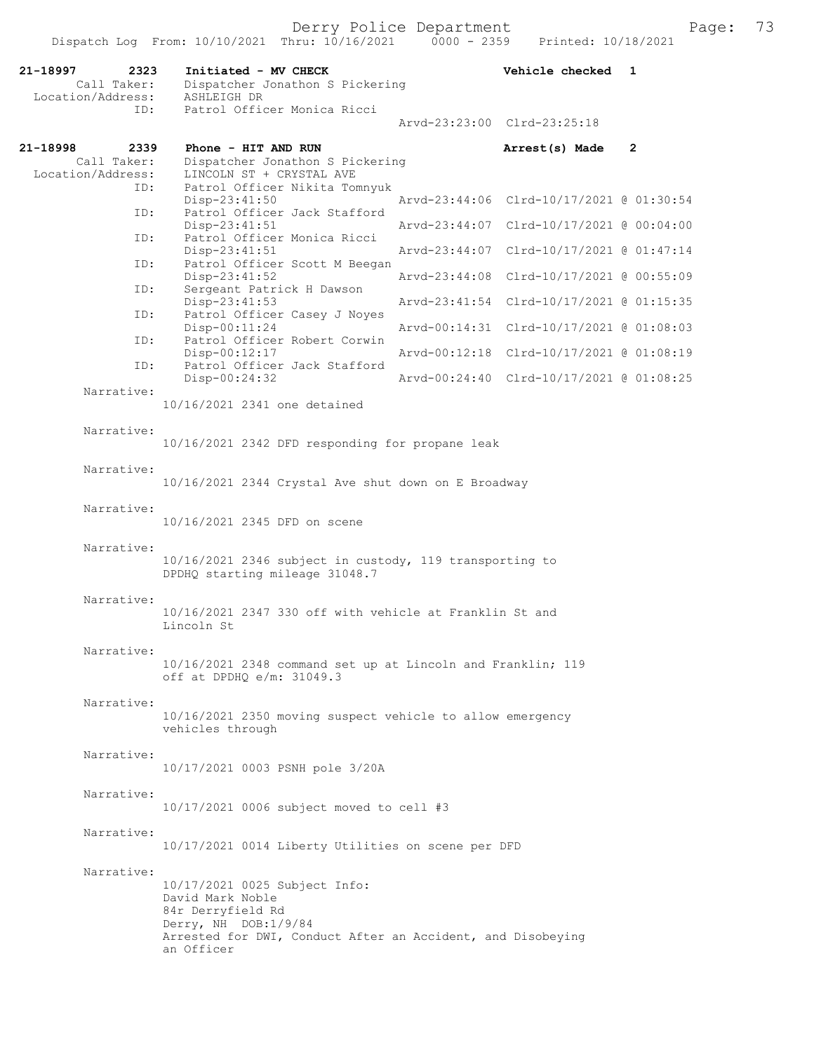**21-18997 2323 Initiated - MV CHECK** — Vehicle checked 1

Call Taker: Dispatcher Jonathon S Pickering
Location/Address: ASHLEIGH DR
ID: Patrol Officer Monica Ricci
Arvd-23:23:00 Clrd-23:25:18

**21-18998 2339 Phone - HIT AND RUN** — Arrest(s) Made 2

Call Taker: Dispatcher Jonathon S Pickering
Location/Address: LINCOLN ST + CRYSTAL AVE

| ID | Disp | Arvd | Clrd |
|---|---|---|---|
| Patrol Officer Nikita Tomnyuk | Disp-23:41:50 | Arvd-23:44:06 | Clrd-10/17/2021 @ 01:30:54 |
| Patrol Officer Jack Stafford | Disp-23:41:51 | Arvd-23:44:07 | Clrd-10/17/2021 @ 00:04:00 |
| Patrol Officer Monica Ricci | Disp-23:41:51 | Arvd-23:44:07 | Clrd-10/17/2021 @ 01:47:14 |
| Patrol Officer Scott M Beegan | Disp-23:41:52 | Arvd-23:44:08 | Clrd-10/17/2021 @ 00:55:09 |
| Sergeant Patrick H Dawson | Disp-23:41:53 | Arvd-23:41:54 | Clrd-10/17/2021 @ 01:15:35 |
| Patrol Officer Casey J Noyes | Disp-00:11:24 | Arvd-00:14:31 | Clrd-10/17/2021 @ 01:08:03 |
| Patrol Officer Robert Corwin | Disp-00:12:17 | Arvd-00:12:18 | Clrd-10/17/2021 @ 01:08:19 |
| Patrol Officer Jack Stafford | Disp-00:24:32 | Arvd-00:24:40 | Clrd-10/17/2021 @ 01:08:25 |

Narrative:
10/16/2021 2341 one detained

Narrative:
10/16/2021 2342 DFD responding for propane leak

Narrative:
10/16/2021 2344 Crystal Ave shut down on E Broadway

Narrative:
10/16/2021 2345 DFD on scene

Narrative:
10/16/2021 2346 subject in custody, 119 transporting to DPDHQ starting mileage 31048.7

Narrative:
10/16/2021 2347 330 off with vehicle at Franklin St and Lincoln St

Narrative:
10/16/2021 2348 command set up at Lincoln and Franklin; 119 off at DPDHQ e/m: 31049.3

Narrative:
10/16/2021 2350 moving suspect vehicle to allow emergency vehicles through

Narrative:
10/17/2021 0003 PSNH pole 3/20A

Narrative:
10/17/2021 0006 subject moved to cell #3

Narrative:
10/17/2021 0014 Liberty Utilities on scene per DFD

Narrative:
10/17/2021 0025 Subject Info:
David Mark Noble
84r Derryfield Rd
Derry, NH DOB:1/9/84
Arrested for DWI, Conduct After an Accident, and Disobeying an Officer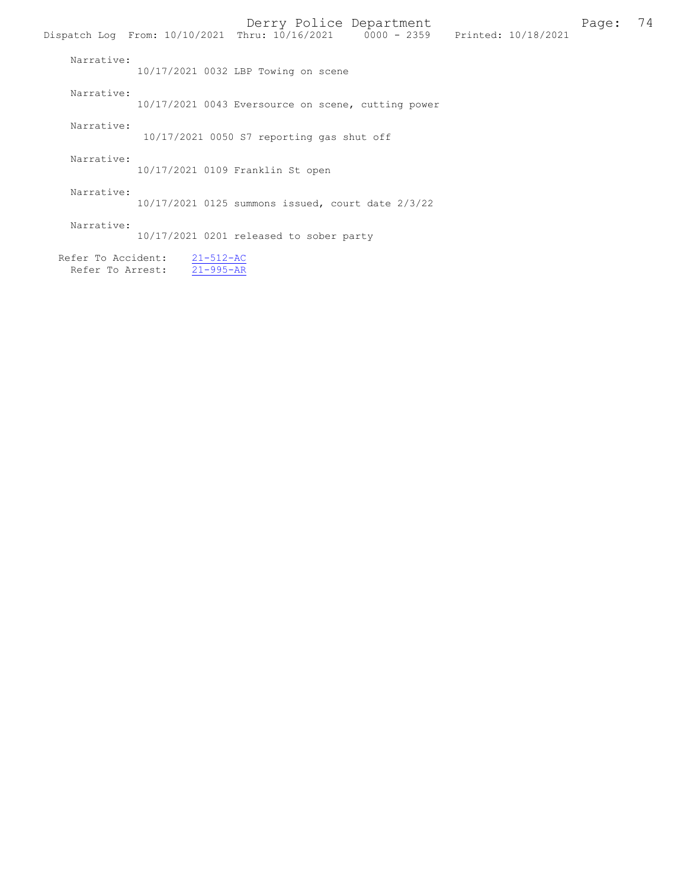Narrative:
10/17/2021 0032 LBP Towing on scene

Narrative:
10/17/2021 0043 Eversource on scene, cutting power

Narrative:
10/17/2021 0050 S7 reporting gas shut off

Narrative:
10/17/2021 0109 Franklin St open

Narrative:
10/17/2021 0125 summons issued, court date 2/3/22

Narrative:
10/17/2021 0201 released to sober party

Refer To Accident: 21-512-AC
Refer To Arrest: 21-995-AR